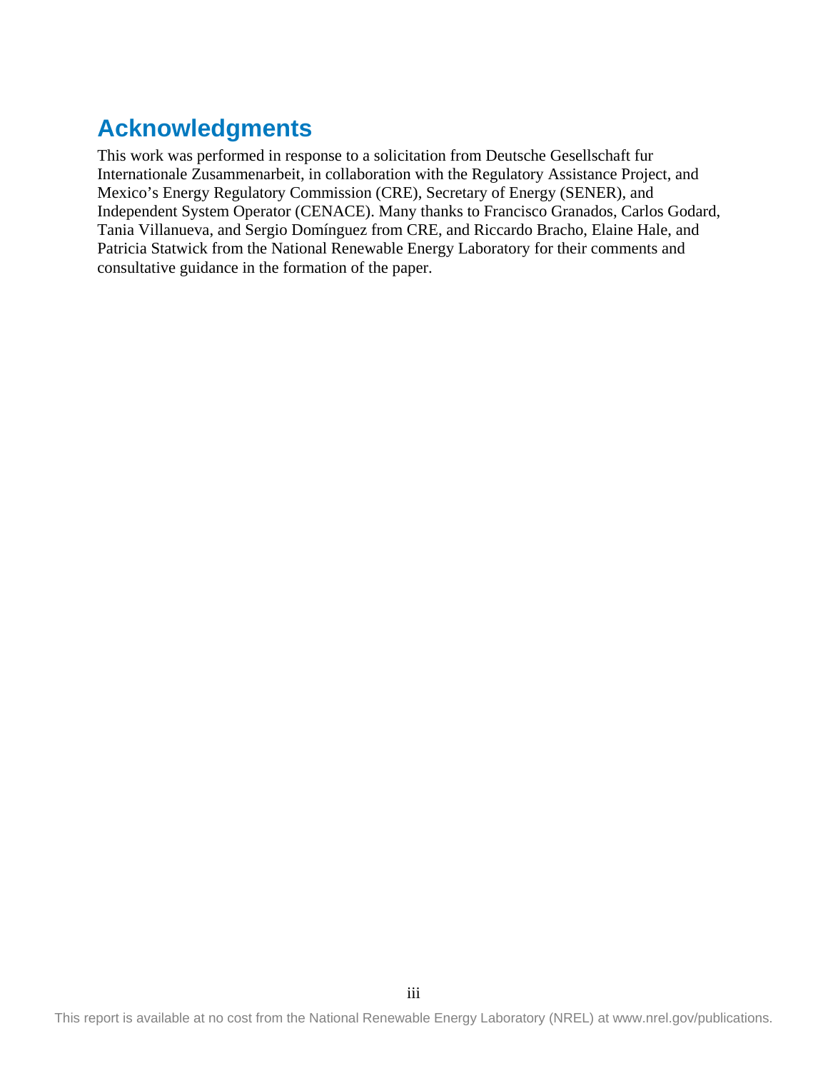# Acknowledgments

This work was performed in response to a solicitation from Deutsche Gesellschaft fur Internationale Zusammenarbeit, in collaboration with the Regulatory Assistance Project, and Mexico's Energy Regulatory Commission (CRE), Secretary of Energy (SENER), and Independent System Operator (CENACE). Many thanks to Francisco Granados, Carlos Godard, Tania Villanueva, and Sergio Domínguez from CRE, and Riccardo Bracho, Elaine Hale, and Patricia Statwick from the National Renewable Energy Laboratory for their comments and consultative guidance in the formation of the paper.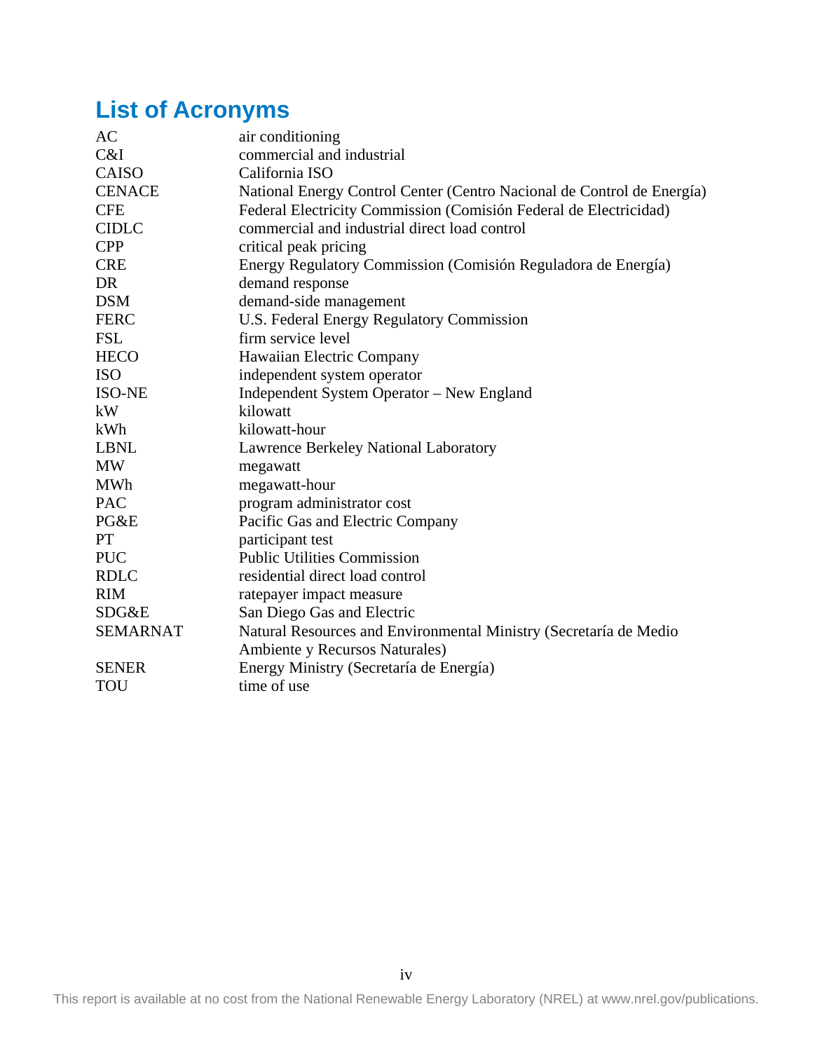# List of Acronyms

| | |
|---|---|
| AC | air conditioning |
| C&I | commercial and industrial |
| CAISO | California ISO |
| CENACE | National Energy Control Center (Centro Nacional de Control de Energía) |
| CFE | Federal Electricity Commission (Comisión Federal de Electricidad) |
| CIDLC | commercial and industrial direct load control |
| CPP | critical peak pricing |
| CRE | Energy Regulatory Commission (Comisión Reguladora de Energía) |
| DR | demand response |
| DSM | demand-side management |
| FERC | U.S. Federal Energy Regulatory Commission |
| FSL | firm service level |
| HECO | Hawaiian Electric Company |
| ISO | independent system operator |
| ISO-NE | Independent System Operator – New England |
| kW | kilowatt |
| kWh | kilowatt-hour |
| LBNL | Lawrence Berkeley National Laboratory |
| MW | megawatt |
| MWh | megawatt-hour |
| PAC | program administrator cost |
| PG&E | Pacific Gas and Electric Company |
| PT | participant test |
| PUC | Public Utilities Commission |
| RDLC | residential direct load control |
| RIM | ratepayer impact measure |
| SDG&E | San Diego Gas and Electric |
| SEMARNAT | Natural Resources and Environmental Ministry (Secretaría de Medio Ambiente y Recursos Naturales) |
| SENER | Energy Ministry (Secretaría de Energía) |
| TOU | time of use |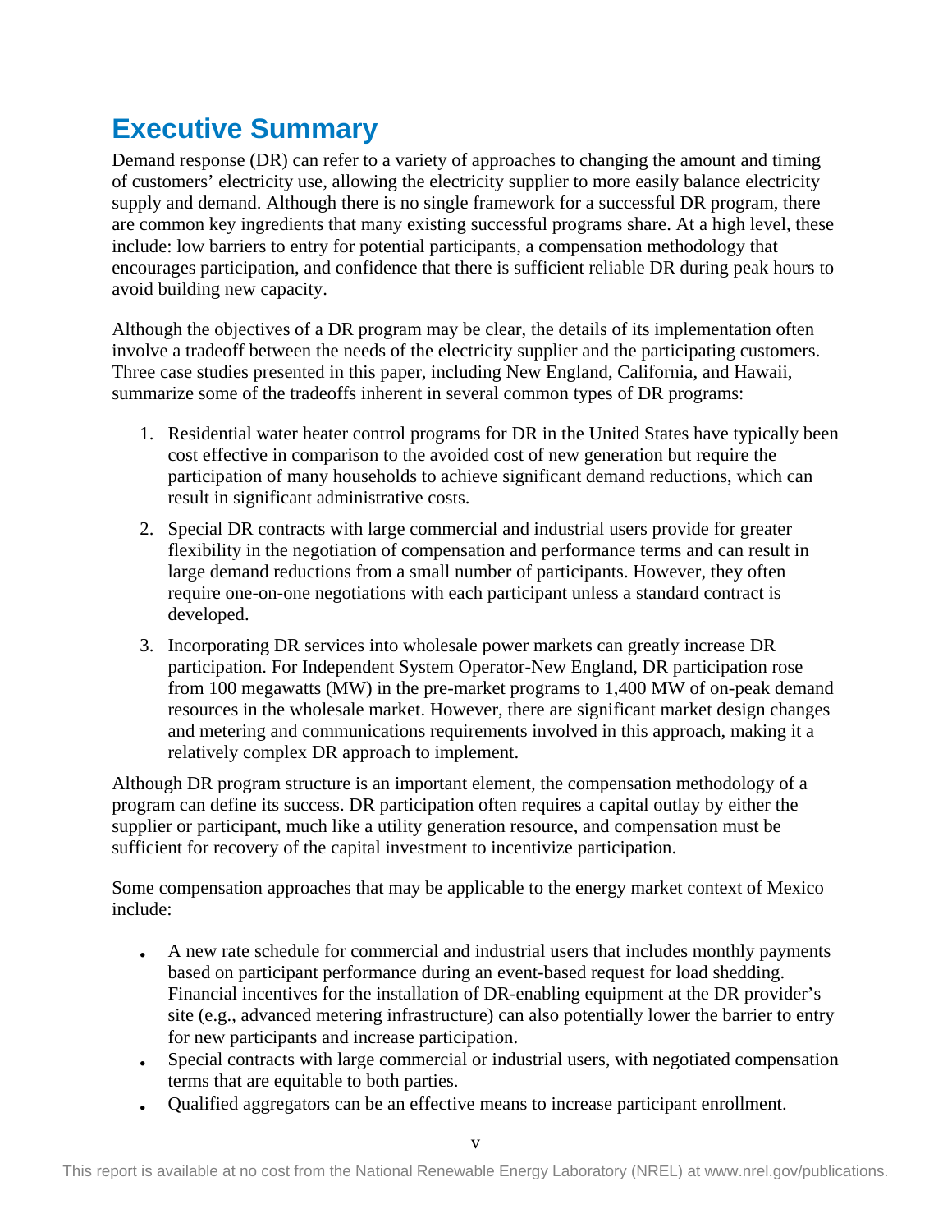# Executive Summary

Demand response (DR) can refer to a variety of approaches to changing the amount and timing of customers' electricity use, allowing the electricity supplier to more easily balance electricity supply and demand. Although there is no single framework for a successful DR program, there are common key ingredients that many existing successful programs share. At a high level, these include: low barriers to entry for potential participants, a compensation methodology that encourages participation, and confidence that there is sufficient reliable DR during peak hours to avoid building new capacity.

Although the objectives of a DR program may be clear, the details of its implementation often involve a tradeoff between the needs of the electricity supplier and the participating customers. Three case studies presented in this paper, including New England, California, and Hawaii, summarize some of the tradeoffs inherent in several common types of DR programs:

1. Residential water heater control programs for DR in the United States have typically been cost effective in comparison to the avoided cost of new generation but require the participation of many households to achieve significant demand reductions, which can result in significant administrative costs.
2. Special DR contracts with large commercial and industrial users provide for greater flexibility in the negotiation of compensation and performance terms and can result in large demand reductions from a small number of participants. However, they often require one-on-one negotiations with each participant unless a standard contract is developed.
3. Incorporating DR services into wholesale power markets can greatly increase DR participation. For Independent System Operator-New England, DR participation rose from 100 megawatts (MW) in the pre-market programs to 1,400 MW of on-peak demand resources in the wholesale market. However, there are significant market design changes and metering and communications requirements involved in this approach, making it a relatively complex DR approach to implement.

Although DR program structure is an important element, the compensation methodology of a program can define its success. DR participation often requires a capital outlay by either the supplier or participant, much like a utility generation resource, and compensation must be sufficient for recovery of the capital investment to incentivize participation.

Some compensation approaches that may be applicable to the energy market context of Mexico include:

- A new rate schedule for commercial and industrial users that includes monthly payments based on participant performance during an event-based request for load shedding. Financial incentives for the installation of DR-enabling equipment at the DR provider's site (e.g., advanced metering infrastructure) can also potentially lower the barrier to entry for new participants and increase participation.
- Special contracts with large commercial or industrial users, with negotiated compensation terms that are equitable to both parties.
- Qualified aggregators can be an effective means to increase participant enrollment.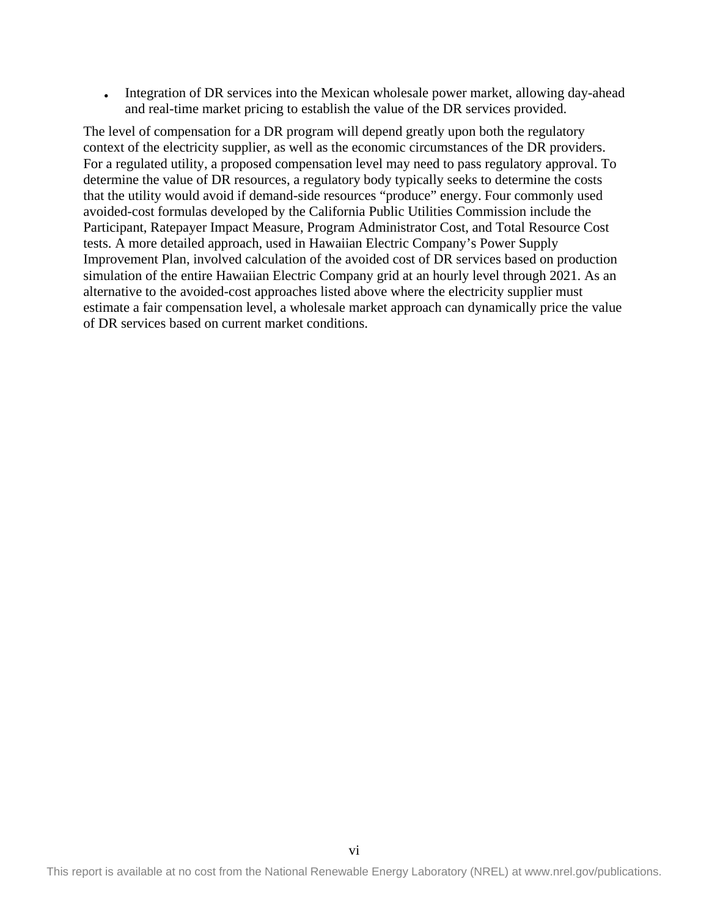- Integration of DR services into the Mexican wholesale power market, allowing day-ahead and real-time market pricing to establish the value of the DR services provided.

The level of compensation for a DR program will depend greatly upon both the regulatory context of the electricity supplier, as well as the economic circumstances of the DR providers. For a regulated utility, a proposed compensation level may need to pass regulatory approval. To determine the value of DR resources, a regulatory body typically seeks to determine the costs that the utility would avoid if demand-side resources "produce" energy. Four commonly used avoided-cost formulas developed by the California Public Utilities Commission include the Participant, Ratepayer Impact Measure, Program Administrator Cost, and Total Resource Cost tests. A more detailed approach, used in Hawaiian Electric Company's Power Supply Improvement Plan, involved calculation of the avoided cost of DR services based on production simulation of the entire Hawaiian Electric Company grid at an hourly level through 2021. As an alternative to the avoided-cost approaches listed above where the electricity supplier must estimate a fair compensation level, a wholesale market approach can dynamically price the value of DR services based on current market conditions.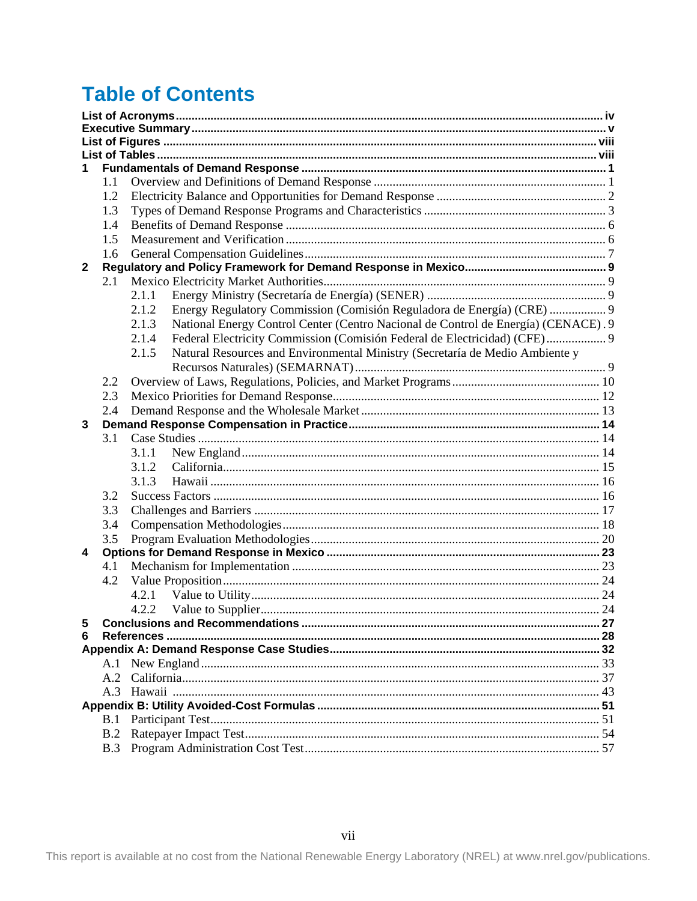# Table of Contents

**List of Acronyms** ..... iv
**Executive Summary** ..... v
**List of Figures** ..... viii
**List of Tables** ..... viii

**1 Fundamentals of Demand Response** ..... 1
- 1.1 Overview and Definitions of Demand Response ..... 1
- 1.2 Electricity Balance and Opportunities for Demand Response ..... 2
- 1.3 Types of Demand Response Programs and Characteristics ..... 3
- 1.4 Benefits of Demand Response ..... 6
- 1.5 Measurement and Verification ..... 6
- 1.6 General Compensation Guidelines ..... 7

**2 Regulatory and Policy Framework for Demand Response in Mexico** ..... 9
- 2.1 Mexico Electricity Market Authorities ..... 9
  - 2.1.1 Energy Ministry (Secretaría de Energía) (SENER) ..... 9
  - 2.1.2 Energy Regulatory Commission (Comisión Reguladora de Energía) (CRE) ..... 9
  - 2.1.3 National Energy Control Center (Centro Nacional de Control de Energía) (CENACE) . 9
  - 2.1.4 Federal Electricity Commission (Comisión Federal de Electricidad) (CFE) ..... 9
  - 2.1.5 Natural Resources and Environmental Ministry (Secretaría de Medio Ambiente y Recursos Naturales) (SEMARNAT) ..... 9
- 2.2 Overview of Laws, Regulations, Policies, and Market Programs ..... 10
- 2.3 Mexico Priorities for Demand Response ..... 12
- 2.4 Demand Response and the Wholesale Market ..... 13

**3 Demand Response Compensation in Practice** ..... 14
- 3.1 Case Studies ..... 14
  - 3.1.1 New England ..... 14
  - 3.1.2 California ..... 15
  - 3.1.3 Hawaii ..... 16
- 3.2 Success Factors ..... 16
- 3.3 Challenges and Barriers ..... 17
- 3.4 Compensation Methodologies ..... 18
- 3.5 Program Evaluation Methodologies ..... 20

**4 Options for Demand Response in Mexico** ..... 23
- 4.1 Mechanism for Implementation ..... 23
- 4.2 Value Proposition ..... 24
  - 4.2.1 Value to Utility ..... 24
  - 4.2.2 Value to Supplier ..... 24

**5 Conclusions and Recommendations** ..... 27

**6 References** ..... 28

**Appendix A: Demand Response Case Studies** ..... 32
- A.1 New England ..... 33
- A.2 California ..... 37
- A.3 Hawaii ..... 43

**Appendix B: Utility Avoided-Cost Formulas** ..... 51
- B.1 Participant Test ..... 51
- B.2 Ratepayer Impact Test ..... 54
- B.3 Program Administration Cost Test ..... 57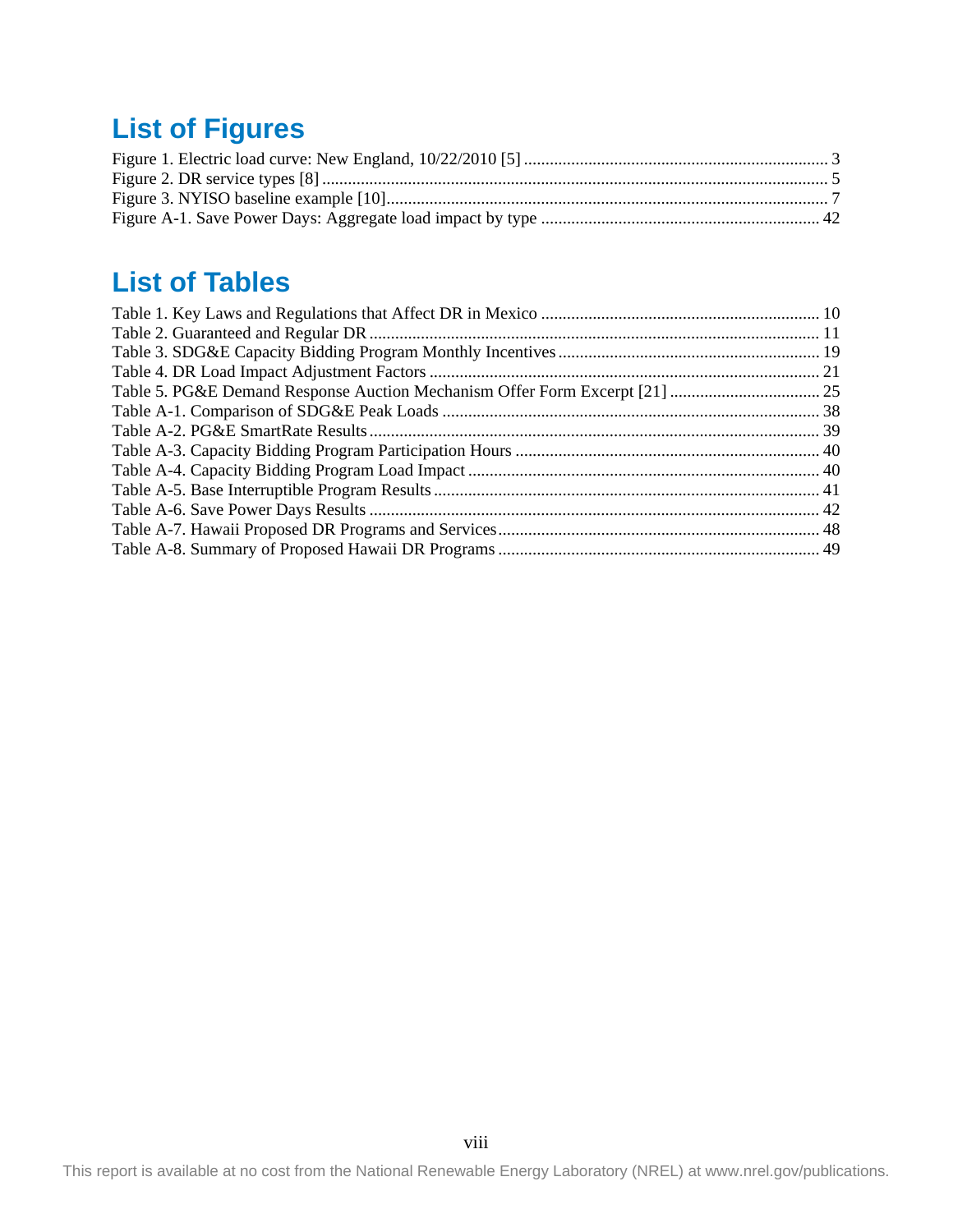## List of Figures

Figure 1. Electric load curve: New England, 10/22/2010 [5] ....................................................................... 3
Figure 2. DR service types [8] ...................................................................................................................... 5
Figure 3. NYISO baseline example [10]....................................................................................................... 7
Figure A-1. Save Power Days: Aggregate load impact by type ................................................................ 42

## List of Tables

Table 1. Key Laws and Regulations that Affect DR in Mexico ................................................................. 10
Table 2. Guaranteed and Regular DR ........................................................................................................ 11
Table 3. SDG&E Capacity Bidding Program Monthly Incentives ............................................................ 19
Table 4. DR Load Impact Adjustment Factors ........................................................................................... 21
Table 5. PG&E Demand Response Auction Mechanism Offer Form Excerpt [21] ................................... 25
Table A-1. Comparison of SDG&E Peak Loads ........................................................................................ 38
Table A-2. PG&E SmartRate Results ......................................................................................................... 39
Table A-3. Capacity Bidding Program Participation Hours ....................................................................... 40
Table A-4. Capacity Bidding Program Load Impact .................................................................................. 40
Table A-5. Base Interruptible Program Results .......................................................................................... 41
Table A-6. Save Power Days Results ......................................................................................................... 42
Table A-7. Hawaii Proposed DR Programs and Services ........................................................................... 48
Table A-8. Summary of Proposed Hawaii DR Programs ........................................................................... 49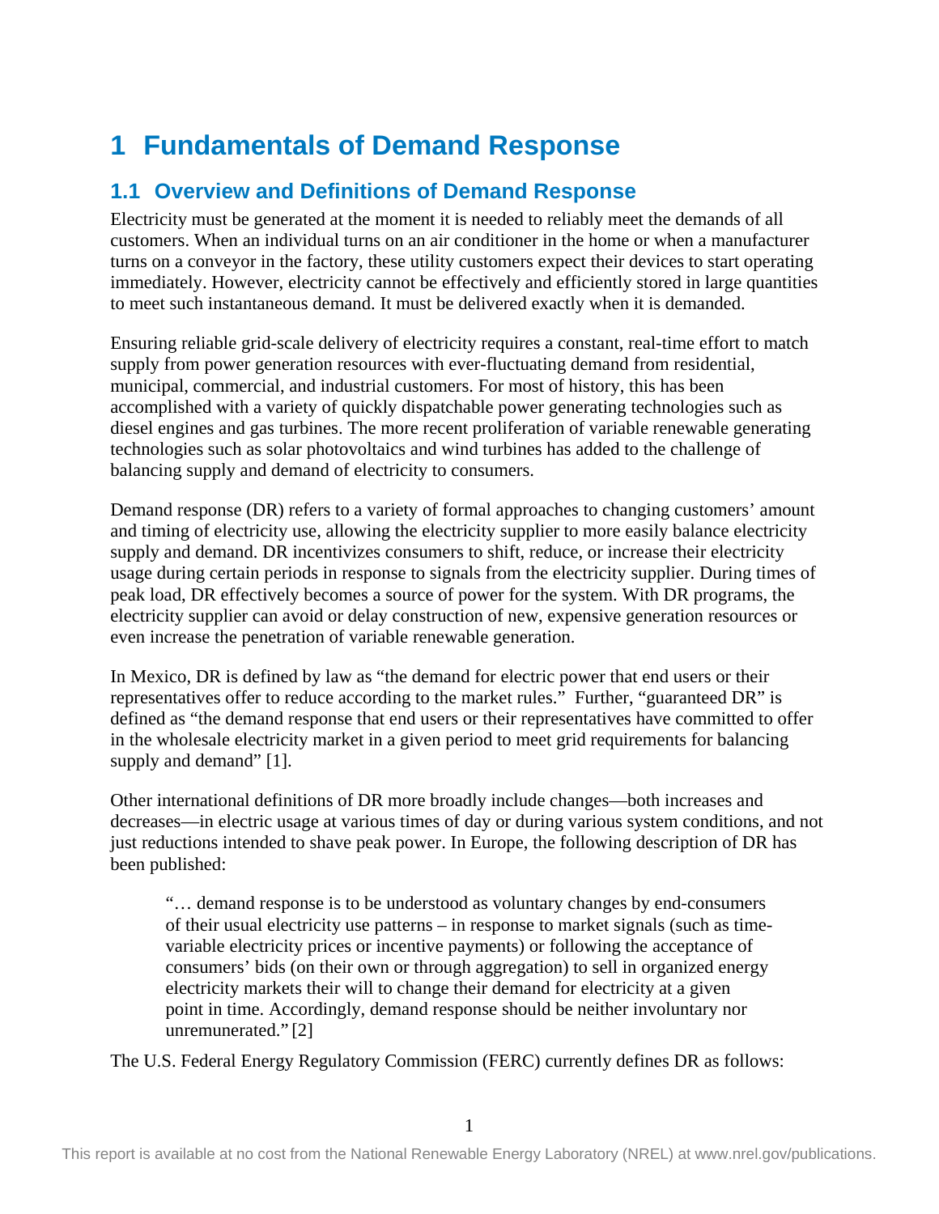# 1 Fundamentals of Demand Response

## 1.1 Overview and Definitions of Demand Response

Electricity must be generated at the moment it is needed to reliably meet the demands of all customers. When an individual turns on an air conditioner in the home or when a manufacturer turns on a conveyor in the factory, these utility customers expect their devices to start operating immediately. However, electricity cannot be effectively and efficiently stored in large quantities to meet such instantaneous demand. It must be delivered exactly when it is demanded.

Ensuring reliable grid-scale delivery of electricity requires a constant, real-time effort to match supply from power generation resources with ever-fluctuating demand from residential, municipal, commercial, and industrial customers. For most of history, this has been accomplished with a variety of quickly dispatchable power generating technologies such as diesel engines and gas turbines. The more recent proliferation of variable renewable generating technologies such as solar photovoltaics and wind turbines has added to the challenge of balancing supply and demand of electricity to consumers.

Demand response (DR) refers to a variety of formal approaches to changing customers' amount and timing of electricity use, allowing the electricity supplier to more easily balance electricity supply and demand. DR incentivizes consumers to shift, reduce, or increase their electricity usage during certain periods in response to signals from the electricity supplier. During times of peak load, DR effectively becomes a source of power for the system. With DR programs, the electricity supplier can avoid or delay construction of new, expensive generation resources or even increase the penetration of variable renewable generation.

In Mexico, DR is defined by law as "the demand for electric power that end users or their representatives offer to reduce according to the market rules." Further, "guaranteed DR" is defined as "the demand response that end users or their representatives have committed to offer in the wholesale electricity market in a given period to meet grid requirements for balancing supply and demand" [1].

Other international definitions of DR more broadly include changes—both increases and decreases—in electric usage at various times of day or during various system conditions, and not just reductions intended to shave peak power. In Europe, the following description of DR has been published:

> "… demand response is to be understood as voluntary changes by end-consumers of their usual electricity use patterns – in response to market signals (such as time-variable electricity prices or incentive payments) or following the acceptance of consumers' bids (on their own or through aggregation) to sell in organized energy electricity markets their will to change their demand for electricity at a given point in time. Accordingly, demand response should be neither involuntary nor unremunerated." [2]

The U.S. Federal Energy Regulatory Commission (FERC) currently defines DR as follows: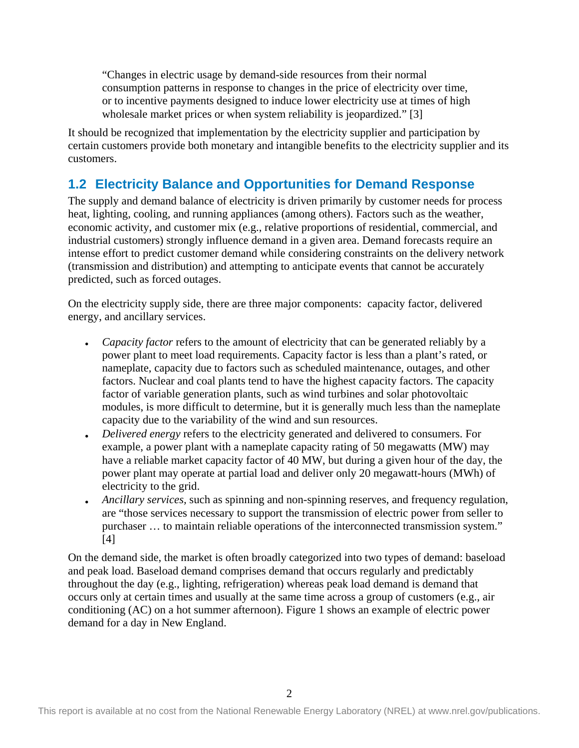> "Changes in electric usage by demand-side resources from their normal consumption patterns in response to changes in the price of electricity over time, or to incentive payments designed to induce lower electricity use at times of high wholesale market prices or when system reliability is jeopardized." [3]

It should be recognized that implementation by the electricity supplier and participation by certain customers provide both monetary and intangible benefits to the electricity supplier and its customers.

## 1.2 Electricity Balance and Opportunities for Demand Response

The supply and demand balance of electricity is driven primarily by customer needs for process heat, lighting, cooling, and running appliances (among others). Factors such as the weather, economic activity, and customer mix (e.g., relative proportions of residential, commercial, and industrial customers) strongly influence demand in a given area. Demand forecasts require an intense effort to predict customer demand while considering constraints on the delivery network (transmission and distribution) and attempting to anticipate events that cannot be accurately predicted, such as forced outages.

On the electricity supply side, there are three major components: capacity factor, delivered energy, and ancillary services.

- *Capacity factor* refers to the amount of electricity that can be generated reliably by a power plant to meet load requirements. Capacity factor is less than a plant's rated, or nameplate, capacity due to factors such as scheduled maintenance, outages, and other factors. Nuclear and coal plants tend to have the highest capacity factors. The capacity factor of variable generation plants, such as wind turbines and solar photovoltaic modules, is more difficult to determine, but it is generally much less than the nameplate capacity due to the variability of the wind and sun resources.
- *Delivered energy* refers to the electricity generated and delivered to consumers. For example, a power plant with a nameplate capacity rating of 50 megawatts (MW) may have a reliable market capacity factor of 40 MW, but during a given hour of the day, the power plant may operate at partial load and deliver only 20 megawatt-hours (MWh) of electricity to the grid.
- *Ancillary services,* such as spinning and non-spinning reserves, and frequency regulation, are "those services necessary to support the transmission of electric power from seller to purchaser … to maintain reliable operations of the interconnected transmission system." [4]

On the demand side, the market is often broadly categorized into two types of demand: baseload and peak load. Baseload demand comprises demand that occurs regularly and predictably throughout the day (e.g., lighting, refrigeration) whereas peak load demand is demand that occurs only at certain times and usually at the same time across a group of customers (e.g., air conditioning (AC) on a hot summer afternoon). Figure 1 shows an example of electric power demand for a day in New England.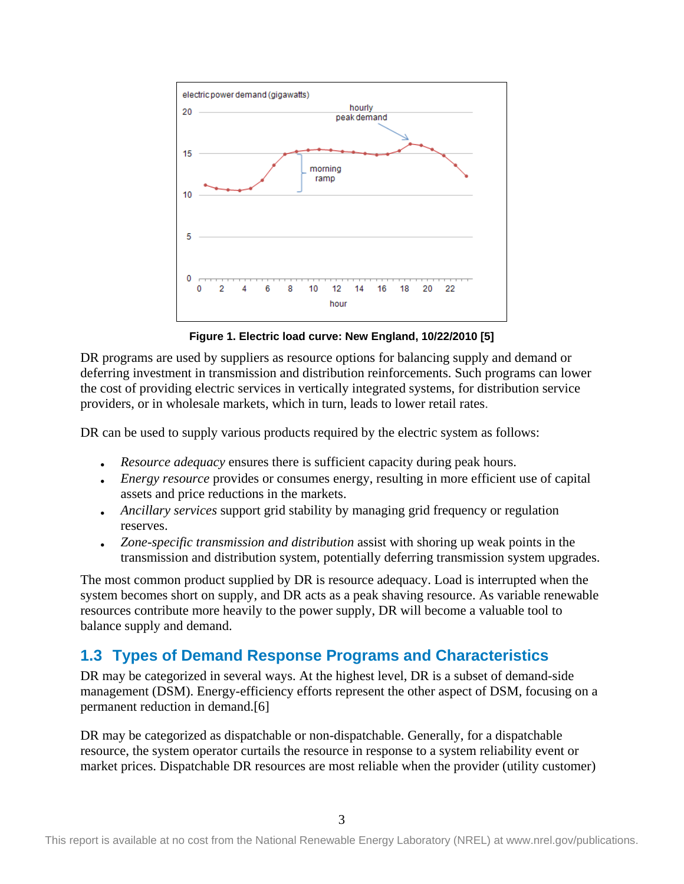**Figure 1. Electric load curve: New England, 10/22/2010 [5]**

DR programs are used by suppliers as resource options for balancing supply and demand or deferring investment in transmission and distribution reinforcements. Such programs can lower the cost of providing electric services in vertically integrated systems, for distribution service providers, or in wholesale markets, which in turn, leads to lower retail rates.

DR can be used to supply various products required by the electric system as follows:

- *Resource adequacy* ensures there is sufficient capacity during peak hours.
- *Energy resource* provides or consumes energy, resulting in more efficient use of capital assets and price reductions in the markets.
- *Ancillary services* support grid stability by managing grid frequency or regulation reserves.
- *Zone-specific transmission and distribution* assist with shoring up weak points in the transmission and distribution system, potentially deferring transmission system upgrades.

The most common product supplied by DR is resource adequacy. Load is interrupted when the system becomes short on supply, and DR acts as a peak shaving resource. As variable renewable resources contribute more heavily to the power supply, DR will become a valuable tool to balance supply and demand.

## 1.3 Types of Demand Response Programs and Characteristics

DR may be categorized in several ways. At the highest level, DR is a subset of demand-side management (DSM). Energy-efficiency efforts represent the other aspect of DSM, focusing on a permanent reduction in demand.[6]

DR may be categorized as dispatchable or non-dispatchable. Generally, for a dispatchable resource, the system operator curtails the resource in response to a system reliability event or market prices. Dispatchable DR resources are most reliable when the provider (utility customer)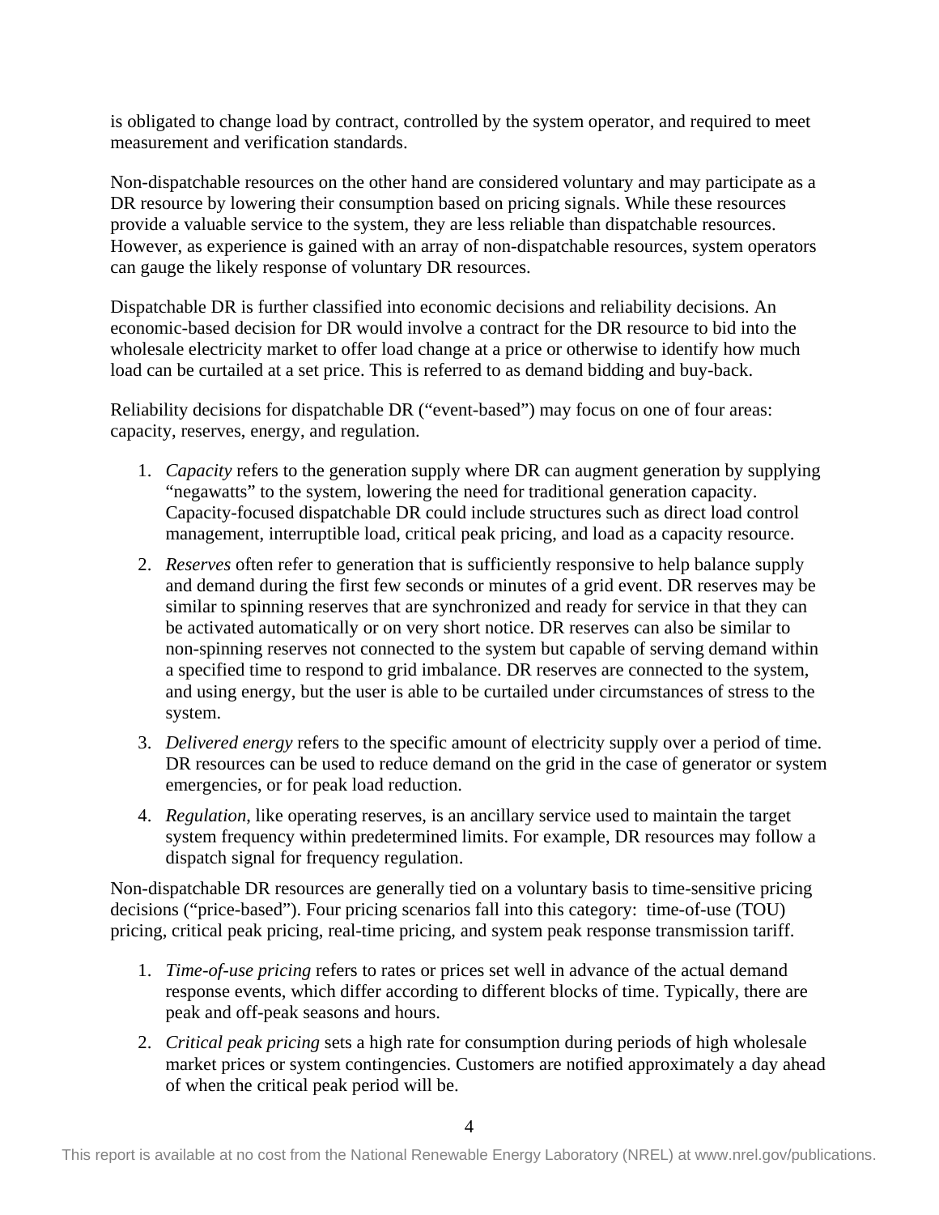is obligated to change load by contract, controlled by the system operator, and required to meet measurement and verification standards.

Non-dispatchable resources on the other hand are considered voluntary and may participate as a DR resource by lowering their consumption based on pricing signals. While these resources provide a valuable service to the system, they are less reliable than dispatchable resources. However, as experience is gained with an array of non-dispatchable resources, system operators can gauge the likely response of voluntary DR resources.

Dispatchable DR is further classified into economic decisions and reliability decisions. An economic-based decision for DR would involve a contract for the DR resource to bid into the wholesale electricity market to offer load change at a price or otherwise to identify how much load can be curtailed at a set price. This is referred to as demand bidding and buy-back.

Reliability decisions for dispatchable DR ("event-based") may focus on one of four areas: capacity, reserves, energy, and regulation.

1. *Capacity* refers to the generation supply where DR can augment generation by supplying "negawatts" to the system, lowering the need for traditional generation capacity. Capacity-focused dispatchable DR could include structures such as direct load control management, interruptible load, critical peak pricing, and load as a capacity resource.
2. *Reserves* often refer to generation that is sufficiently responsive to help balance supply and demand during the first few seconds or minutes of a grid event. DR reserves may be similar to spinning reserves that are synchronized and ready for service in that they can be activated automatically or on very short notice. DR reserves can also be similar to non-spinning reserves not connected to the system but capable of serving demand within a specified time to respond to grid imbalance. DR reserves are connected to the system, and using energy, but the user is able to be curtailed under circumstances of stress to the system.
3. *Delivered energy* refers to the specific amount of electricity supply over a period of time. DR resources can be used to reduce demand on the grid in the case of generator or system emergencies, or for peak load reduction.
4. *Regulation*, like operating reserves, is an ancillary service used to maintain the target system frequency within predetermined limits. For example, DR resources may follow a dispatch signal for frequency regulation.

Non-dispatchable DR resources are generally tied on a voluntary basis to time-sensitive pricing decisions ("price-based"). Four pricing scenarios fall into this category: time-of-use (TOU) pricing, critical peak pricing, real-time pricing, and system peak response transmission tariff.

1. *Time-of-use pricing* refers to rates or prices set well in advance of the actual demand response events, which differ according to different blocks of time. Typically, there are peak and off-peak seasons and hours.
2. *Critical peak pricing* sets a high rate for consumption during periods of high wholesale market prices or system contingencies. Customers are notified approximately a day ahead of when the critical peak period will be.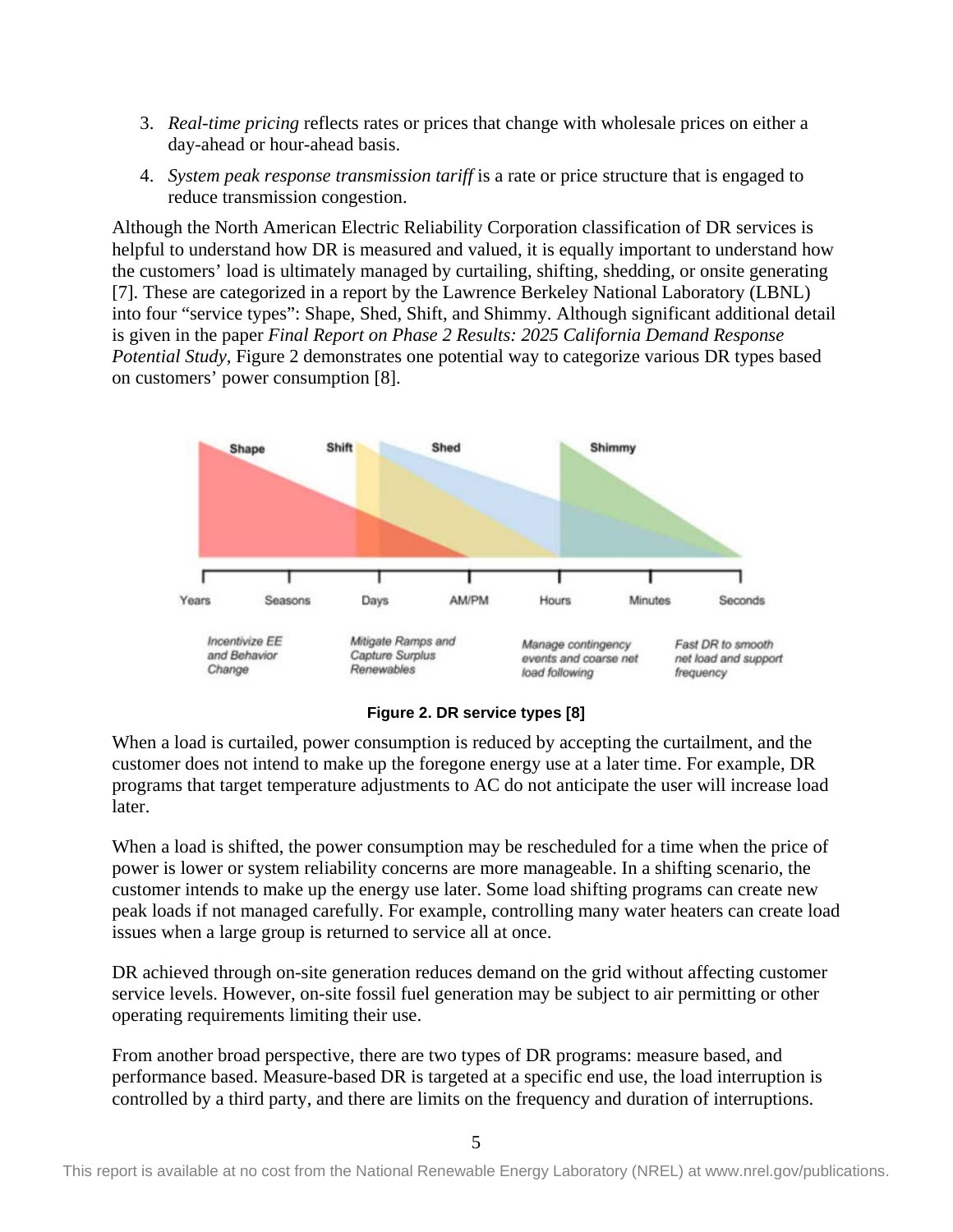3. *Real-time pricing* reflects rates or prices that change with wholesale prices on either a day-ahead or hour-ahead basis.
4. *System peak response transmission tariff* is a rate or price structure that is engaged to reduce transmission congestion.

Although the North American Electric Reliability Corporation classification of DR services is helpful to understand how DR is measured and valued, it is equally important to understand how the customers' load is ultimately managed by curtailing, shifting, shedding, or onsite generating [7]. These are categorized in a report by the Lawrence Berkeley National Laboratory (LBNL) into four "service types": Shape, Shed, Shift, and Shimmy. Although significant additional detail is given in the paper *Final Report on Phase 2 Results: 2025 California Demand Response Potential Study*, Figure 2 demonstrates one potential way to categorize various DR types based on customers' power consumption [8].

**Figure 2. DR service types [8]**

When a load is curtailed, power consumption is reduced by accepting the curtailment, and the customer does not intend to make up the foregone energy use at a later time. For example, DR programs that target temperature adjustments to AC do not anticipate the user will increase load later.

When a load is shifted, the power consumption may be rescheduled for a time when the price of power is lower or system reliability concerns are more manageable. In a shifting scenario, the customer intends to make up the energy use later. Some load shifting programs can create new peak loads if not managed carefully. For example, controlling many water heaters can create load issues when a large group is returned to service all at once.

DR achieved through on-site generation reduces demand on the grid without affecting customer service levels. However, on-site fossil fuel generation may be subject to air permitting or other operating requirements limiting their use.

From another broad perspective, there are two types of DR programs: measure based, and performance based. Measure-based DR is targeted at a specific end use, the load interruption is controlled by a third party, and there are limits on the frequency and duration of interruptions.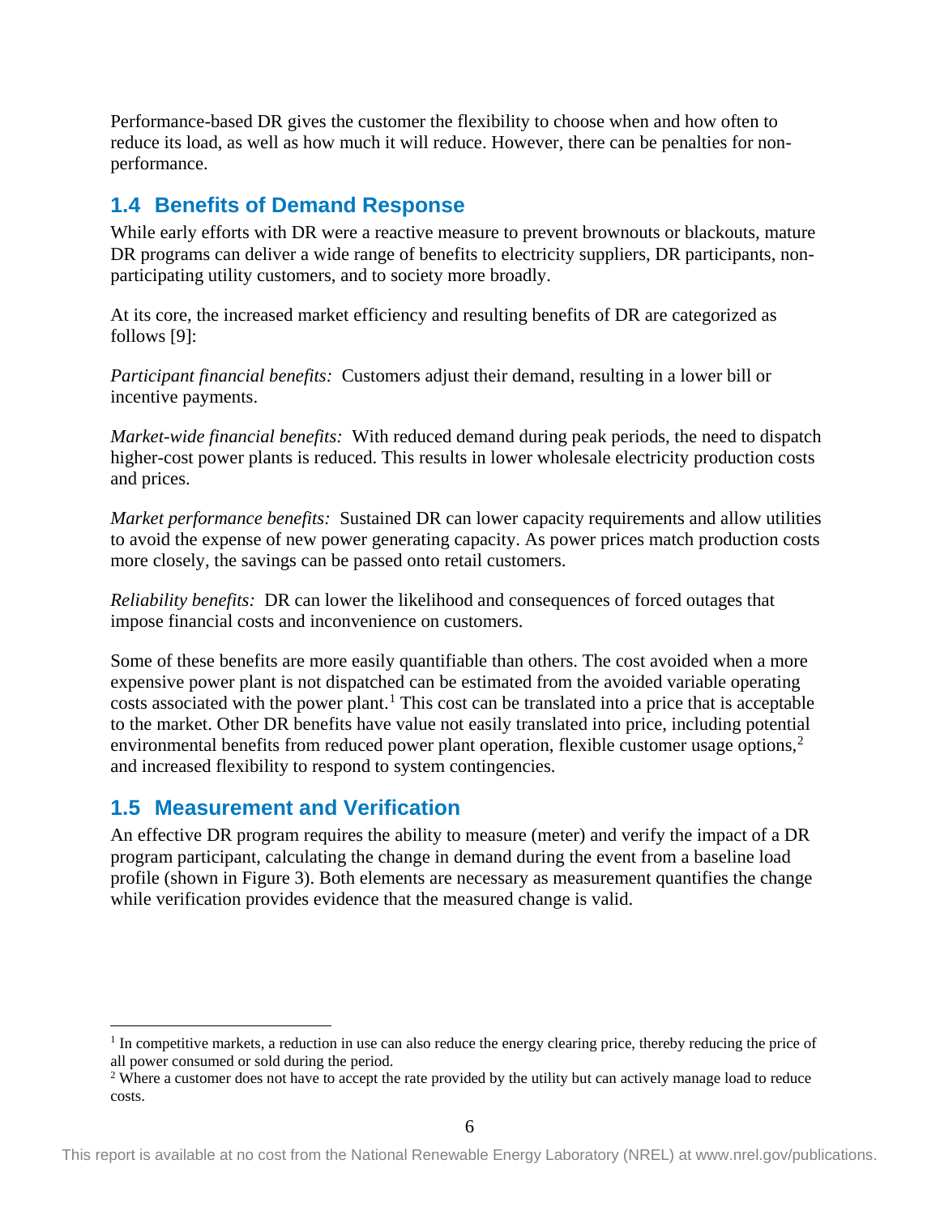Performance-based DR gives the customer the flexibility to choose when and how often to reduce its load, as well as how much it will reduce. However, there can be penalties for non-performance.

## 1.4 Benefits of Demand Response

While early efforts with DR were a reactive measure to prevent brownouts or blackouts, mature DR programs can deliver a wide range of benefits to electricity suppliers, DR participants, non-participating utility customers, and to society more broadly.

At its core, the increased market efficiency and resulting benefits of DR are categorized as follows [9]:

*Participant financial benefits:* Customers adjust their demand, resulting in a lower bill or incentive payments.

*Market-wide financial benefits:* With reduced demand during peak periods, the need to dispatch higher-cost power plants is reduced. This results in lower wholesale electricity production costs and prices.

*Market performance benefits:* Sustained DR can lower capacity requirements and allow utilities to avoid the expense of new power generating capacity. As power prices match production costs more closely, the savings can be passed onto retail customers.

*Reliability benefits:* DR can lower the likelihood and consequences of forced outages that impose financial costs and inconvenience on customers.

Some of these benefits are more easily quantifiable than others. The cost avoided when a more expensive power plant is not dispatched can be estimated from the avoided variable operating costs associated with the power plant.[1] This cost can be translated into a price that is acceptable to the market. Other DR benefits have value not easily translated into price, including potential environmental benefits from reduced power plant operation, flexible customer usage options,[2] and increased flexibility to respond to system contingencies.

## 1.5 Measurement and Verification

An effective DR program requires the ability to measure (meter) and verify the impact of a DR program participant, calculating the change in demand during the event from a baseline load profile (shown in Figure 3). Both elements are necessary as measurement quantifies the change while verification provides evidence that the measured change is valid.

---

[1] In competitive markets, a reduction in use can also reduce the energy clearing price, thereby reducing the price of all power consumed or sold during the period.

[2] Where a customer does not have to accept the rate provided by the utility but can actively manage load to reduce costs.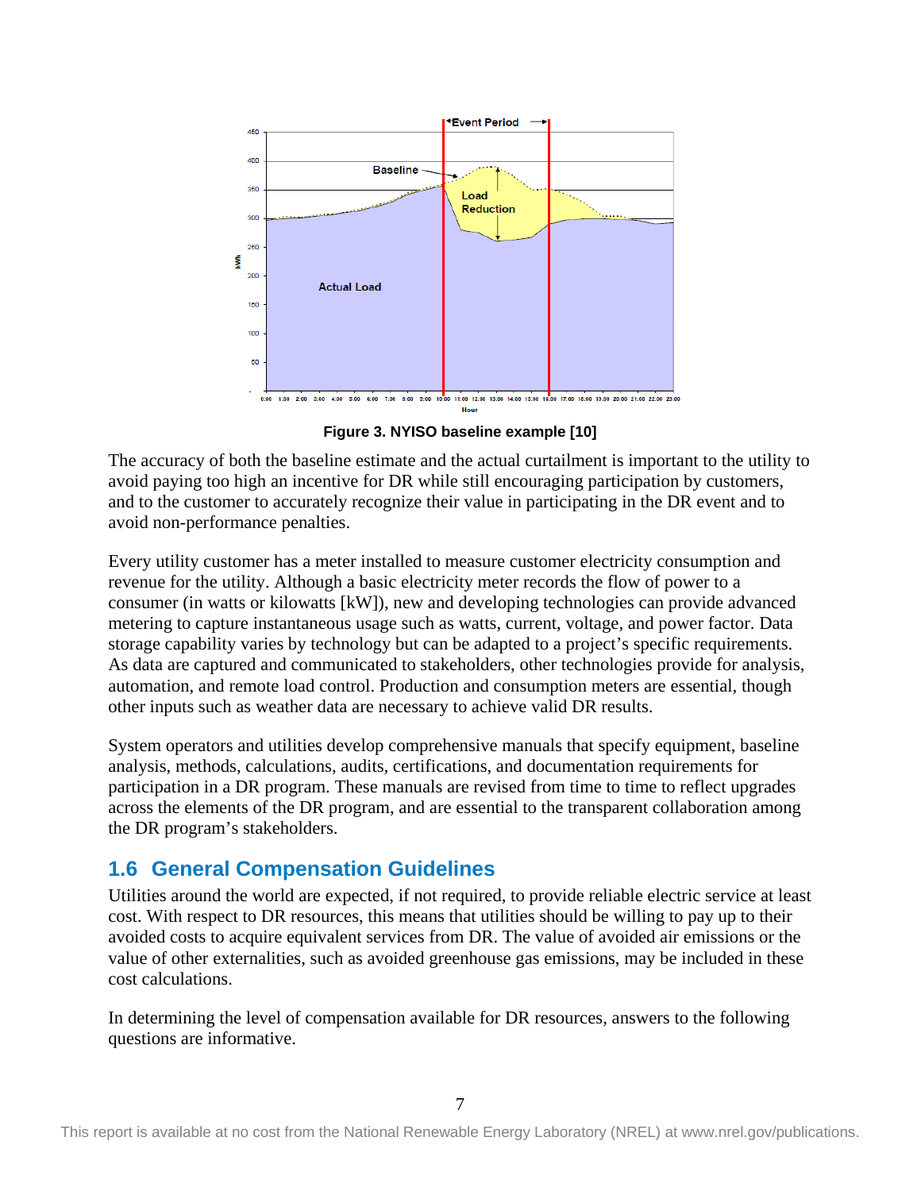Figure 3. NYISO baseline example [10]

The accuracy of both the baseline estimate and the actual curtailment is important to the utility to avoid paying too high an incentive for DR while still encouraging participation by customers, and to the customer to accurately recognize their value in participating in the DR event and to avoid non-performance penalties.

Every utility customer has a meter installed to measure customer electricity consumption and revenue for the utility. Although a basic electricity meter records the flow of power to a consumer (in watts or kilowatts [kW]), new and developing technologies can provide advanced metering to capture instantaneous usage such as watts, current, voltage, and power factor. Data storage capability varies by technology but can be adapted to a project's specific requirements. As data are captured and communicated to stakeholders, other technologies provide for analysis, automation, and remote load control. Production and consumption meters are essential, though other inputs such as weather data are necessary to achieve valid DR results.

System operators and utilities develop comprehensive manuals that specify equipment, baseline analysis, methods, calculations, audits, certifications, and documentation requirements for participation in a DR program. These manuals are revised from time to time to reflect upgrades across the elements of the DR program, and are essential to the transparent collaboration among the DR program's stakeholders.

## 1.6 General Compensation Guidelines

Utilities around the world are expected, if not required, to provide reliable electric service at least cost. With respect to DR resources, this means that utilities should be willing to pay up to their avoided costs to acquire equivalent services from DR. The value of avoided air emissions or the value of other externalities, such as avoided greenhouse gas emissions, may be included in these cost calculations.

In determining the level of compensation available for DR resources, answers to the following questions are informative.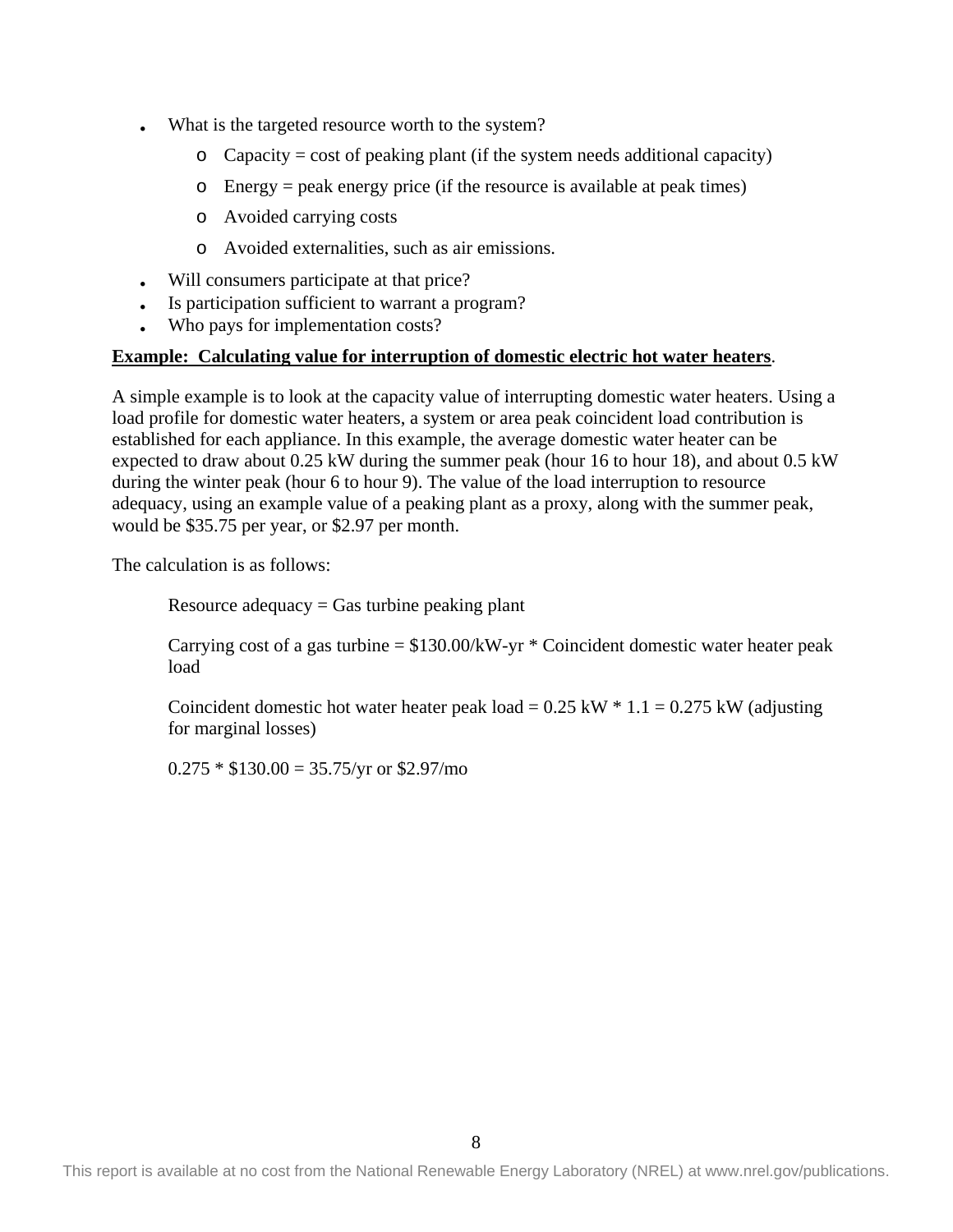- What is the targeted resource worth to the system?
    - Capacity = cost of peaking plant (if the system needs additional capacity)
    - Energy = peak energy price (if the resource is available at peak times)
    - Avoided carrying costs
    - Avoided externalities, such as air emissions.
- Will consumers participate at that price?
- Is participation sufficient to warrant a program?
- Who pays for implementation costs?

**Example: Calculating value for interruption of domestic electric hot water heaters**.

A simple example is to look at the capacity value of interrupting domestic water heaters. Using a load profile for domestic water heaters, a system or area peak coincident load contribution is established for each appliance. In this example, the average domestic water heater can be expected to draw about 0.25 kW during the summer peak (hour 16 to hour 18), and about 0.5 kW during the winter peak (hour 6 to hour 9). The value of the load interruption to resource adequacy, using an example value of a peaking plant as a proxy, along with the summer peak, would be $35.75 per year, or $2.97 per month.

The calculation is as follows:

> Resource adequacy = Gas turbine peaking plant
>
> Carrying cost of a gas turbine = $130.00/kW-yr * Coincident domestic water heater peak load
>
> Coincident domestic hot water heater peak load = 0.25 kW * 1.1 = 0.275 kW (adjusting for marginal losses)
>
> 0.275 * $130.00 = 35.75/yr or $2.97/mo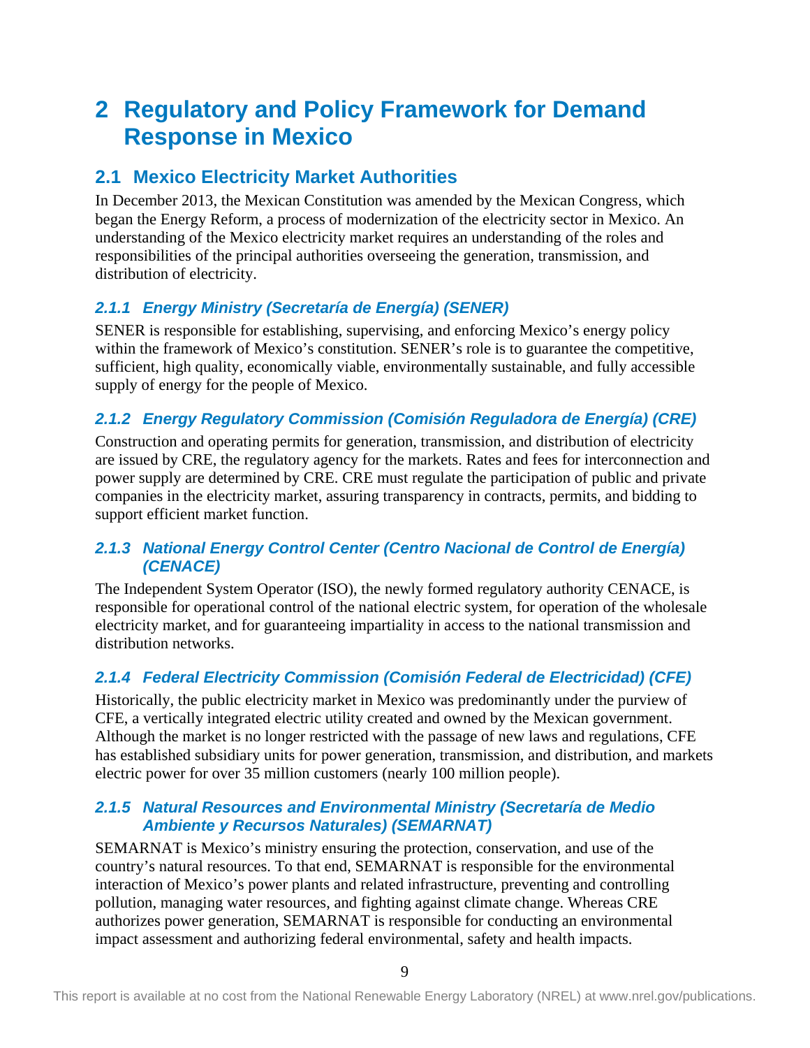# 2 Regulatory and Policy Framework for Demand Response in Mexico

## 2.1 Mexico Electricity Market Authorities

In December 2013, the Mexican Constitution was amended by the Mexican Congress, which began the Energy Reform, a process of modernization of the electricity sector in Mexico. An understanding of the Mexico electricity market requires an understanding of the roles and responsibilities of the principal authorities overseeing the generation, transmission, and distribution of electricity.

### *2.1.1 Energy Ministry (Secretaría de Energía) (SENER)*

SENER is responsible for establishing, supervising, and enforcing Mexico's energy policy within the framework of Mexico's constitution. SENER's role is to guarantee the competitive, sufficient, high quality, economically viable, environmentally sustainable, and fully accessible supply of energy for the people of Mexico.

### *2.1.2 Energy Regulatory Commission (Comisión Reguladora de Energía) (CRE)*

Construction and operating permits for generation, transmission, and distribution of electricity are issued by CRE, the regulatory agency for the markets. Rates and fees for interconnection and power supply are determined by CRE. CRE must regulate the participation of public and private companies in the electricity market, assuring transparency in contracts, permits, and bidding to support efficient market function.

### *2.1.3 National Energy Control Center (Centro Nacional de Control de Energía) (CENACE)*

The Independent System Operator (ISO), the newly formed regulatory authority CENACE, is responsible for operational control of the national electric system, for operation of the wholesale electricity market, and for guaranteeing impartiality in access to the national transmission and distribution networks.

### *2.1.4 Federal Electricity Commission (Comisión Federal de Electricidad) (CFE)*

Historically, the public electricity market in Mexico was predominantly under the purview of CFE, a vertically integrated electric utility created and owned by the Mexican government. Although the market is no longer restricted with the passage of new laws and regulations, CFE has established subsidiary units for power generation, transmission, and distribution, and markets electric power for over 35 million customers (nearly 100 million people).

### *2.1.5 Natural Resources and Environmental Ministry (Secretaría de Medio Ambiente y Recursos Naturales) (SEMARNAT)*

SEMARNAT is Mexico's ministry ensuring the protection, conservation, and use of the country's natural resources. To that end, SEMARNAT is responsible for the environmental interaction of Mexico's power plants and related infrastructure, preventing and controlling pollution, managing water resources, and fighting against climate change. Whereas CRE authorizes power generation, SEMARNAT is responsible for conducting an environmental impact assessment and authorizing federal environmental, safety and health impacts.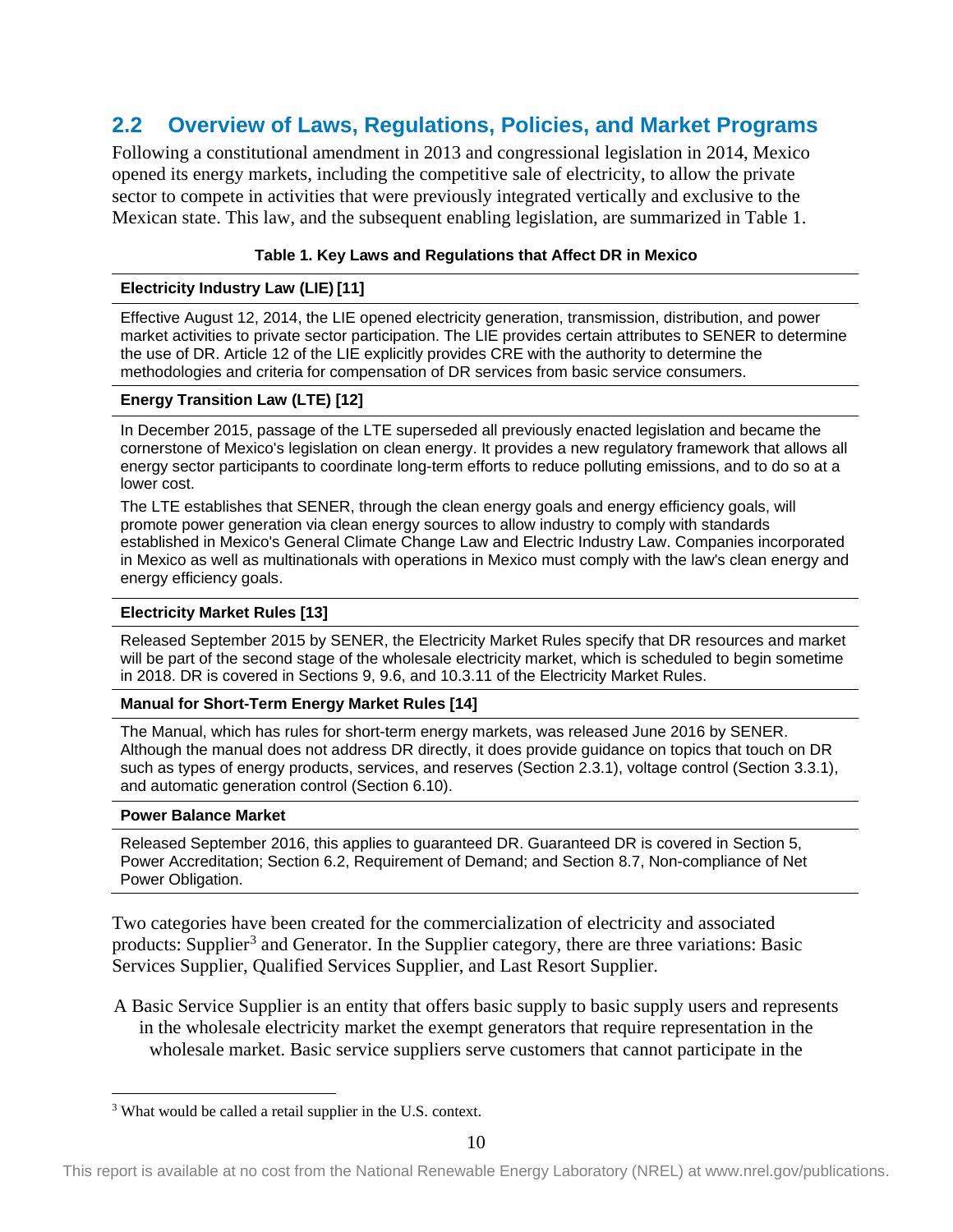## 2.2 Overview of Laws, Regulations, Policies, and Market Programs

Following a constitutional amendment in 2013 and congressional legislation in 2014, Mexico opened its energy markets, including the competitive sale of electricity, to allow the private sector to compete in activities that were previously integrated vertically and exclusive to the Mexican state. This law, and the subsequent enabling legislation, are summarized in Table 1.

**Table 1. Key Laws and Regulations that Affect DR in Mexico**

| |
|---|
| **Electricity Industry Law (LIE) [11]** |
| Effective August 12, 2014, the LIE opened electricity generation, transmission, distribution, and power market activities to private sector participation. The LIE provides certain attributes to SENER to determine the use of DR. Article 12 of the LIE explicitly provides CRE with the authority to determine the methodologies and criteria for compensation of DR services from basic service consumers. |
| **Energy Transition Law (LTE) [12]** |
| In December 2015, passage of the LTE superseded all previously enacted legislation and became the cornerstone of Mexico's legislation on clean energy. It provides a new regulatory framework that allows all energy sector participants to coordinate long-term efforts to reduce polluting emissions, and to do so at a lower cost. The LTE establishes that SENER, through the clean energy goals and energy efficiency goals, will promote power generation via clean energy sources to allow industry to comply with standards established in Mexico's General Climate Change Law and Electric Industry Law. Companies incorporated in Mexico as well as multinationals with operations in Mexico must comply with the law's clean energy and energy efficiency goals. |
| **Electricity Market Rules [13]** |
| Released September 2015 by SENER, the Electricity Market Rules specify that DR resources and market will be part of the second stage of the wholesale electricity market, which is scheduled to begin sometime in 2018. DR is covered in Sections 9, 9.6, and 10.3.11 of the Electricity Market Rules. |
| **Manual for Short-Term Energy Market Rules [14]** |
| The Manual, which has rules for short-term energy markets, was released June 2016 by SENER. Although the manual does not address DR directly, it does provide guidance on topics that touch on DR such as types of energy products, services, and reserves (Section 2.3.1), voltage control (Section 3.3.1), and automatic generation control (Section 6.10). |
| **Power Balance Market** |
| Released September 2016, this applies to guaranteed DR. Guaranteed DR is covered in Section 5, Power Accreditation; Section 6.2, Requirement of Demand; and Section 8.7, Non-compliance of Net Power Obligation. |

Two categories have been created for the commercialization of electricity and associated products: Supplier[3] and Generator. In the Supplier category, there are three variations: Basic Services Supplier, Qualified Services Supplier, and Last Resort Supplier.

A Basic Service Supplier is an entity that offers basic supply to basic supply users and represents in the wholesale electricity market the exempt generators that require representation in the wholesale market. Basic service suppliers serve customers that cannot participate in the

[3] What would be called a retail supplier in the U.S. context.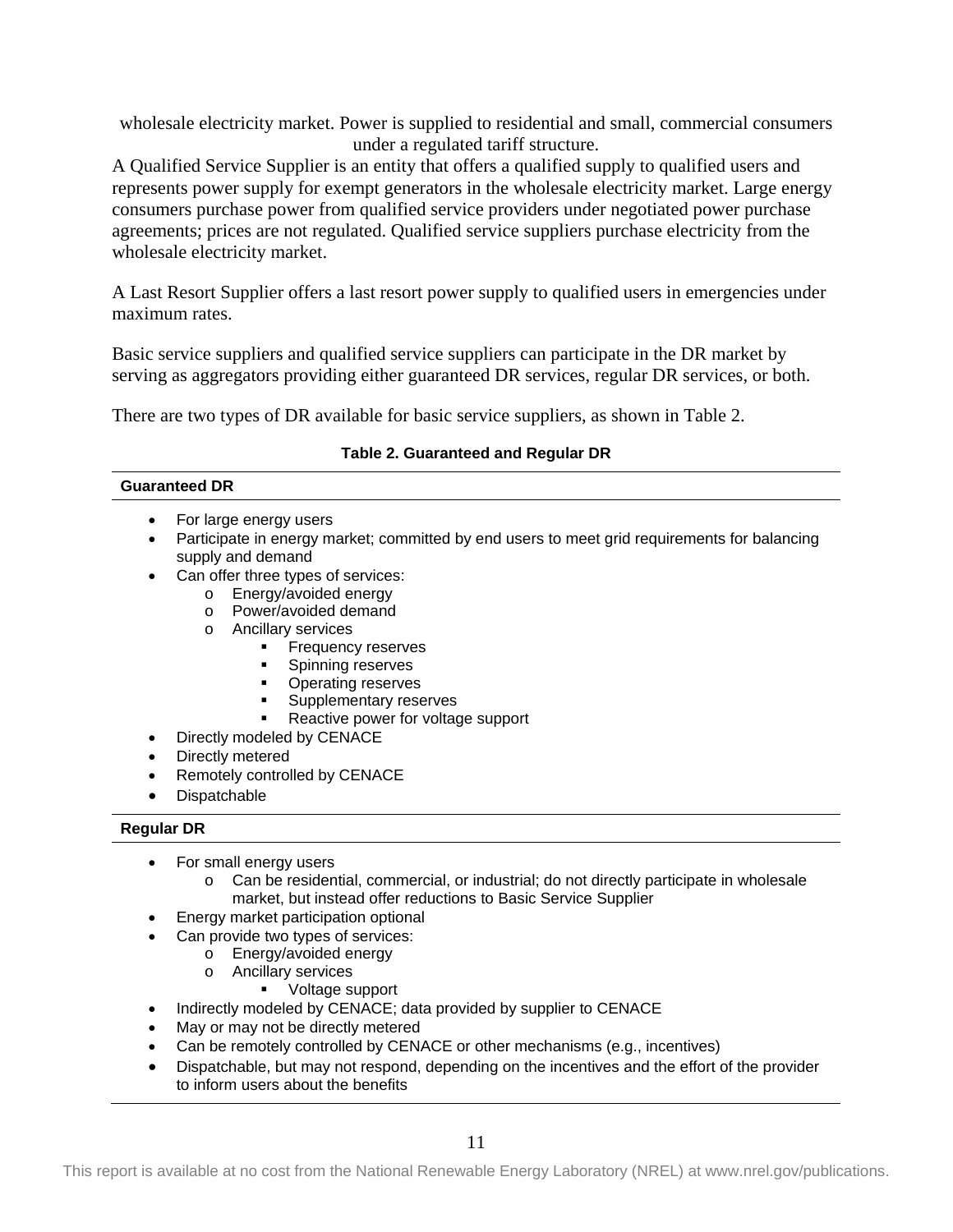wholesale electricity market. Power is supplied to residential and small, commercial consumers under a regulated tariff structure.

A Qualified Service Supplier is an entity that offers a qualified supply to qualified users and represents power supply for exempt generators in the wholesale electricity market. Large energy consumers purchase power from qualified service providers under negotiated power purchase agreements; prices are not regulated. Qualified service suppliers purchase electricity from the wholesale electricity market.

A Last Resort Supplier offers a last resort power supply to qualified users in emergencies under maximum rates.

Basic service suppliers and qualified service suppliers can participate in the DR market by serving as aggregators providing either guaranteed DR services, regular DR services, or both.

There are two types of DR available for basic service suppliers, as shown in Table 2.

**Table 2. Guaranteed and Regular DR**

**Guaranteed DR**

- For large energy users
- Participate in energy market; committed by end users to meet grid requirements for balancing supply and demand
- Can offer three types of services:
  - Energy/avoided energy
  - Power/avoided demand
  - Ancillary services
    - Frequency reserves
    - Spinning reserves
    - Operating reserves
    - Supplementary reserves
    - Reactive power for voltage support
- Directly modeled by CENACE
- Directly metered
- Remotely controlled by CENACE
- Dispatchable

**Regular DR**

- For small energy users
  - Can be residential, commercial, or industrial; do not directly participate in wholesale market, but instead offer reductions to Basic Service Supplier
- Energy market participation optional
- Can provide two types of services:
  - Energy/avoided energy
  - Ancillary services
    - Voltage support
- Indirectly modeled by CENACE; data provided by supplier to CENACE
- May or may not be directly metered
- Can be remotely controlled by CENACE or other mechanisms (e.g., incentives)
- Dispatchable, but may not respond, depending on the incentives and the effort of the provider to inform users about the benefits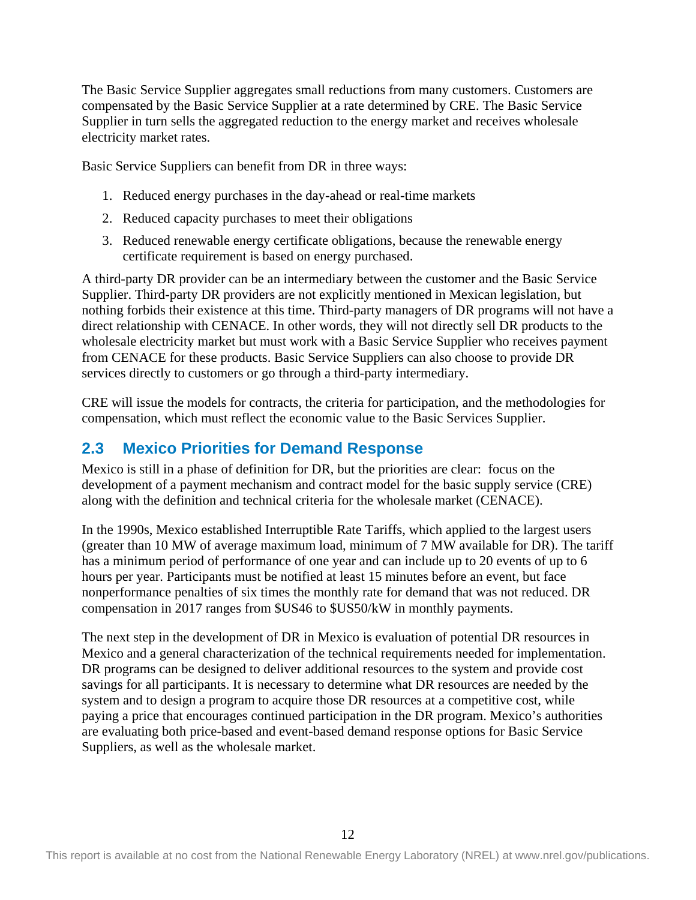The Basic Service Supplier aggregates small reductions from many customers. Customers are compensated by the Basic Service Supplier at a rate determined by CRE. The Basic Service Supplier in turn sells the aggregated reduction to the energy market and receives wholesale electricity market rates.

Basic Service Suppliers can benefit from DR in three ways:

1. Reduced energy purchases in the day-ahead or real-time markets
2. Reduced capacity purchases to meet their obligations
3. Reduced renewable energy certificate obligations, because the renewable energy certificate requirement is based on energy purchased.

A third-party DR provider can be an intermediary between the customer and the Basic Service Supplier. Third-party DR providers are not explicitly mentioned in Mexican legislation, but nothing forbids their existence at this time. Third-party managers of DR programs will not have a direct relationship with CENACE. In other words, they will not directly sell DR products to the wholesale electricity market but must work with a Basic Service Supplier who receives payment from CENACE for these products. Basic Service Suppliers can also choose to provide DR services directly to customers or go through a third-party intermediary.

CRE will issue the models for contracts, the criteria for participation, and the methodologies for compensation, which must reflect the economic value to the Basic Services Supplier.

## 2.3 Mexico Priorities for Demand Response

Mexico is still in a phase of definition for DR, but the priorities are clear: focus on the development of a payment mechanism and contract model for the basic supply service (CRE) along with the definition and technical criteria for the wholesale market (CENACE).

In the 1990s, Mexico established Interruptible Rate Tariffs, which applied to the largest users (greater than 10 MW of average maximum load, minimum of 7 MW available for DR). The tariff has a minimum period of performance of one year and can include up to 20 events of up to 6 hours per year. Participants must be notified at least 15 minutes before an event, but face nonperformance penalties of six times the monthly rate for demand that was not reduced. DR compensation in 2017 ranges from $US46 to $US50/kW in monthly payments.

The next step in the development of DR in Mexico is evaluation of potential DR resources in Mexico and a general characterization of the technical requirements needed for implementation. DR programs can be designed to deliver additional resources to the system and provide cost savings for all participants. It is necessary to determine what DR resources are needed by the system and to design a program to acquire those DR resources at a competitive cost, while paying a price that encourages continued participation in the DR program. Mexico's authorities are evaluating both price-based and event-based demand response options for Basic Service Suppliers, as well as the wholesale market.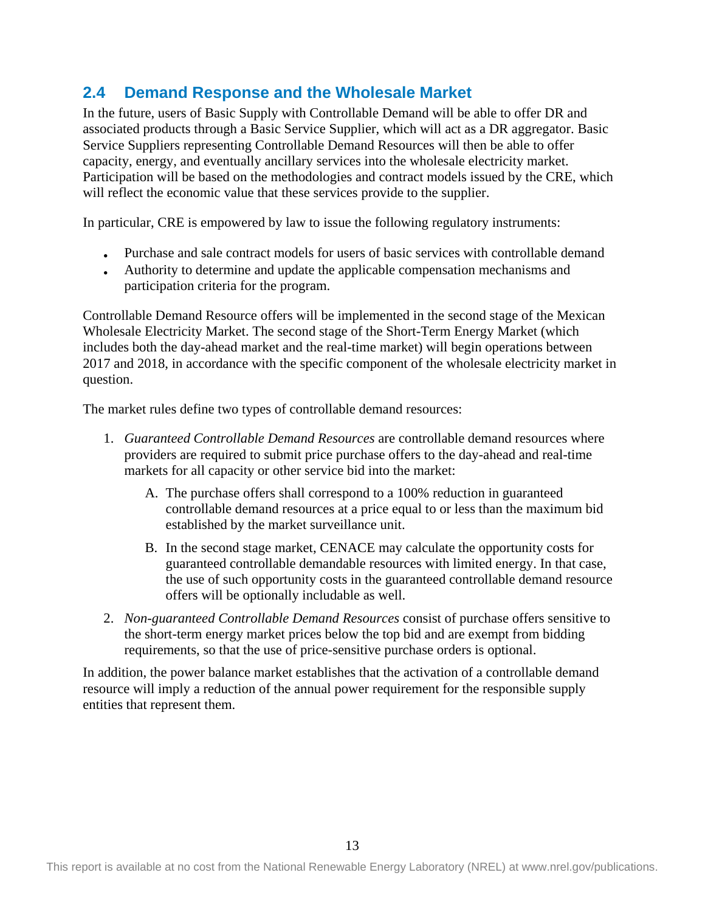## 2.4 Demand Response and the Wholesale Market

In the future, users of Basic Supply with Controllable Demand will be able to offer DR and associated products through a Basic Service Supplier, which will act as a DR aggregator. Basic Service Suppliers representing Controllable Demand Resources will then be able to offer capacity, energy, and eventually ancillary services into the wholesale electricity market. Participation will be based on the methodologies and contract models issued by the CRE, which will reflect the economic value that these services provide to the supplier.

In particular, CRE is empowered by law to issue the following regulatory instruments:

- Purchase and sale contract models for users of basic services with controllable demand
- Authority to determine and update the applicable compensation mechanisms and participation criteria for the program.

Controllable Demand Resource offers will be implemented in the second stage of the Mexican Wholesale Electricity Market. The second stage of the Short-Term Energy Market (which includes both the day-ahead market and the real-time market) will begin operations between 2017 and 2018, in accordance with the specific component of the wholesale electricity market in question.

The market rules define two types of controllable demand resources:

1. *Guaranteed Controllable Demand Resources* are controllable demand resources where providers are required to submit price purchase offers to the day-ahead and real-time markets for all capacity or other service bid into the market:
   A. The purchase offers shall correspond to a 100% reduction in guaranteed controllable demand resources at a price equal to or less than the maximum bid established by the market surveillance unit.
   B. In the second stage market, CENACE may calculate the opportunity costs for guaranteed controllable demandable resources with limited energy. In that case, the use of such opportunity costs in the guaranteed controllable demand resource offers will be optionally includable as well.
2. *Non-guaranteed Controllable Demand Resources* consist of purchase offers sensitive to the short-term energy market prices below the top bid and are exempt from bidding requirements, so that the use of price-sensitive purchase orders is optional.

In addition, the power balance market establishes that the activation of a controllable demand resource will imply a reduction of the annual power requirement for the responsible supply entities that represent them.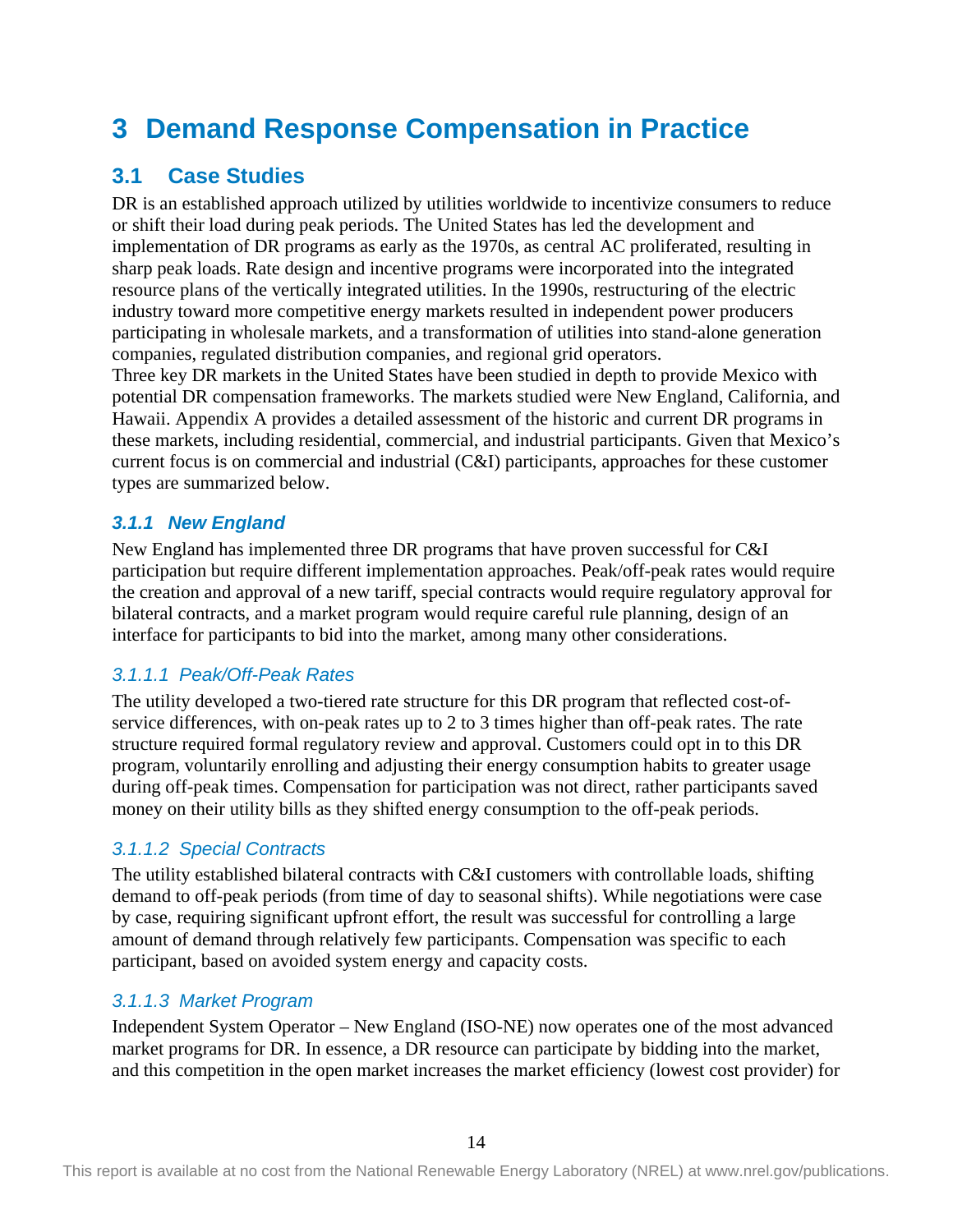# 3 Demand Response Compensation in Practice

## 3.1 Case Studies

DR is an established approach utilized by utilities worldwide to incentivize consumers to reduce or shift their load during peak periods. The United States has led the development and implementation of DR programs as early as the 1970s, as central AC proliferated, resulting in sharp peak loads. Rate design and incentive programs were incorporated into the integrated resource plans of the vertically integrated utilities. In the 1990s, restructuring of the electric industry toward more competitive energy markets resulted in independent power producers participating in wholesale markets, and a transformation of utilities into stand-alone generation companies, regulated distribution companies, and regional grid operators.

Three key DR markets in the United States have been studied in depth to provide Mexico with potential DR compensation frameworks. The markets studied were New England, California, and Hawaii. Appendix A provides a detailed assessment of the historic and current DR programs in these markets, including residential, commercial, and industrial participants. Given that Mexico's current focus is on commercial and industrial (C&I) participants, approaches for these customer types are summarized below.

### *3.1.1 New England*

New England has implemented three DR programs that have proven successful for C&I participation but require different implementation approaches. Peak/off-peak rates would require the creation and approval of a new tariff, special contracts would require regulatory approval for bilateral contracts, and a market program would require careful rule planning, design of an interface for participants to bid into the market, among many other considerations.

#### *3.1.1.1 Peak/Off-Peak Rates*

The utility developed a two-tiered rate structure for this DR program that reflected cost-of-service differences, with on-peak rates up to 2 to 3 times higher than off-peak rates. The rate structure required formal regulatory review and approval. Customers could opt in to this DR program, voluntarily enrolling and adjusting their energy consumption habits to greater usage during off-peak times. Compensation for participation was not direct, rather participants saved money on their utility bills as they shifted energy consumption to the off-peak periods.

#### *3.1.1.2 Special Contracts*

The utility established bilateral contracts with C&I customers with controllable loads, shifting demand to off-peak periods (from time of day to seasonal shifts). While negotiations were case by case, requiring significant upfront effort, the result was successful for controlling a large amount of demand through relatively few participants. Compensation was specific to each participant, based on avoided system energy and capacity costs.

#### *3.1.1.3 Market Program*

Independent System Operator – New England (ISO-NE) now operates one of the most advanced market programs for DR. In essence, a DR resource can participate by bidding into the market, and this competition in the open market increases the market efficiency (lowest cost provider) for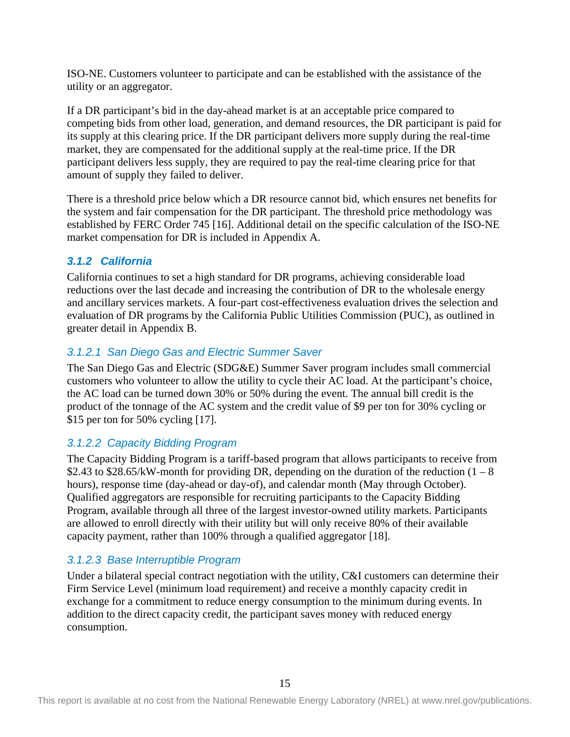ISO-NE. Customers volunteer to participate and can be established with the assistance of the utility or an aggregator.

If a DR participant's bid in the day-ahead market is at an acceptable price compared to competing bids from other load, generation, and demand resources, the DR participant is paid for its supply at this clearing price. If the DR participant delivers more supply during the real-time market, they are compensated for the additional supply at the real-time price. If the DR participant delivers less supply, they are required to pay the real-time clearing price for that amount of supply they failed to deliver.

There is a threshold price below which a DR resource cannot bid, which ensures net benefits for the system and fair compensation for the DR participant. The threshold price methodology was established by FERC Order 745 [16]. Additional detail on the specific calculation of the ISO-NE market compensation for DR is included in Appendix A.

### 3.1.2 California

California continues to set a high standard for DR programs, achieving considerable load reductions over the last decade and increasing the contribution of DR to the wholesale energy and ancillary services markets. A four-part cost-effectiveness evaluation drives the selection and evaluation of DR programs by the California Public Utilities Commission (PUC), as outlined in greater detail in Appendix B.

#### 3.1.2.1 San Diego Gas and Electric Summer Saver

The San Diego Gas and Electric (SDG&E) Summer Saver program includes small commercial customers who volunteer to allow the utility to cycle their AC load. At the participant's choice, the AC load can be turned down 30% or 50% during the event. The annual bill credit is the product of the tonnage of the AC system and the credit value of $9 per ton for 30% cycling or $15 per ton for 50% cycling [17].

#### 3.1.2.2 Capacity Bidding Program

The Capacity Bidding Program is a tariff-based program that allows participants to receive from $2.43 to $28.65/kW-month for providing DR, depending on the duration of the reduction (1 – 8 hours), response time (day-ahead or day-of), and calendar month (May through October). Qualified aggregators are responsible for recruiting participants to the Capacity Bidding Program, available through all three of the largest investor-owned utility markets. Participants are allowed to enroll directly with their utility but will only receive 80% of their available capacity payment, rather than 100% through a qualified aggregator [18].

#### 3.1.2.3 Base Interruptible Program

Under a bilateral special contract negotiation with the utility, C&I customers can determine their Firm Service Level (minimum load requirement) and receive a monthly capacity credit in exchange for a commitment to reduce energy consumption to the minimum during events. In addition to the direct capacity credit, the participant saves money with reduced energy consumption.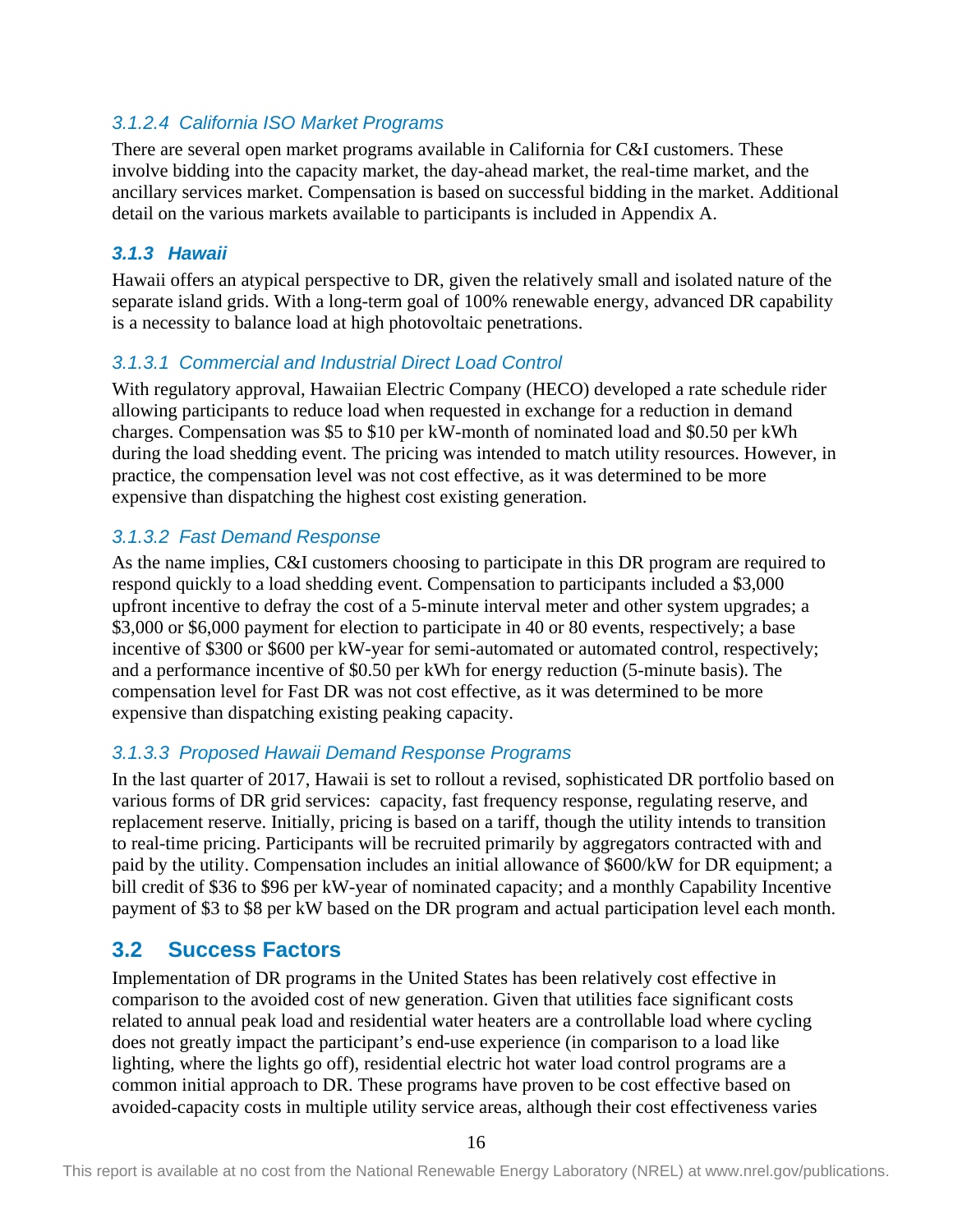#### 3.1.2.4 California ISO Market Programs

There are several open market programs available in California for C&I customers. These involve bidding into the capacity market, the day-ahead market, the real-time market, and the ancillary services market. Compensation is based on successful bidding in the market. Additional detail on the various markets available to participants is included in Appendix A.

### 3.1.3 Hawaii

Hawaii offers an atypical perspective to DR, given the relatively small and isolated nature of the separate island grids. With a long-term goal of 100% renewable energy, advanced DR capability is a necessity to balance load at high photovoltaic penetrations.

#### 3.1.3.1 Commercial and Industrial Direct Load Control

With regulatory approval, Hawaiian Electric Company (HECO) developed a rate schedule rider allowing participants to reduce load when requested in exchange for a reduction in demand charges. Compensation was $5 to $10 per kW-month of nominated load and $0.50 per kWh during the load shedding event. The pricing was intended to match utility resources. However, in practice, the compensation level was not cost effective, as it was determined to be more expensive than dispatching the highest cost existing generation.

#### 3.1.3.2 Fast Demand Response

As the name implies, C&I customers choosing to participate in this DR program are required to respond quickly to a load shedding event. Compensation to participants included a $3,000 upfront incentive to defray the cost of a 5-minute interval meter and other system upgrades; a $3,000 or $6,000 payment for election to participate in 40 or 80 events, respectively; a base incentive of $300 or $600 per kW-year for semi-automated or automated control, respectively; and a performance incentive of $0.50 per kWh for energy reduction (5-minute basis). The compensation level for Fast DR was not cost effective, as it was determined to be more expensive than dispatching existing peaking capacity.

#### 3.1.3.3 Proposed Hawaii Demand Response Programs

In the last quarter of 2017, Hawaii is set to rollout a revised, sophisticated DR portfolio based on various forms of DR grid services: capacity, fast frequency response, regulating reserve, and replacement reserve. Initially, pricing is based on a tariff, though the utility intends to transition to real-time pricing. Participants will be recruited primarily by aggregators contracted with and paid by the utility. Compensation includes an initial allowance of $600/kW for DR equipment; a bill credit of $36 to $96 per kW-year of nominated capacity; and a monthly Capability Incentive payment of $3 to $8 per kW based on the DR program and actual participation level each month.

## 3.2 Success Factors

Implementation of DR programs in the United States has been relatively cost effective in comparison to the avoided cost of new generation. Given that utilities face significant costs related to annual peak load and residential water heaters are a controllable load where cycling does not greatly impact the participant's end-use experience (in comparison to a load like lighting, where the lights go off), residential electric hot water load control programs are a common initial approach to DR. These programs have proven to be cost effective based on avoided-capacity costs in multiple utility service areas, although their cost effectiveness varies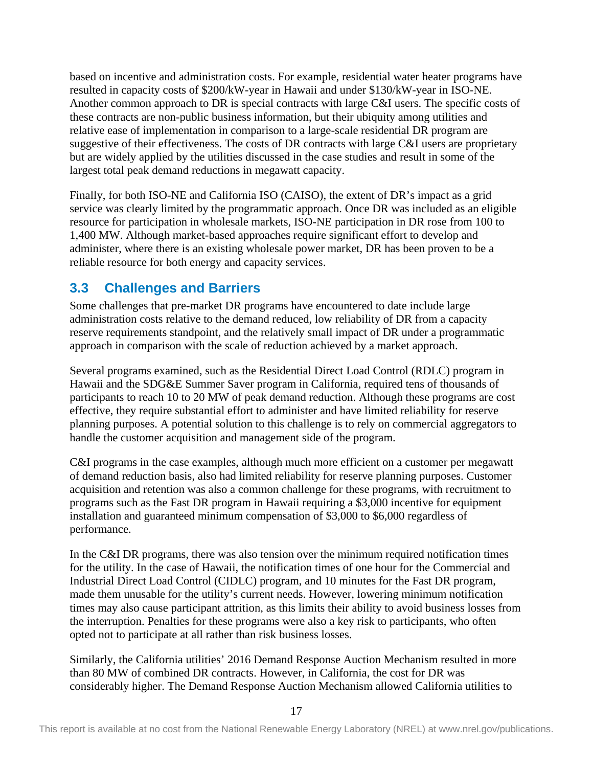based on incentive and administration costs. For example, residential water heater programs have resulted in capacity costs of \$200/kW-year in Hawaii and under \$130/kW-year in ISO-NE. Another common approach to DR is special contracts with large C&I users. The specific costs of these contracts are non-public business information, but their ubiquity among utilities and relative ease of implementation in comparison to a large-scale residential DR program are suggestive of their effectiveness. The costs of DR contracts with large C&I users are proprietary but are widely applied by the utilities discussed in the case studies and result in some of the largest total peak demand reductions in megawatt capacity.

Finally, for both ISO-NE and California ISO (CAISO), the extent of DR's impact as a grid service was clearly limited by the programmatic approach. Once DR was included as an eligible resource for participation in wholesale markets, ISO-NE participation in DR rose from 100 to 1,400 MW. Although market-based approaches require significant effort to develop and administer, where there is an existing wholesale power market, DR has been proven to be a reliable resource for both energy and capacity services.

## 3.3 Challenges and Barriers

Some challenges that pre-market DR programs have encountered to date include large administration costs relative to the demand reduced, low reliability of DR from a capacity reserve requirements standpoint, and the relatively small impact of DR under a programmatic approach in comparison with the scale of reduction achieved by a market approach.

Several programs examined, such as the Residential Direct Load Control (RDLC) program in Hawaii and the SDG&E Summer Saver program in California, required tens of thousands of participants to reach 10 to 20 MW of peak demand reduction. Although these programs are cost effective, they require substantial effort to administer and have limited reliability for reserve planning purposes. A potential solution to this challenge is to rely on commercial aggregators to handle the customer acquisition and management side of the program.

C&I programs in the case examples, although much more efficient on a customer per megawatt of demand reduction basis, also had limited reliability for reserve planning purposes. Customer acquisition and retention was also a common challenge for these programs, with recruitment to programs such as the Fast DR program in Hawaii requiring a \$3,000 incentive for equipment installation and guaranteed minimum compensation of \$3,000 to \$6,000 regardless of performance.

In the C&I DR programs, there was also tension over the minimum required notification times for the utility. In the case of Hawaii, the notification times of one hour for the Commercial and Industrial Direct Load Control (CIDLC) program, and 10 minutes for the Fast DR program, made them unusable for the utility's current needs. However, lowering minimum notification times may also cause participant attrition, as this limits their ability to avoid business losses from the interruption. Penalties for these programs were also a key risk to participants, who often opted not to participate at all rather than risk business losses.

Similarly, the California utilities' 2016 Demand Response Auction Mechanism resulted in more than 80 MW of combined DR contracts. However, in California, the cost for DR was considerably higher. The Demand Response Auction Mechanism allowed California utilities to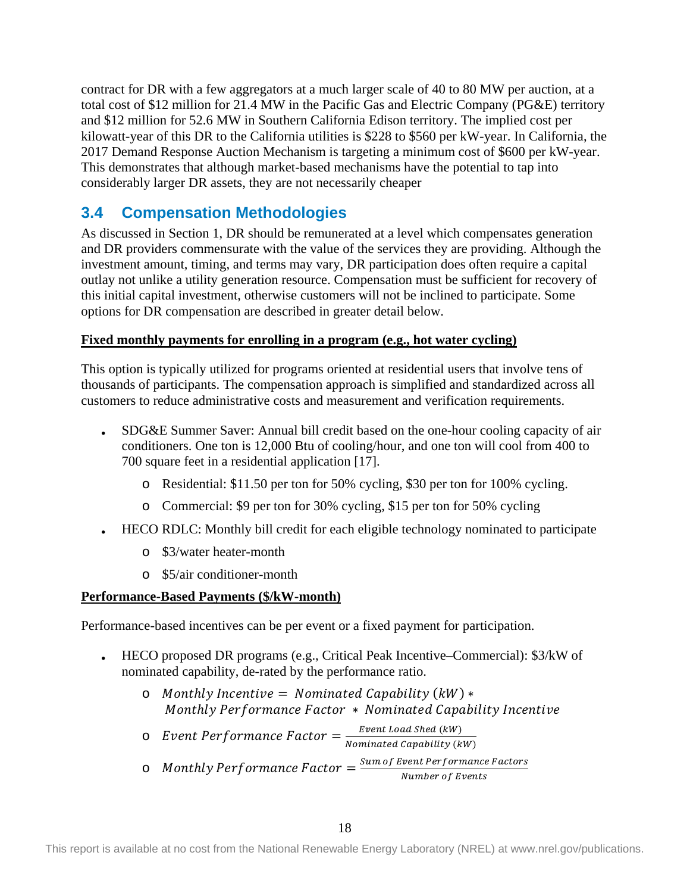contract for DR with a few aggregators at a much larger scale of 40 to 80 MW per auction, at a total cost of $12 million for 21.4 MW in the Pacific Gas and Electric Company (PG&E) territory and $12 million for 52.6 MW in Southern California Edison territory. The implied cost per kilowatt-year of this DR to the California utilities is $228 to $560 per kW-year. In California, the 2017 Demand Response Auction Mechanism is targeting a minimum cost of $600 per kW-year. This demonstrates that although market-based mechanisms have the potential to tap into considerably larger DR assets, they are not necessarily cheaper

## 3.4 Compensation Methodologies

As discussed in Section 1, DR should be remunerated at a level which compensates generation and DR providers commensurate with the value of the services they are providing. Although the investment amount, timing, and terms may vary, DR participation does often require a capital outlay not unlike a utility generation resource. Compensation must be sufficient for recovery of this initial capital investment, otherwise customers will not be inclined to participate. Some options for DR compensation are described in greater detail below.

**Fixed monthly payments for enrolling in a program (e.g., hot water cycling)**

This option is typically utilized for programs oriented at residential users that involve tens of thousands of participants. The compensation approach is simplified and standardized across all customers to reduce administrative costs and measurement and verification requirements.

- SDG&E Summer Saver: Annual bill credit based on the one-hour cooling capacity of air conditioners. One ton is 12,000 Btu of cooling/hour, and one ton will cool from 400 to 700 square feet in a residential application [17].
  - Residential: $11.50 per ton for 50% cycling, $30 per ton for 100% cycling.
  - Commercial: $9 per ton for 30% cycling, $15 per ton for 50% cycling
- HECO RDLC: Monthly bill credit for each eligible technology nominated to participate
  - $3/water heater-month
  - $5/air conditioner-month

**Performance-Based Payments ($/kW-month)**

Performance-based incentives can be per event or a fixed payment for participation.

- HECO proposed DR programs (e.g., Critical Peak Incentive–Commercial): $3/kW of nominated capability, de-rated by the performance ratio.
  - $Monthly\ Incentive = Nominated\ Capability\ (kW) * Monthly\ Performance\ Factor\ * Nominated\ Capability\ Incentive$
  - $Event\ Performance\ Factor = \frac{Event\ Load\ Shed\ (kW)}{Nominated\ Capability\ (kW)}$
  - $Monthly\ Performance\ Factor = \frac{Sum\ of\ Event\ Performance\ Factors}{Number\ of\ Events}$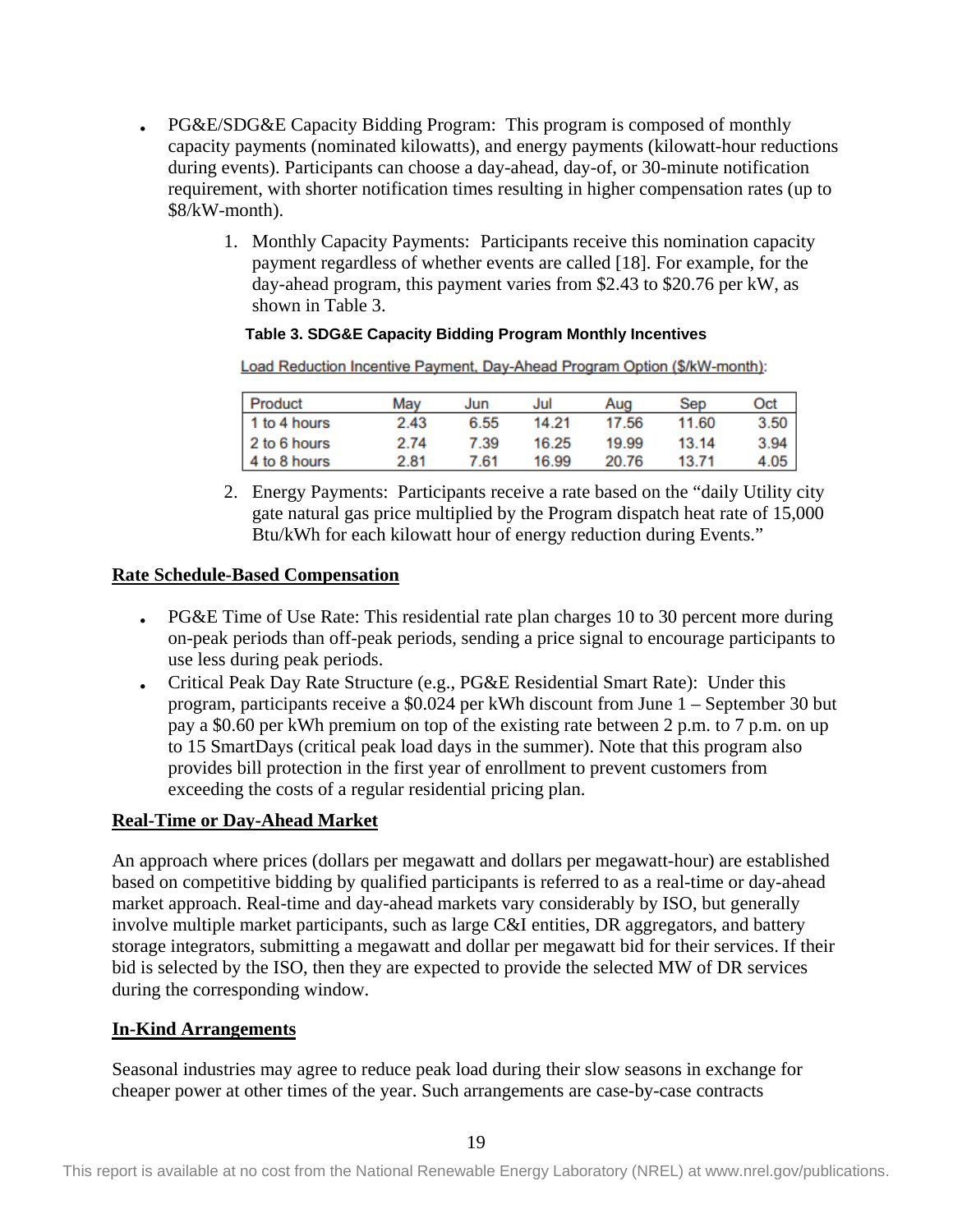- PG&E/SDG&E Capacity Bidding Program: This program is composed of monthly capacity payments (nominated kilowatts), and energy payments (kilowatt-hour reductions during events). Participants can choose a day-ahead, day-of, or 30-minute notification requirement, with shorter notification times resulting in higher compensation rates (up to $8/kW-month).

    1. Monthly Capacity Payments: Participants receive this nomination capacity payment regardless of whether events are called [18]. For example, for the day-ahead program, this payment varies from $2.43 to $20.76 per kW, as shown in Table 3.

    **Table 3. SDG&E Capacity Bidding Program Monthly Incentives**

    Load Reduction Incentive Payment, Day-Ahead Program Option ($/kW-month):

    | Product | May | Jun | Jul | Aug | Sep | Oct |
    |---|---|---|---|---|---|---|
    | 1 to 4 hours | 2.43 | 6.55 | 14.21 | 17.56 | 11.60 | 3.50 |
    | 2 to 6 hours | 2.74 | 7.39 | 16.25 | 19.99 | 13.14 | 3.94 |
    | 4 to 8 hours | 2.81 | 7.61 | 16.99 | 20.76 | 13.71 | 4.05 |

    2. Energy Payments: Participants receive a rate based on the "daily Utility city gate natural gas price multiplied by the Program dispatch heat rate of 15,000 Btu/kWh for each kilowatt hour of energy reduction during Events."

**Rate Schedule-Based Compensation**

- PG&E Time of Use Rate: This residential rate plan charges 10 to 30 percent more during on-peak periods than off-peak periods, sending a price signal to encourage participants to use less during peak periods.
- Critical Peak Day Rate Structure (e.g., PG&E Residential Smart Rate): Under this program, participants receive a $0.024 per kWh discount from June 1 – September 30 but pay a $0.60 per kWh premium on top of the existing rate between 2 p.m. to 7 p.m. on up to 15 SmartDays (critical peak load days in the summer). Note that this program also provides bill protection in the first year of enrollment to prevent customers from exceeding the costs of a regular residential pricing plan.

**Real-Time or Day-Ahead Market**

An approach where prices (dollars per megawatt and dollars per megawatt-hour) are established based on competitive bidding by qualified participants is referred to as a real-time or day-ahead market approach. Real-time and day-ahead markets vary considerably by ISO, but generally involve multiple market participants, such as large C&I entities, DR aggregators, and battery storage integrators, submitting a megawatt and dollar per megawatt bid for their services. If their bid is selected by the ISO, then they are expected to provide the selected MW of DR services during the corresponding window.

**In-Kind Arrangements**

Seasonal industries may agree to reduce peak load during their slow seasons in exchange for cheaper power at other times of the year. Such arrangements are case-by-case contracts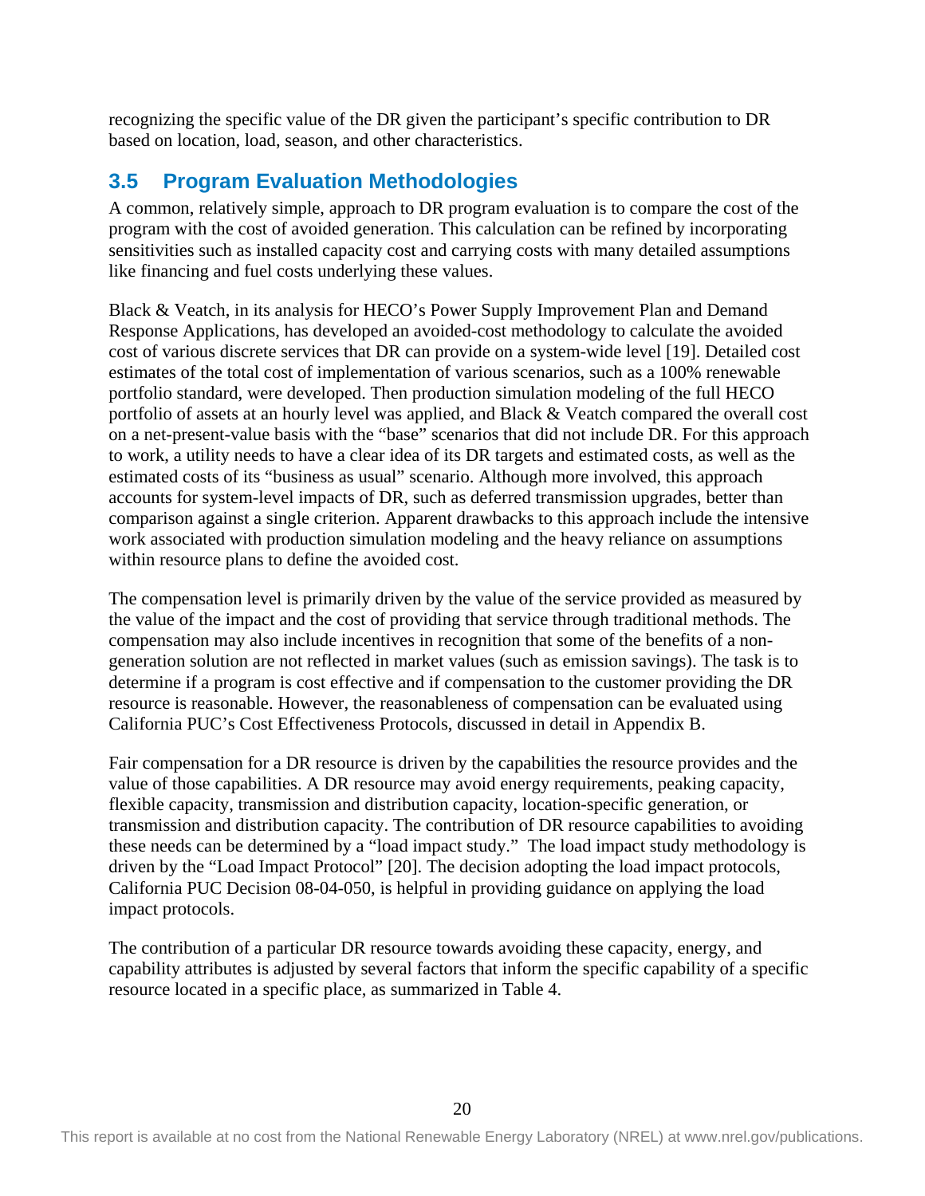recognizing the specific value of the DR given the participant's specific contribution to DR based on location, load, season, and other characteristics.

## 3.5 Program Evaluation Methodologies

A common, relatively simple, approach to DR program evaluation is to compare the cost of the program with the cost of avoided generation. This calculation can be refined by incorporating sensitivities such as installed capacity cost and carrying costs with many detailed assumptions like financing and fuel costs underlying these values.

Black & Veatch, in its analysis for HECO's Power Supply Improvement Plan and Demand Response Applications, has developed an avoided-cost methodology to calculate the avoided cost of various discrete services that DR can provide on a system-wide level [19]. Detailed cost estimates of the total cost of implementation of various scenarios, such as a 100% renewable portfolio standard, were developed. Then production simulation modeling of the full HECO portfolio of assets at an hourly level was applied, and Black & Veatch compared the overall cost on a net-present-value basis with the "base" scenarios that did not include DR. For this approach to work, a utility needs to have a clear idea of its DR targets and estimated costs, as well as the estimated costs of its "business as usual" scenario. Although more involved, this approach accounts for system-level impacts of DR, such as deferred transmission upgrades, better than comparison against a single criterion. Apparent drawbacks to this approach include the intensive work associated with production simulation modeling and the heavy reliance on assumptions within resource plans to define the avoided cost.

The compensation level is primarily driven by the value of the service provided as measured by the value of the impact and the cost of providing that service through traditional methods. The compensation may also include incentives in recognition that some of the benefits of a non-generation solution are not reflected in market values (such as emission savings). The task is to determine if a program is cost effective and if compensation to the customer providing the DR resource is reasonable. However, the reasonableness of compensation can be evaluated using California PUC's Cost Effectiveness Protocols, discussed in detail in Appendix B.

Fair compensation for a DR resource is driven by the capabilities the resource provides and the value of those capabilities. A DR resource may avoid energy requirements, peaking capacity, flexible capacity, transmission and distribution capacity, location-specific generation, or transmission and distribution capacity. The contribution of DR resource capabilities to avoiding these needs can be determined by a "load impact study." The load impact study methodology is driven by the "Load Impact Protocol" [20]. The decision adopting the load impact protocols, California PUC Decision 08-04-050, is helpful in providing guidance on applying the load impact protocols.

The contribution of a particular DR resource towards avoiding these capacity, energy, and capability attributes is adjusted by several factors that inform the specific capability of a specific resource located in a specific place, as summarized in Table 4.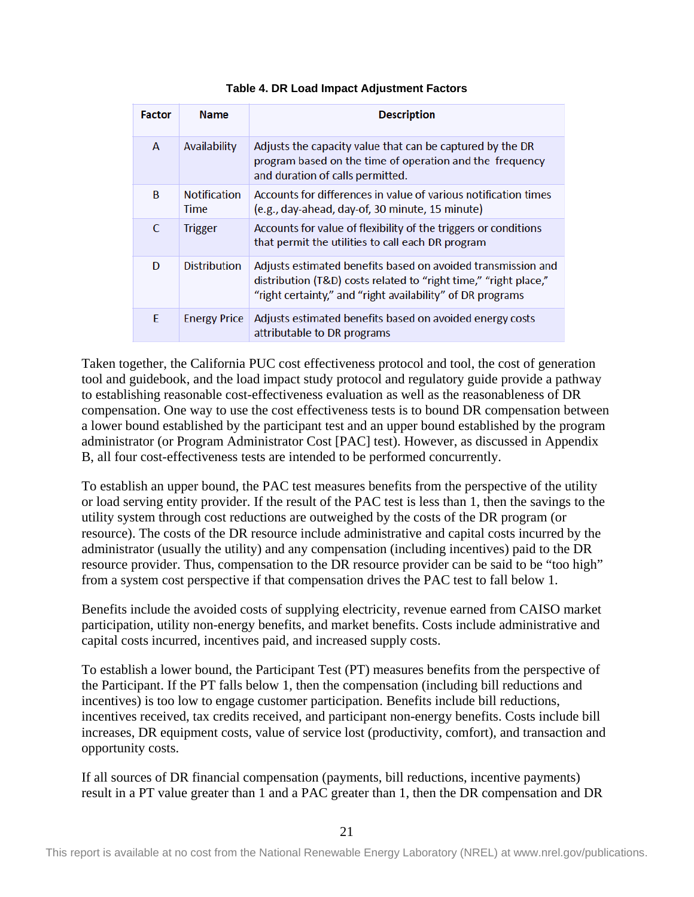**Table 4. DR Load Impact Adjustment Factors**

| Factor | Name | Description |
|---|---|---|
| A | Availability | Adjusts the capacity value that can be captured by the DR program based on the time of operation and the frequency and duration of calls permitted. |
| B | Notification Time | Accounts for differences in value of various notification times (e.g., day-ahead, day-of, 30 minute, 15 minute) |
| C | Trigger | Accounts for value of flexibility of the triggers or conditions that permit the utilities to call each DR program |
| D | Distribution | Adjusts estimated benefits based on avoided transmission and distribution (T&D) costs related to "right time," "right place," "right certainty," and "right availability" of DR programs |
| E | Energy Price | Adjusts estimated benefits based on avoided energy costs attributable to DR programs |

Taken together, the California PUC cost effectiveness protocol and tool, the cost of generation tool and guidebook, and the load impact study protocol and regulatory guide provide a pathway to establishing reasonable cost-effectiveness evaluation as well as the reasonableness of DR compensation. One way to use the cost effectiveness tests is to bound DR compensation between a lower bound established by the participant test and an upper bound established by the program administrator (or Program Administrator Cost [PAC] test). However, as discussed in Appendix B, all four cost-effectiveness tests are intended to be performed concurrently.

To establish an upper bound, the PAC test measures benefits from the perspective of the utility or load serving entity provider. If the result of the PAC test is less than 1, then the savings to the utility system through cost reductions are outweighed by the costs of the DR program (or resource). The costs of the DR resource include administrative and capital costs incurred by the administrator (usually the utility) and any compensation (including incentives) paid to the DR resource provider. Thus, compensation to the DR resource provider can be said to be "too high" from a system cost perspective if that compensation drives the PAC test to fall below 1.

Benefits include the avoided costs of supplying electricity, revenue earned from CAISO market participation, utility non-energy benefits, and market benefits. Costs include administrative and capital costs incurred, incentives paid, and increased supply costs.

To establish a lower bound, the Participant Test (PT) measures benefits from the perspective of the Participant. If the PT falls below 1, then the compensation (including bill reductions and incentives) is too low to engage customer participation. Benefits include bill reductions, incentives received, tax credits received, and participant non-energy benefits. Costs include bill increases, DR equipment costs, value of service lost (productivity, comfort), and transaction and opportunity costs.

If all sources of DR financial compensation (payments, bill reductions, incentive payments) result in a PT value greater than 1 and a PAC greater than 1, then the DR compensation and DR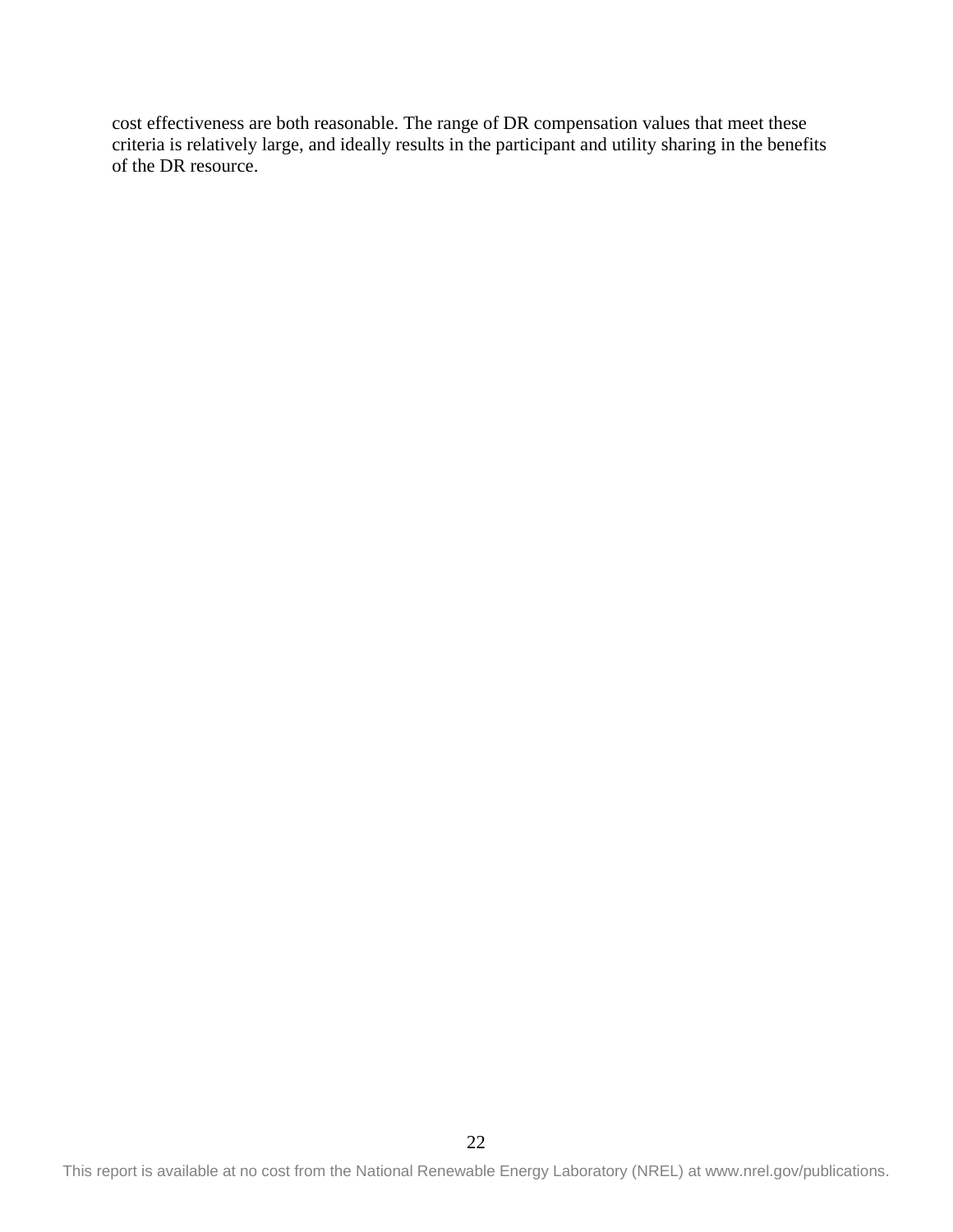cost effectiveness are both reasonable. The range of DR compensation values that meet these criteria is relatively large, and ideally results in the participant and utility sharing in the benefits of the DR resource.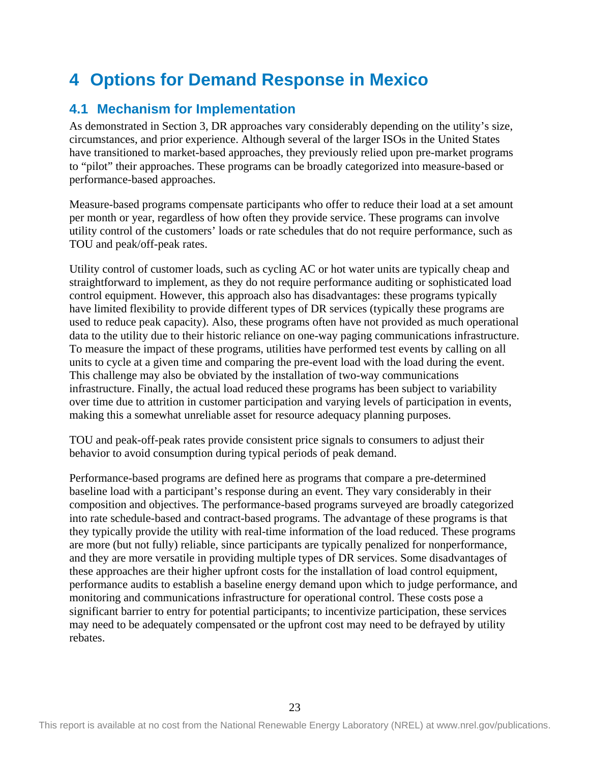# 4 Options for Demand Response in Mexico

## 4.1 Mechanism for Implementation

As demonstrated in Section 3, DR approaches vary considerably depending on the utility's size, circumstances, and prior experience. Although several of the larger ISOs in the United States have transitioned to market-based approaches, they previously relied upon pre-market programs to "pilot" their approaches. These programs can be broadly categorized into measure-based or performance-based approaches.

Measure-based programs compensate participants who offer to reduce their load at a set amount per month or year, regardless of how often they provide service. These programs can involve utility control of the customers' loads or rate schedules that do not require performance, such as TOU and peak/off-peak rates.

Utility control of customer loads, such as cycling AC or hot water units are typically cheap and straightforward to implement, as they do not require performance auditing or sophisticated load control equipment. However, this approach also has disadvantages: these programs typically have limited flexibility to provide different types of DR services (typically these programs are used to reduce peak capacity). Also, these programs often have not provided as much operational data to the utility due to their historic reliance on one-way paging communications infrastructure. To measure the impact of these programs, utilities have performed test events by calling on all units to cycle at a given time and comparing the pre-event load with the load during the event. This challenge may also be obviated by the installation of two-way communications infrastructure. Finally, the actual load reduced these programs has been subject to variability over time due to attrition in customer participation and varying levels of participation in events, making this a somewhat unreliable asset for resource adequacy planning purposes.

TOU and peak-off-peak rates provide consistent price signals to consumers to adjust their behavior to avoid consumption during typical periods of peak demand.

Performance-based programs are defined here as programs that compare a pre-determined baseline load with a participant's response during an event. They vary considerably in their composition and objectives. The performance-based programs surveyed are broadly categorized into rate schedule-based and contract-based programs. The advantage of these programs is that they typically provide the utility with real-time information of the load reduced. These programs are more (but not fully) reliable, since participants are typically penalized for nonperformance, and they are more versatile in providing multiple types of DR services. Some disadvantages of these approaches are their higher upfront costs for the installation of load control equipment, performance audits to establish a baseline energy demand upon which to judge performance, and monitoring and communications infrastructure for operational control. These costs pose a significant barrier to entry for potential participants; to incentivize participation, these services may need to be adequately compensated or the upfront cost may need to be defrayed by utility rebates.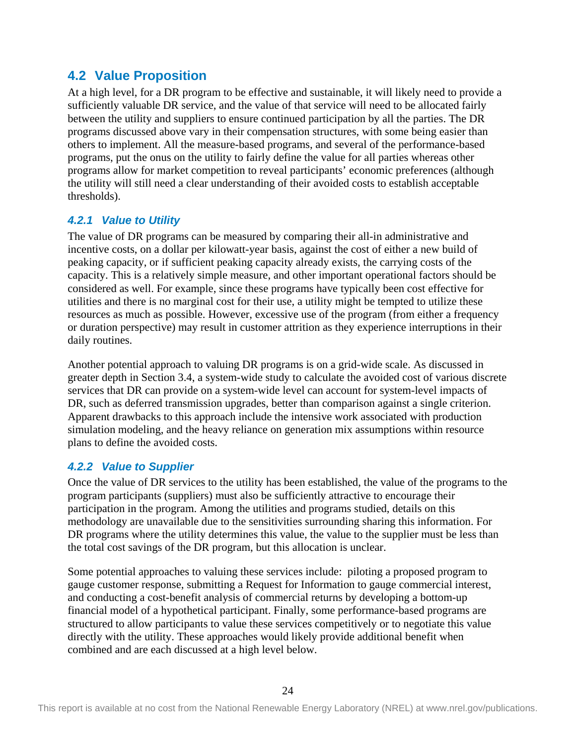## 4.2 Value Proposition

At a high level, for a DR program to be effective and sustainable, it will likely need to provide a sufficiently valuable DR service, and the value of that service will need to be allocated fairly between the utility and suppliers to ensure continued participation by all the parties. The DR programs discussed above vary in their compensation structures, with some being easier than others to implement. All the measure-based programs, and several of the performance-based programs, put the onus on the utility to fairly define the value for all parties whereas other programs allow for market competition to reveal participants' economic preferences (although the utility will still need a clear understanding of their avoided costs to establish acceptable thresholds).

### *4.2.1 Value to Utility*

The value of DR programs can be measured by comparing their all-in administrative and incentive costs, on a dollar per kilowatt-year basis, against the cost of either a new build of peaking capacity, or if sufficient peaking capacity already exists, the carrying costs of the capacity. This is a relatively simple measure, and other important operational factors should be considered as well. For example, since these programs have typically been cost effective for utilities and there is no marginal cost for their use, a utility might be tempted to utilize these resources as much as possible. However, excessive use of the program (from either a frequency or duration perspective) may result in customer attrition as they experience interruptions in their daily routines.

Another potential approach to valuing DR programs is on a grid-wide scale. As discussed in greater depth in Section 3.4, a system-wide study to calculate the avoided cost of various discrete services that DR can provide on a system-wide level can account for system-level impacts of DR, such as deferred transmission upgrades, better than comparison against a single criterion. Apparent drawbacks to this approach include the intensive work associated with production simulation modeling, and the heavy reliance on generation mix assumptions within resource plans to define the avoided costs.

### *4.2.2 Value to Supplier*

Once the value of DR services to the utility has been established, the value of the programs to the program participants (suppliers) must also be sufficiently attractive to encourage their participation in the program. Among the utilities and programs studied, details on this methodology are unavailable due to the sensitivities surrounding sharing this information. For DR programs where the utility determines this value, the value to the supplier must be less than the total cost savings of the DR program, but this allocation is unclear.

Some potential approaches to valuing these services include: piloting a proposed program to gauge customer response, submitting a Request for Information to gauge commercial interest, and conducting a cost-benefit analysis of commercial returns by developing a bottom-up financial model of a hypothetical participant. Finally, some performance-based programs are structured to allow participants to value these services competitively or to negotiate this value directly with the utility. These approaches would likely provide additional benefit when combined and are each discussed at a high level below.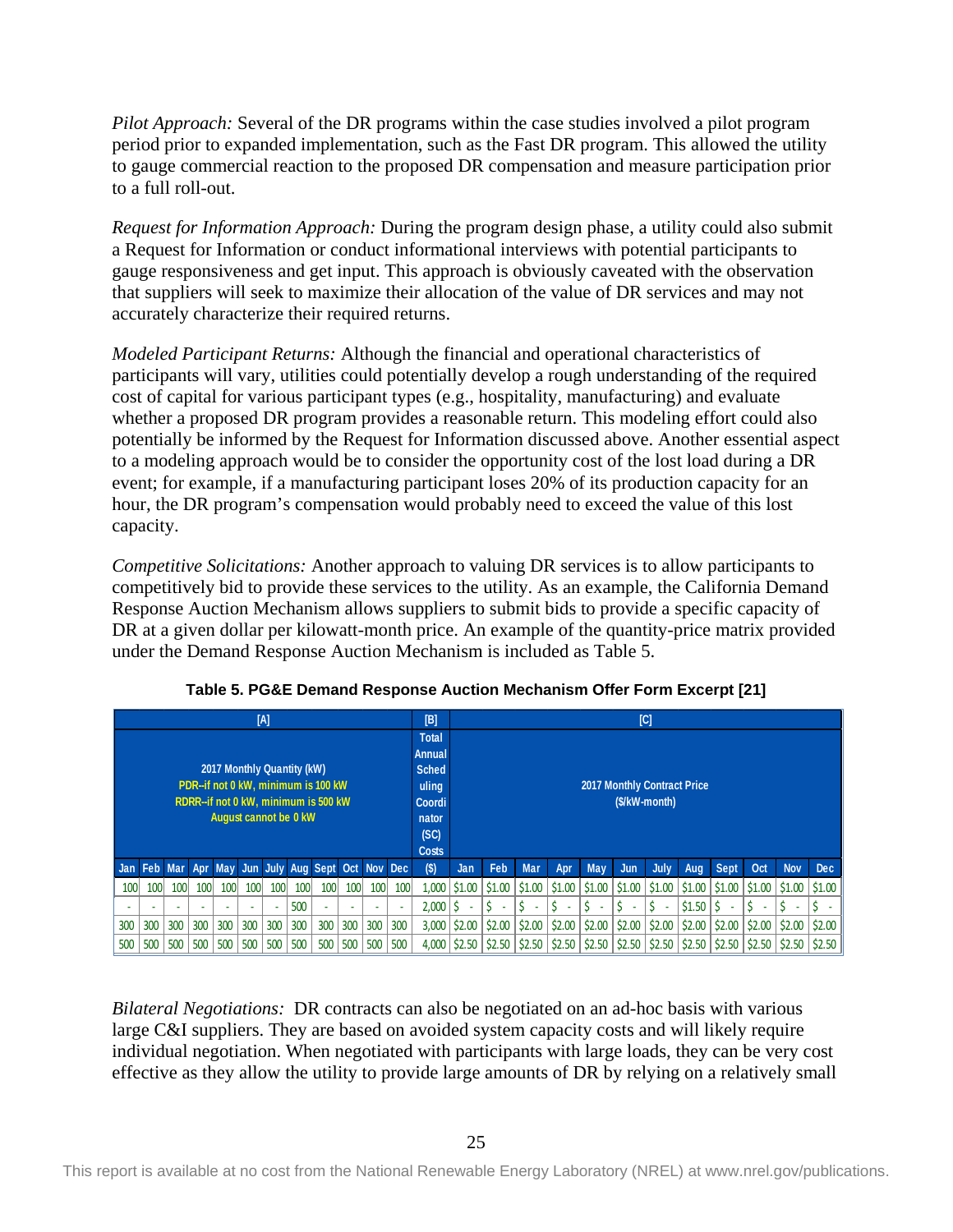*Pilot Approach:* Several of the DR programs within the case studies involved a pilot program period prior to expanded implementation, such as the Fast DR program. This allowed the utility to gauge commercial reaction to the proposed DR compensation and measure participation prior to a full roll-out.

*Request for Information Approach:* During the program design phase, a utility could also submit a Request for Information or conduct informational interviews with potential participants to gauge responsiveness and get input. This approach is obviously caveated with the observation that suppliers will seek to maximize their allocation of the value of DR services and may not accurately characterize their required returns.

*Modeled Participant Returns:* Although the financial and operational characteristics of participants will vary, utilities could potentially develop a rough understanding of the required cost of capital for various participant types (e.g., hospitality, manufacturing) and evaluate whether a proposed DR program provides a reasonable return. This modeling effort could also potentially be informed by the Request for Information discussed above. Another essential aspect to a modeling approach would be to consider the opportunity cost of the lost load during a DR event; for example, if a manufacturing participant loses 20% of its production capacity for an hour, the DR program's compensation would probably need to exceed the value of this lost capacity.

*Competitive Solicitations:* Another approach to valuing DR services is to allow participants to competitively bid to provide these services to the utility. As an example, the California Demand Response Auction Mechanism allows suppliers to submit bids to provide a specific capacity of DR at a given dollar per kilowatt-month price. An example of the quantity-price matrix provided under the Demand Response Auction Mechanism is included as Table 5.

**Table 5. PG&E Demand Response Auction Mechanism Offer Form Excerpt [21]**

| [A] | | | | | | | | | | | | [B] | [C] | | | | | | | | | | | |
|---|---|---|---|---|---|---|---|---|---|---|---|---|---|---|---|---|---|---|---|---|---|---|---|---|
| 2017 Monthly Quantity (kW) PDR--if not 0 kW, minimum is 100 kW RDRR--if not 0 kW, minimum is 500 kW August cannot be 0 kW | | | | | | | | | | | | Total Annual Scheduling Coordinator (SC) Costs | 2017 Monthly Contract Price ($/kW-month) | | | | | | | | | | | |
| Jan | Feb | Mar | Apr | May | Jun | July | Aug | Sept | Oct | Nov | Dec | ($) | Jan | Feb | Mar | Apr | May | Jun | July | Aug | Sept | Oct | Nov | Dec |
| 100 | 100 | 100 | 100 | 100 | 100 | 100 | 100 | 100 | 100 | 100 | 100 | 1,000 | $1.00 | $1.00 | $1.00 | $1.00 | $1.00 | $1.00 | $1.00 | $1.00 | $1.00 | $1.00 | $1.00 | $1.00 |
| - | - | - | - | - | - | - | 500 | - | - | - | - | 2,000 | $ - | $ - | $ - | $ - | $ - | $ - | $ - | $1.50 | $ - | $ - | $ - | $ - |
| 300 | 300 | 300 | 300 | 300 | 300 | 300 | 300 | 300 | 300 | 300 | 300 | 3,000 | $2.00 | $2.00 | $2.00 | $2.00 | $2.00 | $2.00 | $2.00 | $2.00 | $2.00 | $2.00 | $2.00 | $2.00 |
| 500 | 500 | 500 | 500 | 500 | 500 | 500 | 500 | 500 | 500 | 500 | 500 | 4,000 | $2.50 | $2.50 | $2.50 | $2.50 | $2.50 | $2.50 | $2.50 | $2.50 | $2.50 | $2.50 | $2.50 | $2.50 |

*Bilateral Negotiations:* DR contracts can also be negotiated on an ad-hoc basis with various large C&I suppliers. They are based on avoided system capacity costs and will likely require individual negotiation. When negotiated with participants with large loads, they can be very cost effective as they allow the utility to provide large amounts of DR by relying on a relatively small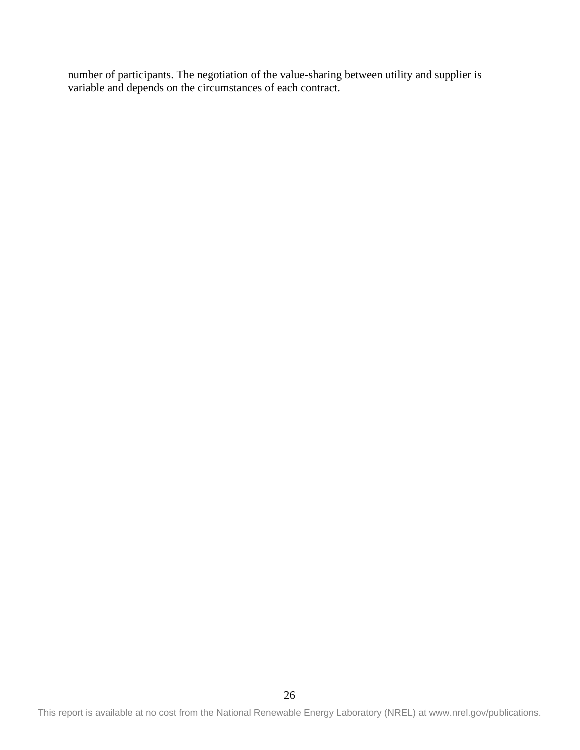number of participants. The negotiation of the value-sharing between utility and supplier is variable and depends on the circumstances of each contract.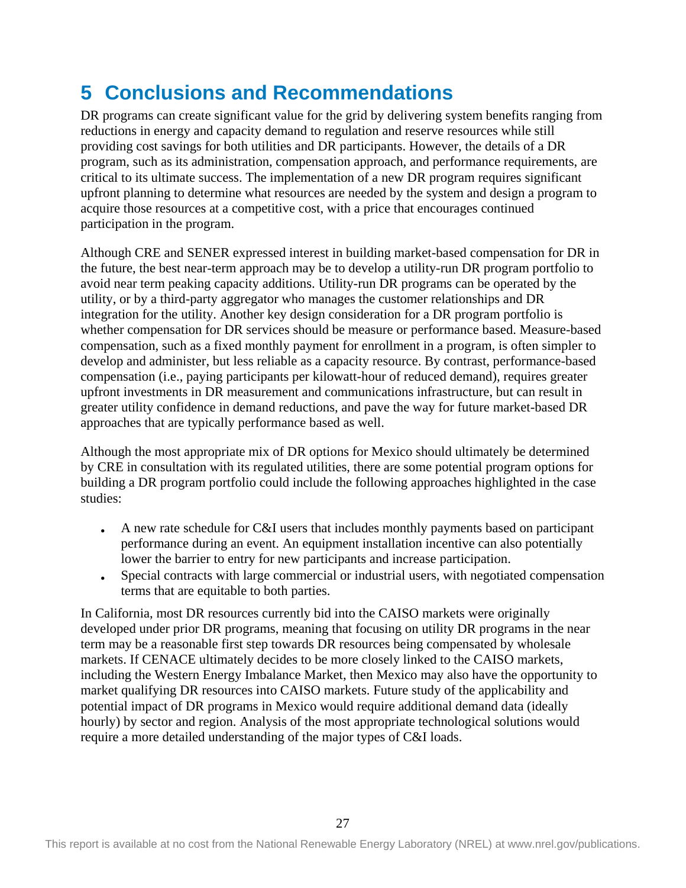# 5 Conclusions and Recommendations

DR programs can create significant value for the grid by delivering system benefits ranging from reductions in energy and capacity demand to regulation and reserve resources while still providing cost savings for both utilities and DR participants. However, the details of a DR program, such as its administration, compensation approach, and performance requirements, are critical to its ultimate success. The implementation of a new DR program requires significant upfront planning to determine what resources are needed by the system and design a program to acquire those resources at a competitive cost, with a price that encourages continued participation in the program.

Although CRE and SENER expressed interest in building market-based compensation for DR in the future, the best near-term approach may be to develop a utility-run DR program portfolio to avoid near term peaking capacity additions. Utility-run DR programs can be operated by the utility, or by a third-party aggregator who manages the customer relationships and DR integration for the utility. Another key design consideration for a DR program portfolio is whether compensation for DR services should be measure or performance based. Measure-based compensation, such as a fixed monthly payment for enrollment in a program, is often simpler to develop and administer, but less reliable as a capacity resource. By contrast, performance-based compensation (i.e., paying participants per kilowatt-hour of reduced demand), requires greater upfront investments in DR measurement and communications infrastructure, but can result in greater utility confidence in demand reductions, and pave the way for future market-based DR approaches that are typically performance based as well.

Although the most appropriate mix of DR options for Mexico should ultimately be determined by CRE in consultation with its regulated utilities, there are some potential program options for building a DR program portfolio could include the following approaches highlighted in the case studies:

- A new rate schedule for C&I users that includes monthly payments based on participant performance during an event. An equipment installation incentive can also potentially lower the barrier to entry for new participants and increase participation.
- Special contracts with large commercial or industrial users, with negotiated compensation terms that are equitable to both parties.

In California, most DR resources currently bid into the CAISO markets were originally developed under prior DR programs, meaning that focusing on utility DR programs in the near term may be a reasonable first step towards DR resources being compensated by wholesale markets. If CENACE ultimately decides to be more closely linked to the CAISO markets, including the Western Energy Imbalance Market, then Mexico may also have the opportunity to market qualifying DR resources into CAISO markets. Future study of the applicability and potential impact of DR programs in Mexico would require additional demand data (ideally hourly) by sector and region. Analysis of the most appropriate technological solutions would require a more detailed understanding of the major types of C&I loads.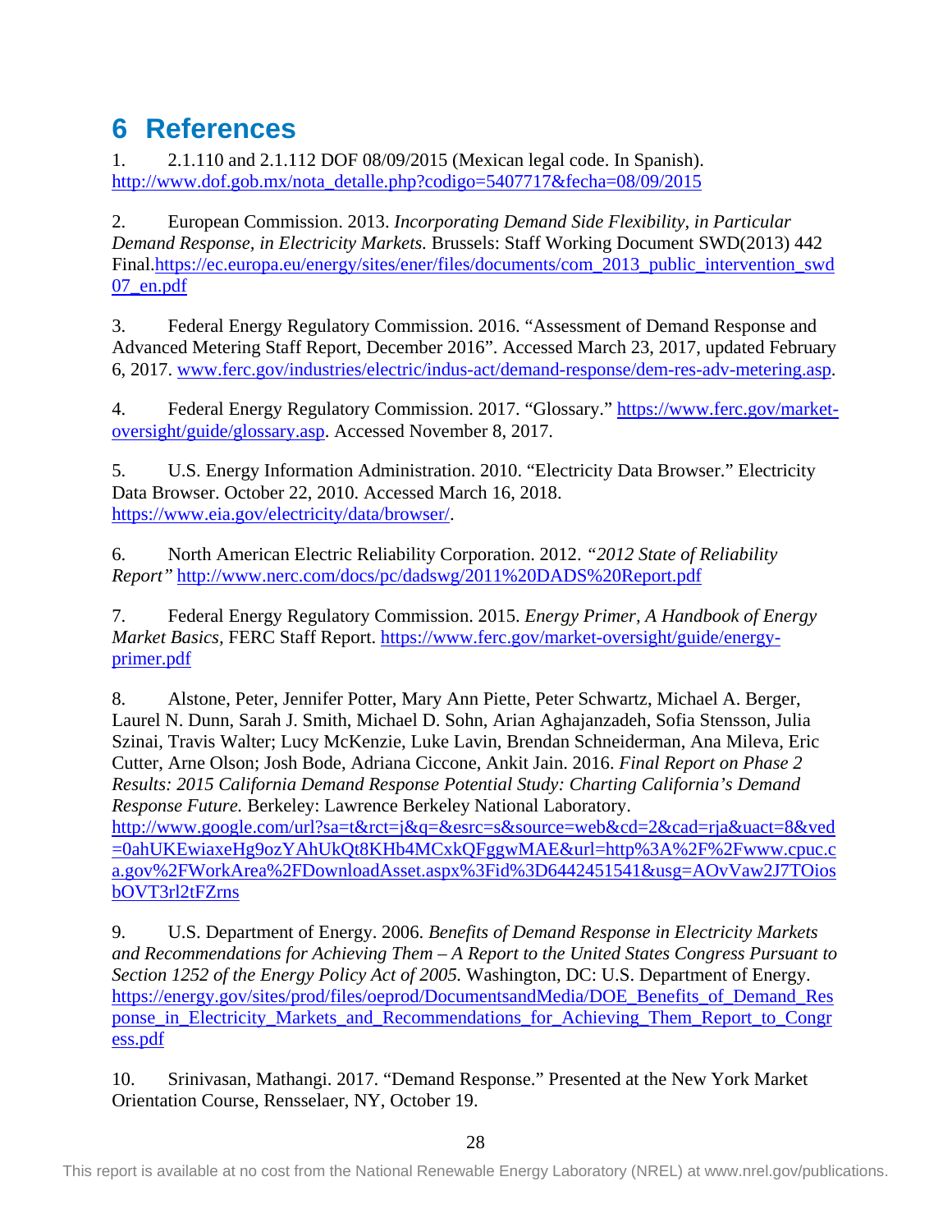# 6 References

1. 2.1.110 and 2.1.112 DOF 08/09/2015 (Mexican legal code. In Spanish). http://www.dof.gob.mx/nota_detalle.php?codigo=5407717&fecha=08/09/2015

2. European Commission. 2013. *Incorporating Demand Side Flexibility, in Particular Demand Response, in Electricity Markets.* Brussels: Staff Working Document SWD(2013) 442 Final.https://ec.europa.eu/energy/sites/ener/files/documents/com_2013_public_intervention_swd07_en.pdf

3. Federal Energy Regulatory Commission. 2016. "Assessment of Demand Response and Advanced Metering Staff Report, December 2016". Accessed March 23, 2017, updated February 6, 2017. www.ferc.gov/industries/electric/indus-act/demand-response/dem-res-adv-metering.asp.

4. Federal Energy Regulatory Commission. 2017. "Glossary." https://www.ferc.gov/market-oversight/guide/glossary.asp. Accessed November 8, 2017.

5. U.S. Energy Information Administration. 2010. "Electricity Data Browser." Electricity Data Browser. October 22, 2010. Accessed March 16, 2018. https://www.eia.gov/electricity/data/browser/.

6. North American Electric Reliability Corporation. 2012. *"2012 State of Reliability Report"* http://www.nerc.com/docs/pc/dadswg/2011%20DADS%20Report.pdf

7. Federal Energy Regulatory Commission. 2015. *Energy Primer, A Handbook of Energy Market Basics*, FERC Staff Report. https://www.ferc.gov/market-oversight/guide/energy-primer.pdf

8. Alstone, Peter, Jennifer Potter, Mary Ann Piette, Peter Schwartz, Michael A. Berger, Laurel N. Dunn, Sarah J. Smith, Michael D. Sohn, Arian Aghajanzadeh, Sofia Stensson, Julia Szinai, Travis Walter; Lucy McKenzie, Luke Lavin, Brendan Schneiderman, Ana Mileva, Eric Cutter, Arne Olson; Josh Bode, Adriana Ciccone, Ankit Jain. 2016. *Final Report on Phase 2 Results: 2015 California Demand Response Potential Study: Charting California's Demand Response Future.* Berkeley: Lawrence Berkeley National Laboratory. http://www.google.com/url?sa=t&rct=j&q=&esrc=s&source=web&cd=2&cad=rja&uact=8&ved=0ahUKEwiaxeHg9ozYAhUkQt8KHb4MCxkQFggwMAE&url=http%3A%2F%2Fwww.cpuc.ca.gov%2FWorkArea%2FDownloadAsset.aspx%3Fid%3D6442451541&usg=AOvVaw2J7TOiosbOVT3rl2tFZrns

9. U.S. Department of Energy. 2006. *Benefits of Demand Response in Electricity Markets and Recommendations for Achieving Them – A Report to the United States Congress Pursuant to Section 1252 of the Energy Policy Act of 2005.* Washington, DC: U.S. Department of Energy. https://energy.gov/sites/prod/files/oeprod/DocumentsandMedia/DOE_Benefits_of_Demand_Response_in_Electricity_Markets_and_Recommendations_for_Achieving_Them_Report_to_Congress.pdf

10. Srinivasan, Mathangi. 2017. "Demand Response." Presented at the New York Market Orientation Course, Rensselaer, NY, October 19.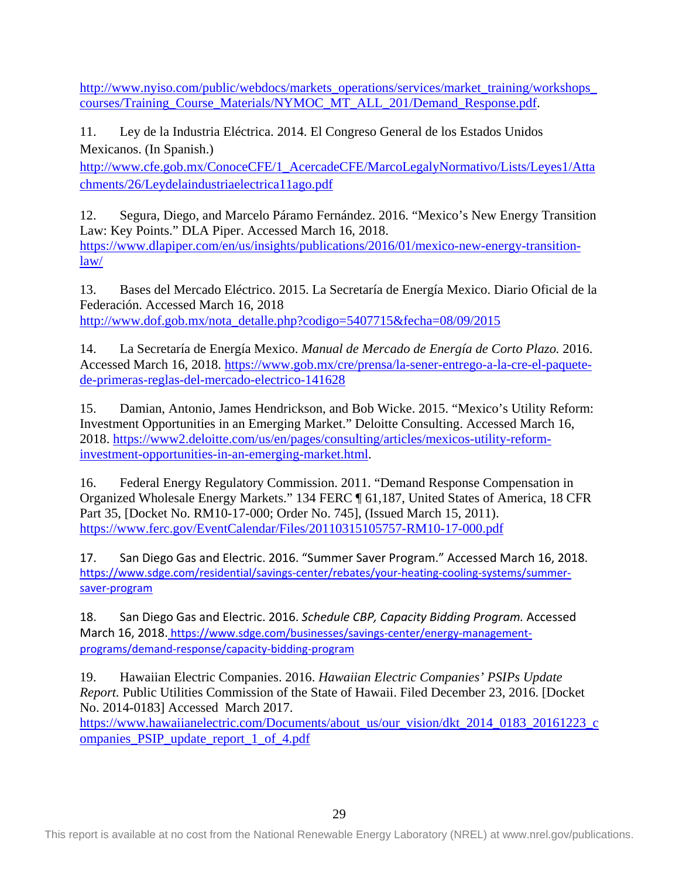http://www.nyiso.com/public/webdocs/markets_operations/services/market_training/workshops_courses/Training_Course_Materials/NYMOC_MT_ALL_201/Demand_Response.pdf.

11. Ley de la Industria Eléctrica. 2014. El Congreso General de los Estados Unidos Mexicanos. (In Spanish.) http://www.cfe.gob.mx/ConoceCFE/1_AcercadeCFE/MarcoLegalyNormativo/Lists/Leyes1/Attachments/26/Leydelaindustriaelectrica11ago.pdf

12. Segura, Diego, and Marcelo Páramo Fernández. 2016. "Mexico's New Energy Transition Law: Key Points." DLA Piper. Accessed March 16, 2018. https://www.dlapiper.com/en/us/insights/publications/2016/01/mexico-new-energy-transition-law/

13. Bases del Mercado Eléctrico. 2015. La Secretaría de Energía Mexico. Diario Oficial de la Federación. Accessed March 16, 2018 http://www.dof.gob.mx/nota_detalle.php?codigo=5407715&fecha=08/09/2015

14. La Secretaría de Energía Mexico. *Manual de Mercado de Energía de Corto Plazo.* 2016. Accessed March 16, 2018. https://www.gob.mx/cre/prensa/la-sener-entrego-a-la-cre-el-paquete-de-primeras-reglas-del-mercado-electrico-141628

15. Damian, Antonio, James Hendrickson, and Bob Wicke. 2015. "Mexico's Utility Reform: Investment Opportunities in an Emerging Market." Deloitte Consulting. Accessed March 16, 2018. https://www2.deloitte.com/us/en/pages/consulting/articles/mexicos-utility-reform-investment-opportunities-in-an-emerging-market.html.

16. Federal Energy Regulatory Commission. 2011. "Demand Response Compensation in Organized Wholesale Energy Markets." 134 FERC ¶ 61,187, United States of America, 18 CFR Part 35, [Docket No. RM10-17-000; Order No. 745], (Issued March 15, 2011). https://www.ferc.gov/EventCalendar/Files/20110315105757-RM10-17-000.pdf

17. San Diego Gas and Electric. 2016. "Summer Saver Program." Accessed March 16, 2018. https://www.sdge.com/residential/savings-center/rebates/your-heating-cooling-systems/summer-saver-program

18. San Diego Gas and Electric. 2016. *Schedule CBP, Capacity Bidding Program.* Accessed March 16, 2018. https://www.sdge.com/businesses/savings-center/energy-management-programs/demand-response/capacity-bidding-program

19. Hawaiian Electric Companies. 2016. *Hawaiian Electric Companies' PSIPs Update Report.* Public Utilities Commission of the State of Hawaii. Filed December 23, 2016. [Docket No. 2014-0183] Accessed March 2017. https://www.hawaiianelectric.com/Documents/about_us/our_vision/dkt_2014_0183_20161223_companies_PSIP_update_report_1_of_4.pdf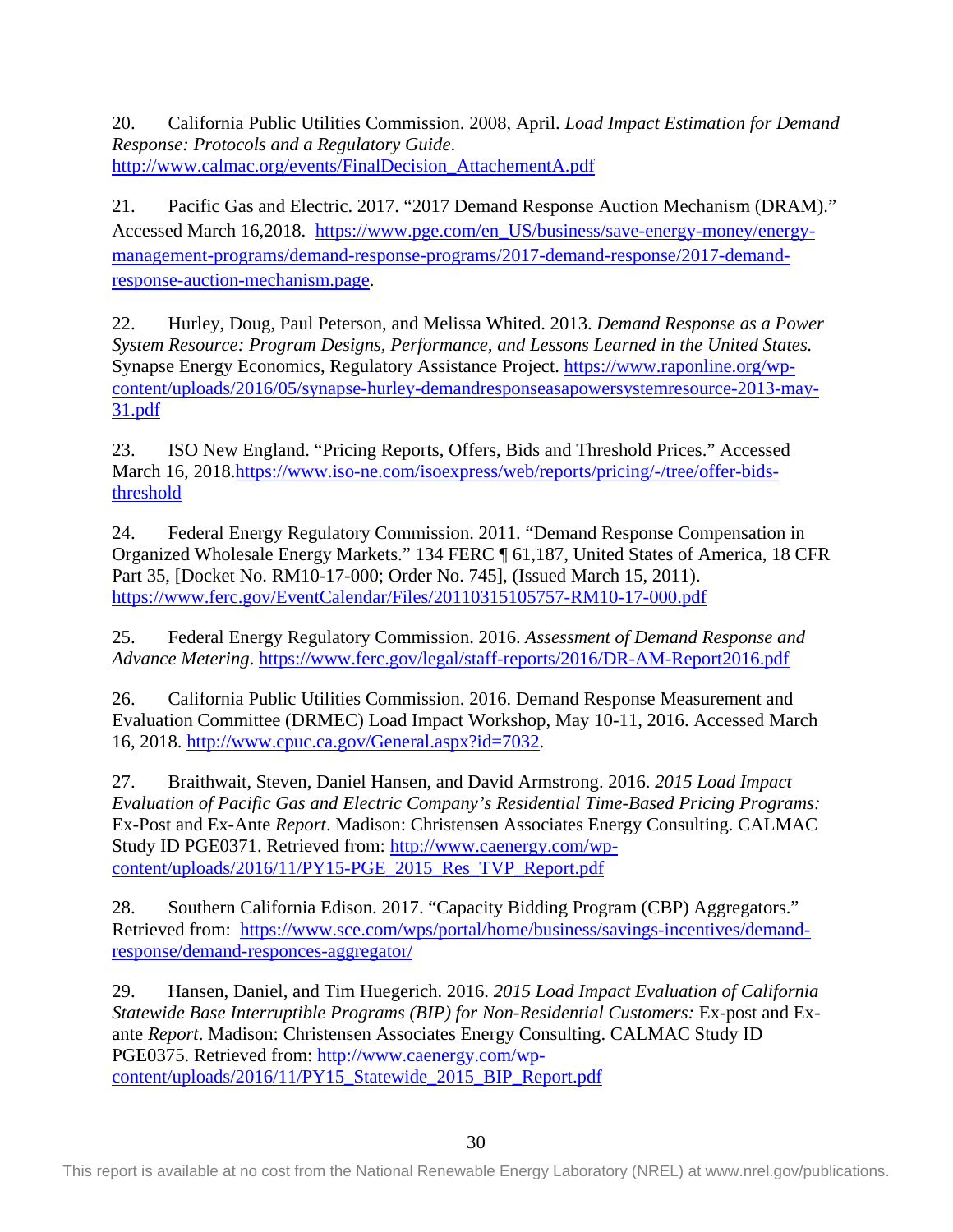20. California Public Utilities Commission. 2008, April. *Load Impact Estimation for Demand Response: Protocols and a Regulatory Guide*. http://www.calmac.org/events/FinalDecision_AttachementA.pdf

21. Pacific Gas and Electric. 2017. "2017 Demand Response Auction Mechanism (DRAM)." Accessed March 16,2018. https://www.pge.com/en_US/business/save-energy-money/energy-management-programs/demand-response-programs/2017-demand-response/2017-demand-response-auction-mechanism.page.

22. Hurley, Doug, Paul Peterson, and Melissa Whited. 2013. *Demand Response as a Power System Resource: Program Designs, Performance, and Lessons Learned in the United States.* Synapse Energy Economics, Regulatory Assistance Project. https://www.raponline.org/wp-content/uploads/2016/05/synapse-hurley-demandresponseasapowersystemresource-2013-may-31.pdf

23. ISO New England. "Pricing Reports, Offers, Bids and Threshold Prices." Accessed March 16, 2018.https://www.iso-ne.com/isoexpress/web/reports/pricing/-/tree/offer-bids-threshold

24. Federal Energy Regulatory Commission. 2011. "Demand Response Compensation in Organized Wholesale Energy Markets." 134 FERC ¶ 61,187, United States of America, 18 CFR Part 35, [Docket No. RM10-17-000; Order No. 745], (Issued March 15, 2011). https://www.ferc.gov/EventCalendar/Files/20110315105757-RM10-17-000.pdf

25. Federal Energy Regulatory Commission. 2016. *Assessment of Demand Response and Advance Metering*. https://www.ferc.gov/legal/staff-reports/2016/DR-AM-Report2016.pdf

26. California Public Utilities Commission. 2016. Demand Response Measurement and Evaluation Committee (DRMEC) Load Impact Workshop, May 10-11, 2016. Accessed March 16, 2018. http://www.cpuc.ca.gov/General.aspx?id=7032.

27. Braithwait, Steven, Daniel Hansen, and David Armstrong. 2016. *2015 Load Impact Evaluation of Pacific Gas and Electric Company's Residential Time-Based Pricing Programs:* Ex-Post and Ex-Ante *Report*. Madison: Christensen Associates Energy Consulting. CALMAC Study ID PGE0371. Retrieved from: http://www.caenergy.com/wp-content/uploads/2016/11/PY15-PGE_2015_Res_TVP_Report.pdf

28. Southern California Edison. 2017. "Capacity Bidding Program (CBP) Aggregators." Retrieved from: https://www.sce.com/wps/portal/home/business/savings-incentives/demand-response/demand-responces-aggregator/

29. Hansen, Daniel, and Tim Huegerich. 2016. *2015 Load Impact Evaluation of California Statewide Base Interruptible Programs (BIP) for Non-Residential Customers:* Ex-post and Ex-ante *Report*. Madison: Christensen Associates Energy Consulting. CALMAC Study ID PGE0375. Retrieved from: http://www.caenergy.com/wp-content/uploads/2016/11/PY15_Statewide_2015_BIP_Report.pdf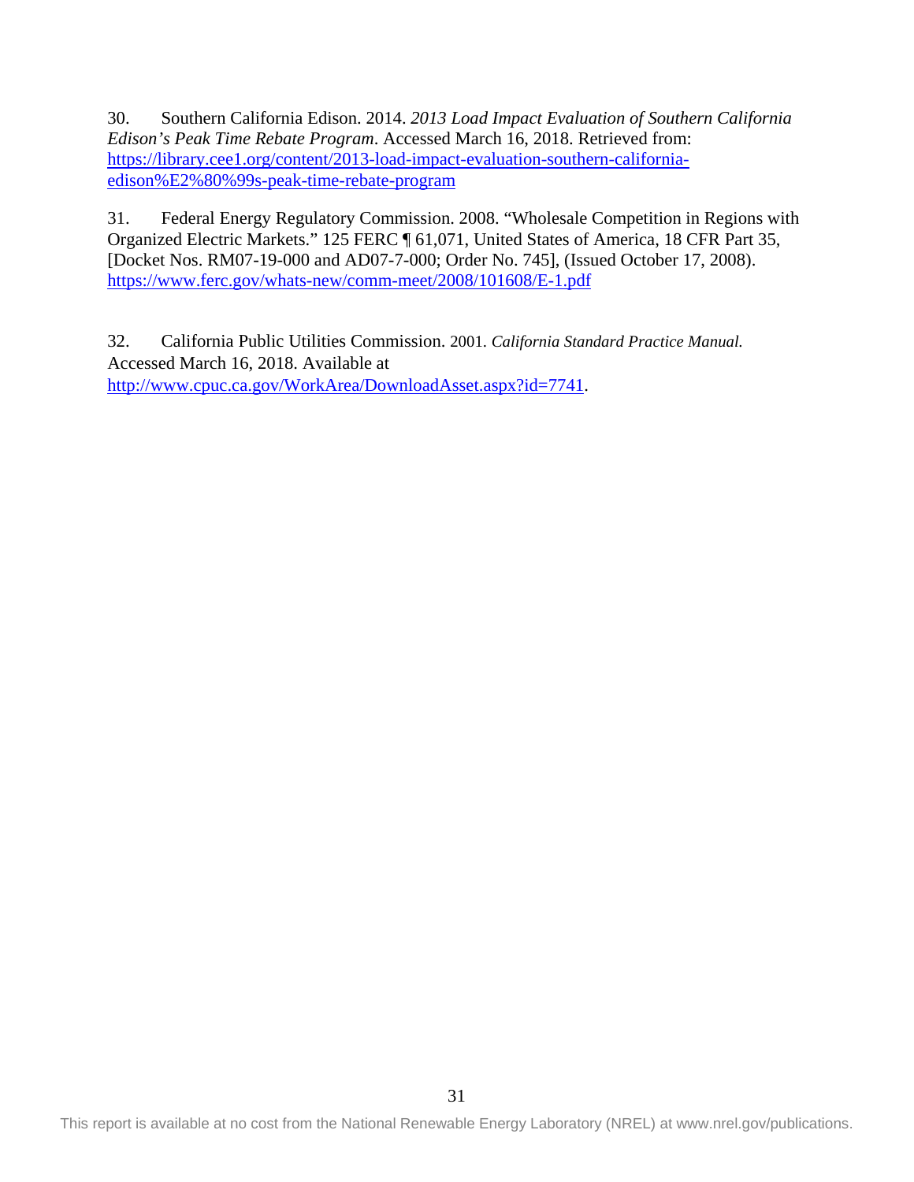30. Southern California Edison. 2014. *2013 Load Impact Evaluation of Southern California Edison's Peak Time Rebate Program*. Accessed March 16, 2018. Retrieved from: https://library.cee1.org/content/2013-load-impact-evaluation-southern-california-edison%E2%80%99s-peak-time-rebate-program

31. Federal Energy Regulatory Commission. 2008. "Wholesale Competition in Regions with Organized Electric Markets." 125 FERC ¶ 61,071, United States of America, 18 CFR Part 35, [Docket Nos. RM07-19-000 and AD07-7-000; Order No. 745], (Issued October 17, 2008). https://www.ferc.gov/whats-new/comm-meet/2008/101608/E-1.pdf

32. California Public Utilities Commission. 2001. *California Standard Practice Manual.* Accessed March 16, 2018. Available at http://www.cpuc.ca.gov/WorkArea/DownloadAsset.aspx?id=7741.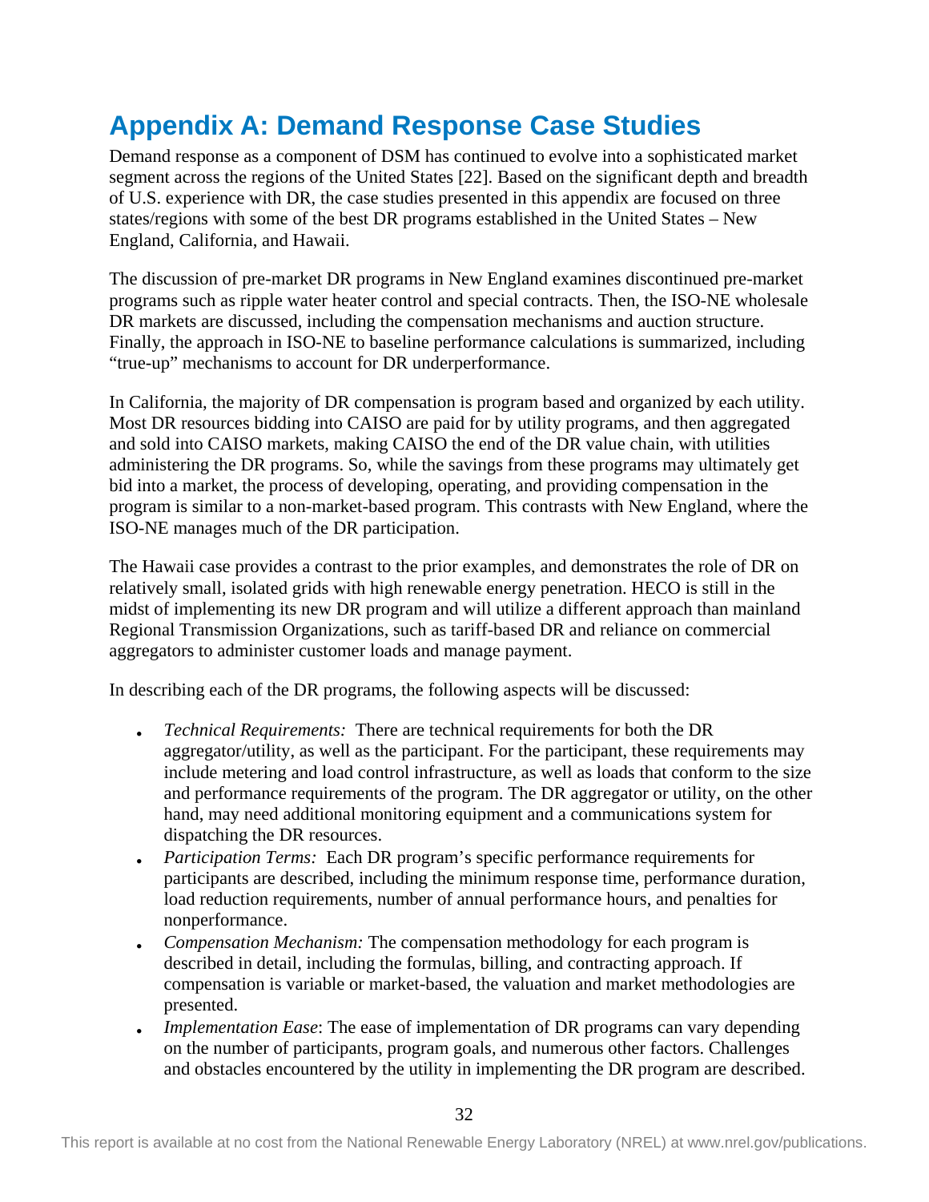# Appendix A: Demand Response Case Studies

Demand response as a component of DSM has continued to evolve into a sophisticated market segment across the regions of the United States [22]. Based on the significant depth and breadth of U.S. experience with DR, the case studies presented in this appendix are focused on three states/regions with some of the best DR programs established in the United States – New England, California, and Hawaii.

The discussion of pre-market DR programs in New England examines discontinued pre-market programs such as ripple water heater control and special contracts. Then, the ISO-NE wholesale DR markets are discussed, including the compensation mechanisms and auction structure. Finally, the approach in ISO-NE to baseline performance calculations is summarized, including "true-up" mechanisms to account for DR underperformance.

In California, the majority of DR compensation is program based and organized by each utility. Most DR resources bidding into CAISO are paid for by utility programs, and then aggregated and sold into CAISO markets, making CAISO the end of the DR value chain, with utilities administering the DR programs. So, while the savings from these programs may ultimately get bid into a market, the process of developing, operating, and providing compensation in the program is similar to a non-market-based program. This contrasts with New England, where the ISO-NE manages much of the DR participation.

The Hawaii case provides a contrast to the prior examples, and demonstrates the role of DR on relatively small, isolated grids with high renewable energy penetration. HECO is still in the midst of implementing its new DR program and will utilize a different approach than mainland Regional Transmission Organizations, such as tariff-based DR and reliance on commercial aggregators to administer customer loads and manage payment.

In describing each of the DR programs, the following aspects will be discussed:

- *Technical Requirements:* There are technical requirements for both the DR aggregator/utility, as well as the participant. For the participant, these requirements may include metering and load control infrastructure, as well as loads that conform to the size and performance requirements of the program. The DR aggregator or utility, on the other hand, may need additional monitoring equipment and a communications system for dispatching the DR resources.
- *Participation Terms:* Each DR program's specific performance requirements for participants are described, including the minimum response time, performance duration, load reduction requirements, number of annual performance hours, and penalties for nonperformance.
- *Compensation Mechanism:* The compensation methodology for each program is described in detail, including the formulas, billing, and contracting approach. If compensation is variable or market-based, the valuation and market methodologies are presented.
- *Implementation Ease*: The ease of implementation of DR programs can vary depending on the number of participants, program goals, and numerous other factors. Challenges and obstacles encountered by the utility in implementing the DR program are described.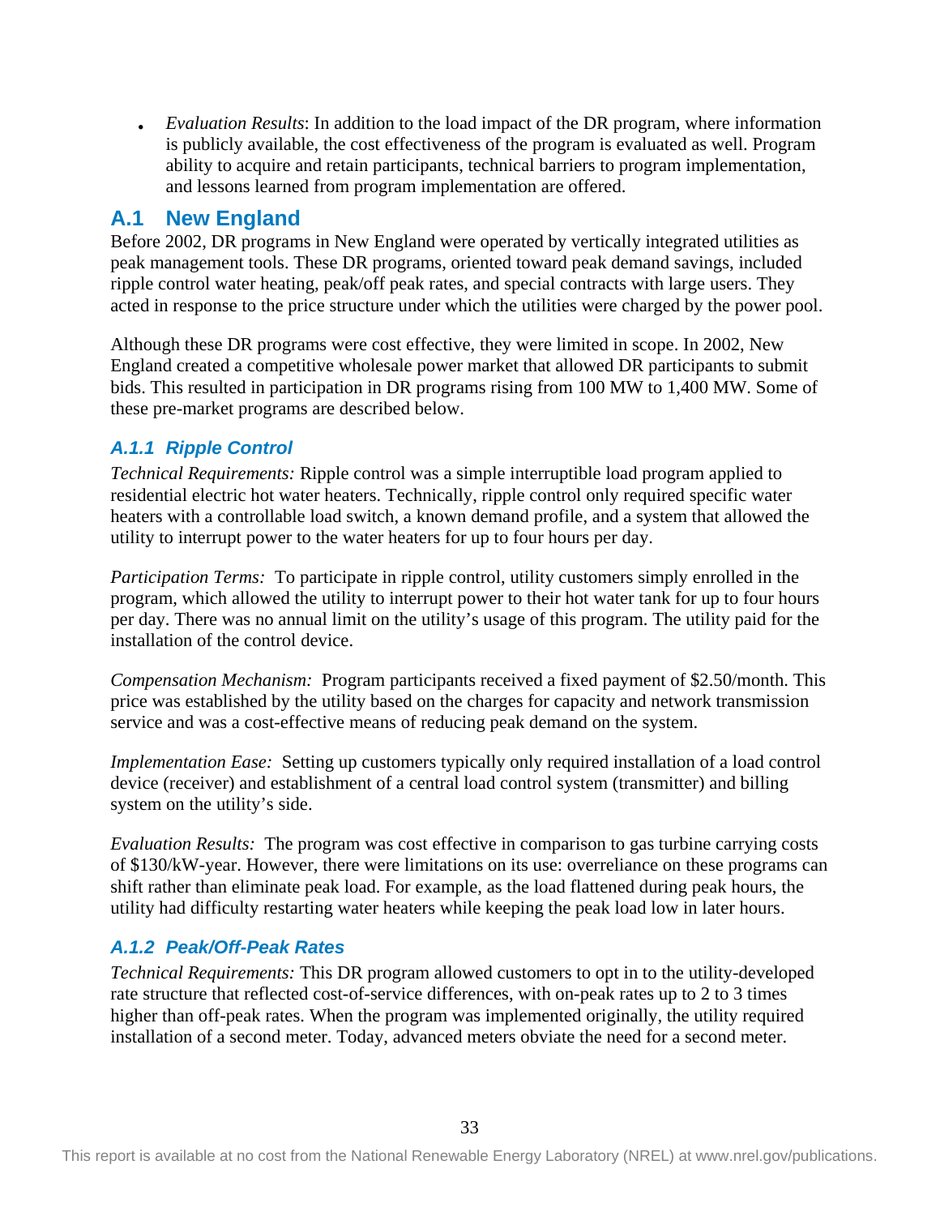- *Evaluation Results*: In addition to the load impact of the DR program, where information is publicly available, the cost effectiveness of the program is evaluated as well. Program ability to acquire and retain participants, technical barriers to program implementation, and lessons learned from program implementation are offered.

## A.1 New England

Before 2002, DR programs in New England were operated by vertically integrated utilities as peak management tools. These DR programs, oriented toward peak demand savings, included ripple control water heating, peak/off peak rates, and special contracts with large users. They acted in response to the price structure under which the utilities were charged by the power pool.

Although these DR programs were cost effective, they were limited in scope. In 2002, New England created a competitive wholesale power market that allowed DR participants to submit bids. This resulted in participation in DR programs rising from 100 MW to 1,400 MW. Some of these pre-market programs are described below.

### *A.1.1 Ripple Control*

*Technical Requirements:* Ripple control was a simple interruptible load program applied to residential electric hot water heaters. Technically, ripple control only required specific water heaters with a controllable load switch, a known demand profile, and a system that allowed the utility to interrupt power to the water heaters for up to four hours per day.

*Participation Terms:* To participate in ripple control, utility customers simply enrolled in the program, which allowed the utility to interrupt power to their hot water tank for up to four hours per day. There was no annual limit on the utility's usage of this program. The utility paid for the installation of the control device.

*Compensation Mechanism:* Program participants received a fixed payment of $2.50/month. This price was established by the utility based on the charges for capacity and network transmission service and was a cost-effective means of reducing peak demand on the system.

*Implementation Ease:* Setting up customers typically only required installation of a load control device (receiver) and establishment of a central load control system (transmitter) and billing system on the utility's side.

*Evaluation Results:* The program was cost effective in comparison to gas turbine carrying costs of $130/kW-year. However, there were limitations on its use: overreliance on these programs can shift rather than eliminate peak load. For example, as the load flattened during peak hours, the utility had difficulty restarting water heaters while keeping the peak load low in later hours.

### *A.1.2 Peak/Off-Peak Rates*

*Technical Requirements:* This DR program allowed customers to opt in to the utility-developed rate structure that reflected cost-of-service differences, with on-peak rates up to 2 to 3 times higher than off-peak rates. When the program was implemented originally, the utility required installation of a second meter. Today, advanced meters obviate the need for a second meter.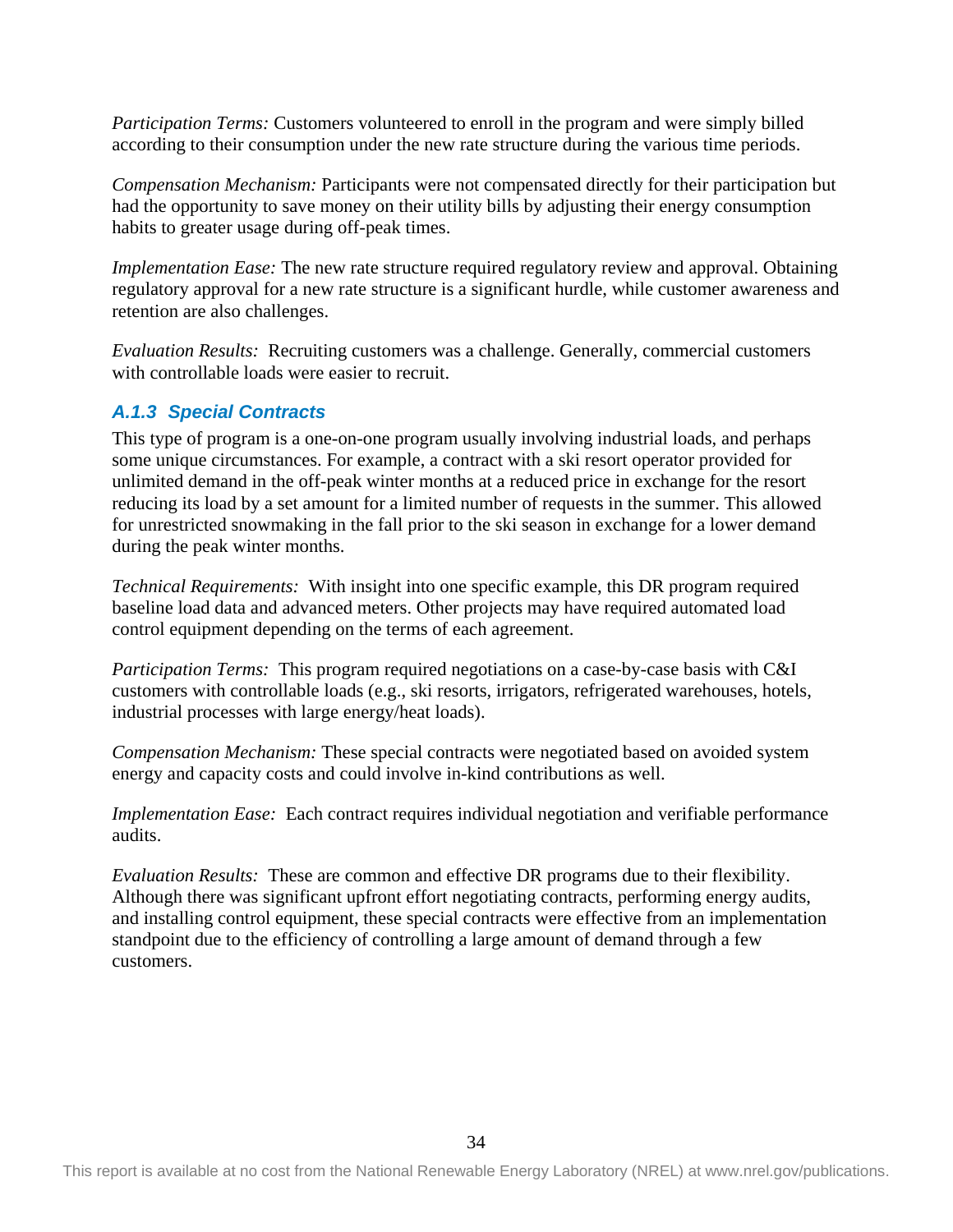*Participation Terms:* Customers volunteered to enroll in the program and were simply billed according to their consumption under the new rate structure during the various time periods.

*Compensation Mechanism:* Participants were not compensated directly for their participation but had the opportunity to save money on their utility bills by adjusting their energy consumption habits to greater usage during off-peak times.

*Implementation Ease:* The new rate structure required regulatory review and approval. Obtaining regulatory approval for a new rate structure is a significant hurdle, while customer awareness and retention are also challenges.

*Evaluation Results:* Recruiting customers was a challenge. Generally, commercial customers with controllable loads were easier to recruit.

### *A.1.3 Special Contracts*

This type of program is a one-on-one program usually involving industrial loads, and perhaps some unique circumstances. For example, a contract with a ski resort operator provided for unlimited demand in the off-peak winter months at a reduced price in exchange for the resort reducing its load by a set amount for a limited number of requests in the summer. This allowed for unrestricted snowmaking in the fall prior to the ski season in exchange for a lower demand during the peak winter months.

*Technical Requirements:* With insight into one specific example, this DR program required baseline load data and advanced meters. Other projects may have required automated load control equipment depending on the terms of each agreement.

*Participation Terms:* This program required negotiations on a case-by-case basis with C&I customers with controllable loads (e.g., ski resorts, irrigators, refrigerated warehouses, hotels, industrial processes with large energy/heat loads).

*Compensation Mechanism:* These special contracts were negotiated based on avoided system energy and capacity costs and could involve in-kind contributions as well.

*Implementation Ease:* Each contract requires individual negotiation and verifiable performance audits.

*Evaluation Results:* These are common and effective DR programs due to their flexibility. Although there was significant upfront effort negotiating contracts, performing energy audits, and installing control equipment, these special contracts were effective from an implementation standpoint due to the efficiency of controlling a large amount of demand through a few customers.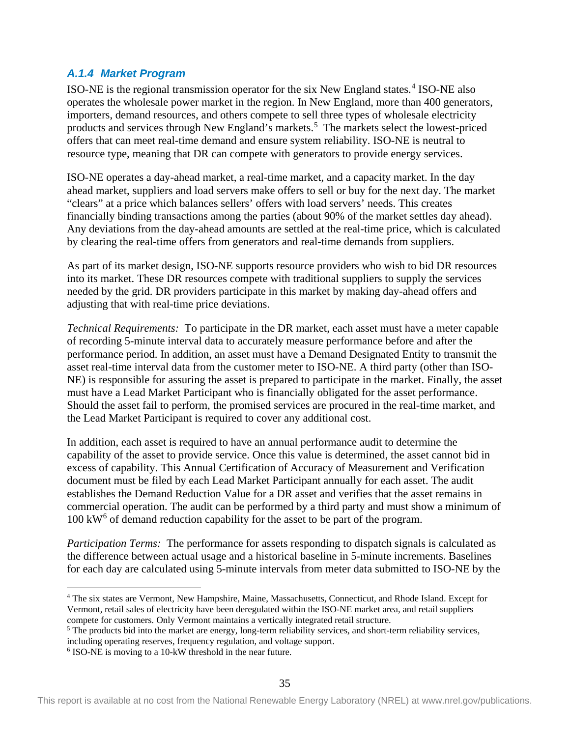### *A.1.4 Market Program*

ISO-NE is the regional transmission operator for the six New England states.[4] ISO-NE also operates the wholesale power market in the region. In New England, more than 400 generators, importers, demand resources, and others compete to sell three types of wholesale electricity products and services through New England's markets.[5] The markets select the lowest-priced offers that can meet real-time demand and ensure system reliability. ISO-NE is neutral to resource type, meaning that DR can compete with generators to provide energy services.

ISO-NE operates a day-ahead market, a real-time market, and a capacity market. In the day ahead market, suppliers and load servers make offers to sell or buy for the next day. The market "clears" at a price which balances sellers' offers with load servers' needs. This creates financially binding transactions among the parties (about 90% of the market settles day ahead). Any deviations from the day-ahead amounts are settled at the real-time price, which is calculated by clearing the real-time offers from generators and real-time demands from suppliers.

As part of its market design, ISO-NE supports resource providers who wish to bid DR resources into its market. These DR resources compete with traditional suppliers to supply the services needed by the grid. DR providers participate in this market by making day-ahead offers and adjusting that with real-time price deviations.

*Technical Requirements:* To participate in the DR market, each asset must have a meter capable of recording 5-minute interval data to accurately measure performance before and after the performance period. In addition, an asset must have a Demand Designated Entity to transmit the asset real-time interval data from the customer meter to ISO-NE. A third party (other than ISO-NE) is responsible for assuring the asset is prepared to participate in the market. Finally, the asset must have a Lead Market Participant who is financially obligated for the asset performance. Should the asset fail to perform, the promised services are procured in the real-time market, and the Lead Market Participant is required to cover any additional cost.

In addition, each asset is required to have an annual performance audit to determine the capability of the asset to provide service. Once this value is determined, the asset cannot bid in excess of capability. This Annual Certification of Accuracy of Measurement and Verification document must be filed by each Lead Market Participant annually for each asset. The audit establishes the Demand Reduction Value for a DR asset and verifies that the asset remains in commercial operation. The audit can be performed by a third party and must show a minimum of 100 kW[6] of demand reduction capability for the asset to be part of the program.

*Participation Terms:* The performance for assets responding to dispatch signals is calculated as the difference between actual usage and a historical baseline in 5-minute increments. Baselines for each day are calculated using 5-minute intervals from meter data submitted to ISO-NE by the

[4] The six states are Vermont, New Hampshire, Maine, Massachusetts, Connecticut, and Rhode Island. Except for Vermont, retail sales of electricity have been deregulated within the ISO-NE market area, and retail suppliers compete for customers. Only Vermont maintains a vertically integrated retail structure.

[5] The products bid into the market are energy, long-term reliability services, and short-term reliability services, including operating reserves, frequency regulation, and voltage support.

[6] ISO-NE is moving to a 10-kW threshold in the near future.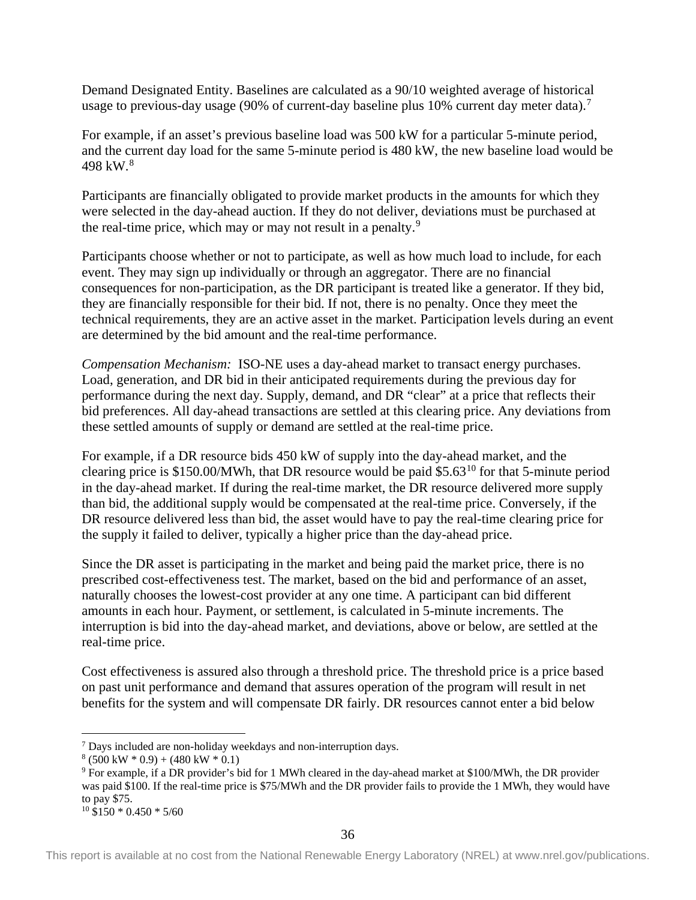Demand Designated Entity. Baselines are calculated as a 90/10 weighted average of historical usage to previous-day usage (90% of current-day baseline plus 10% current day meter data).[7]

For example, if an asset's previous baseline load was 500 kW for a particular 5-minute period, and the current day load for the same 5-minute period is 480 kW, the new baseline load would be 498 kW.[8]

Participants are financially obligated to provide market products in the amounts for which they were selected in the day-ahead auction. If they do not deliver, deviations must be purchased at the real-time price, which may or may not result in a penalty.[9]

Participants choose whether or not to participate, as well as how much load to include, for each event. They may sign up individually or through an aggregator. There are no financial consequences for non-participation, as the DR participant is treated like a generator. If they bid, they are financially responsible for their bid. If not, there is no penalty. Once they meet the technical requirements, they are an active asset in the market. Participation levels during an event are determined by the bid amount and the real-time performance.

*Compensation Mechanism:* ISO-NE uses a day-ahead market to transact energy purchases. Load, generation, and DR bid in their anticipated requirements during the previous day for performance during the next day. Supply, demand, and DR "clear" at a price that reflects their bid preferences. All day-ahead transactions are settled at this clearing price. Any deviations from these settled amounts of supply or demand are settled at the real-time price.

For example, if a DR resource bids 450 kW of supply into the day-ahead market, and the clearing price is \$150.00/MWh, that DR resource would be paid \$5.63[10] for that 5-minute period in the day-ahead market. If during the real-time market, the DR resource delivered more supply than bid, the additional supply would be compensated at the real-time price. Conversely, if the DR resource delivered less than bid, the asset would have to pay the real-time clearing price for the supply it failed to deliver, typically a higher price than the day-ahead price.

Since the DR asset is participating in the market and being paid the market price, there is no prescribed cost-effectiveness test. The market, based on the bid and performance of an asset, naturally chooses the lowest-cost provider at any one time. A participant can bid different amounts in each hour. Payment, or settlement, is calculated in 5-minute increments. The interruption is bid into the day-ahead market, and deviations, above or below, are settled at the real-time price.

Cost effectiveness is assured also through a threshold price. The threshold price is a price based on past unit performance and demand that assures operation of the program will result in net benefits for the system and will compensate DR fairly. DR resources cannot enter a bid below

---

[7] Days included are non-holiday weekdays and non-interruption days.

[8] (500 kW * 0.9) + (480 kW * 0.1)

[9] For example, if a DR provider's bid for 1 MWh cleared in the day-ahead market at \$100/MWh, the DR provider was paid \$100. If the real-time price is \$75/MWh and the DR provider fails to provide the 1 MWh, they would have to pay \$75.

[10] \$150 * 0.450 * 5/60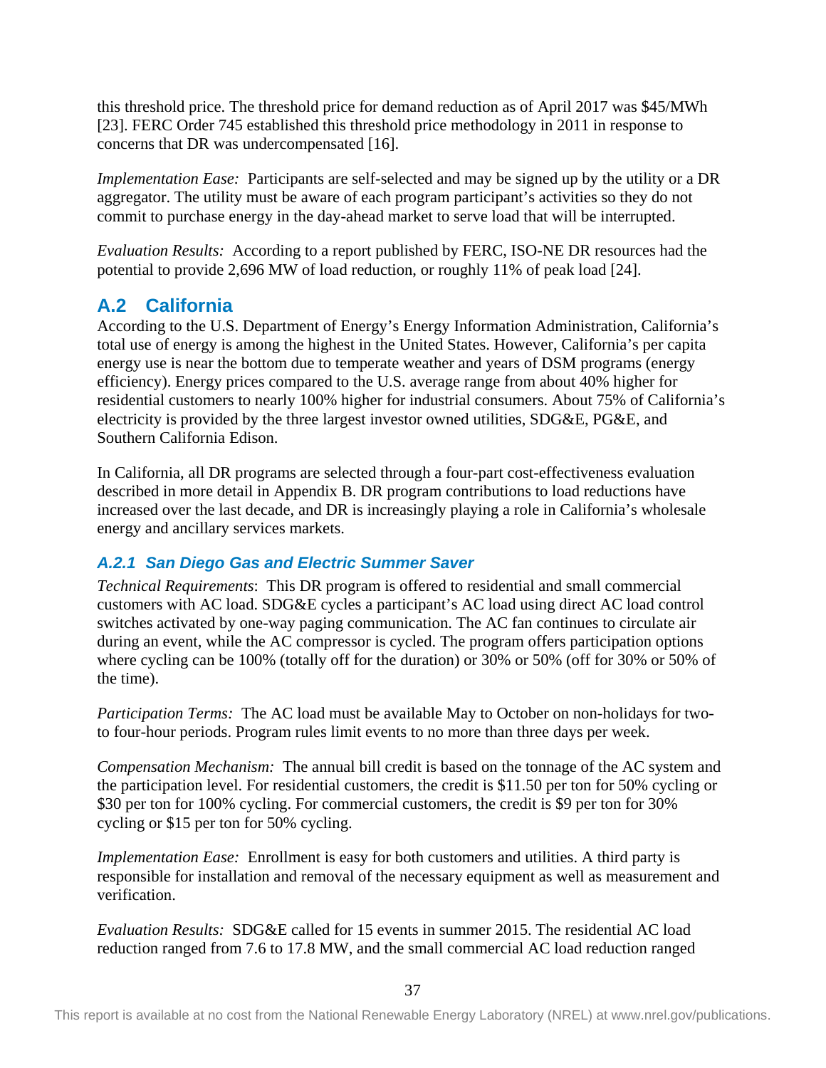this threshold price. The threshold price for demand reduction as of April 2017 was $45/MWh [23]. FERC Order 745 established this threshold price methodology in 2011 in response to concerns that DR was undercompensated [16].

*Implementation Ease:* Participants are self-selected and may be signed up by the utility or a DR aggregator. The utility must be aware of each program participant's activities so they do not commit to purchase energy in the day-ahead market to serve load that will be interrupted.

*Evaluation Results:* According to a report published by FERC, ISO-NE DR resources had the potential to provide 2,696 MW of load reduction, or roughly 11% of peak load [24].

## A.2 California

According to the U.S. Department of Energy's Energy Information Administration, California's total use of energy is among the highest in the United States. However, California's per capita energy use is near the bottom due to temperate weather and years of DSM programs (energy efficiency). Energy prices compared to the U.S. average range from about 40% higher for residential customers to nearly 100% higher for industrial consumers. About 75% of California's electricity is provided by the three largest investor owned utilities, SDG&E, PG&E, and Southern California Edison.

In California, all DR programs are selected through a four-part cost-effectiveness evaluation described in more detail in Appendix B. DR program contributions to load reductions have increased over the last decade, and DR is increasingly playing a role in California's wholesale energy and ancillary services markets.

### *A.2.1 San Diego Gas and Electric Summer Saver*

*Technical Requirements*: This DR program is offered to residential and small commercial customers with AC load. SDG&E cycles a participant's AC load using direct AC load control switches activated by one-way paging communication. The AC fan continues to circulate air during an event, while the AC compressor is cycled. The program offers participation options where cycling can be 100% (totally off for the duration) or 30% or 50% (off for 30% or 50% of the time).

*Participation Terms:* The AC load must be available May to October on non-holidays for two- to four-hour periods. Program rules limit events to no more than three days per week.

*Compensation Mechanism:* The annual bill credit is based on the tonnage of the AC system and the participation level. For residential customers, the credit is $11.50 per ton for 50% cycling or $30 per ton for 100% cycling. For commercial customers, the credit is $9 per ton for 30% cycling or $15 per ton for 50% cycling.

*Implementation Ease:* Enrollment is easy for both customers and utilities. A third party is responsible for installation and removal of the necessary equipment as well as measurement and verification.

*Evaluation Results:* SDG&E called for 15 events in summer 2015. The residential AC load reduction ranged from 7.6 to 17.8 MW, and the small commercial AC load reduction ranged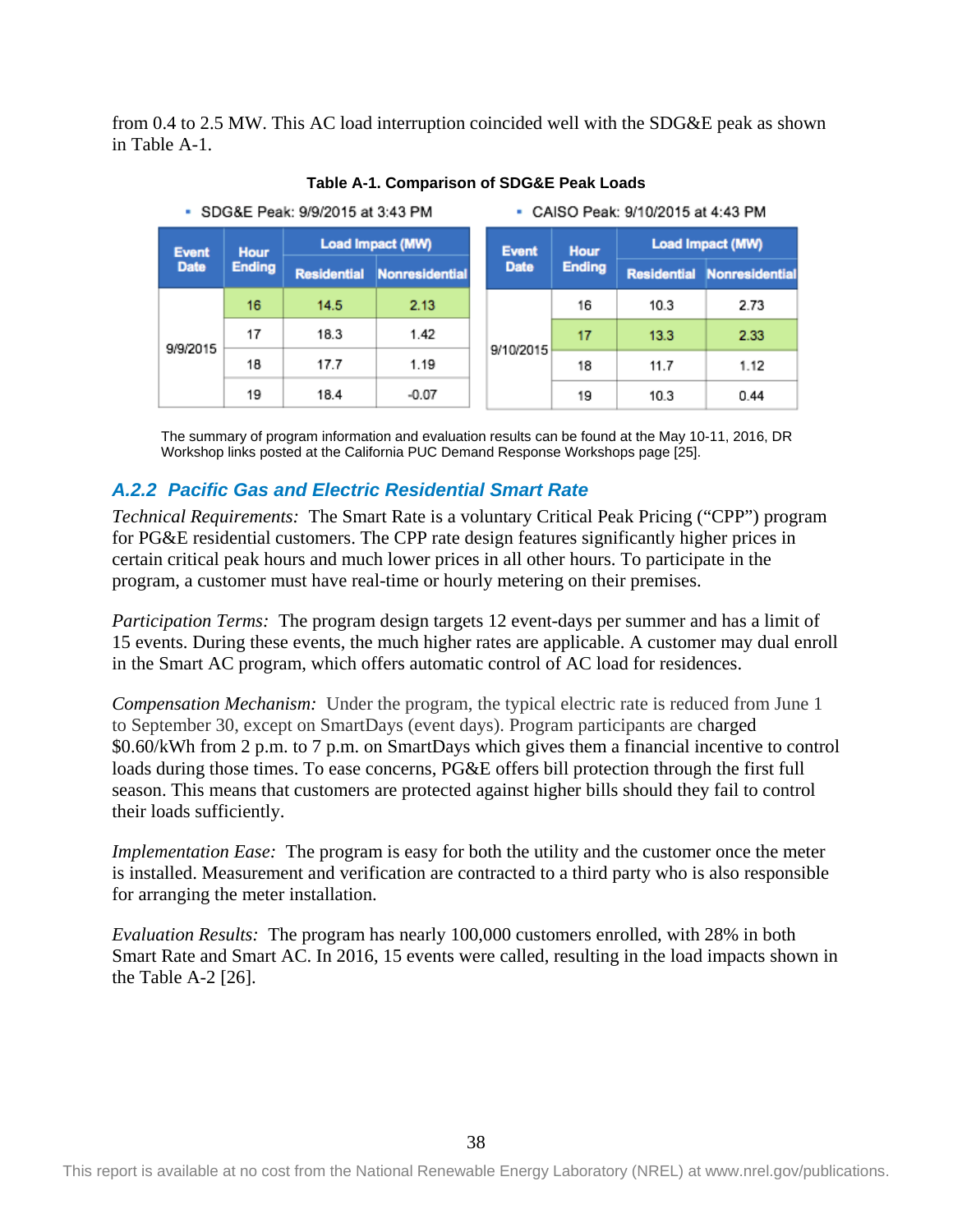from 0.4 to 2.5 MW. This AC load interruption coincided well with the SDG&E peak as shown in Table A-1.

**Table A-1. Comparison of SDG&E Peak Loads**

- SDG&E Peak: 9/9/2015 at 3:43 PM

| Event Date | Hour Ending | Load Impact (MW) | |
|---|---|---|---|
| | | Residential | Nonresidential |
| 9/9/2015 | 16 | 14.5 | 2.13 |
| | 17 | 18.3 | 1.42 |
| | 18 | 17.7 | 1.19 |
| | 19 | 18.4 | -0.07 |

- CAISO Peak: 9/10/2015 at 4:43 PM

| Event Date | Hour Ending | Load Impact (MW) | |
|---|---|---|---|
| | | Residential | Nonresidential |
| 9/10/2015 | 16 | 10.3 | 2.73 |
| | 17 | 13.3 | 2.33 |
| | 18 | 11.7 | 1.12 |
| | 19 | 10.3 | 0.44 |

The summary of program information and evaluation results can be found at the May 10-11, 2016, DR Workshop links posted at the California PUC Demand Response Workshops page [25].

### A.2.2 Pacific Gas and Electric Residential Smart Rate

*Technical Requirements:* The Smart Rate is a voluntary Critical Peak Pricing ("CPP") program for PG&E residential customers. The CPP rate design features significantly higher prices in certain critical peak hours and much lower prices in all other hours. To participate in the program, a customer must have real-time or hourly metering on their premises.

*Participation Terms:* The program design targets 12 event-days per summer and has a limit of 15 events. During these events, the much higher rates are applicable. A customer may dual enroll in the Smart AC program, which offers automatic control of AC load for residences.

*Compensation Mechanism:* Under the program, the typical electric rate is reduced from June 1 to September 30, except on SmartDays (event days). Program participants are charged $0.60/kWh from 2 p.m. to 7 p.m. on SmartDays which gives them a financial incentive to control loads during those times. To ease concerns, PG&E offers bill protection through the first full season. This means that customers are protected against higher bills should they fail to control their loads sufficiently.

*Implementation Ease:* The program is easy for both the utility and the customer once the meter is installed. Measurement and verification are contracted to a third party who is also responsible for arranging the meter installation.

*Evaluation Results:* The program has nearly 100,000 customers enrolled, with 28% in both Smart Rate and Smart AC. In 2016, 15 events were called, resulting in the load impacts shown in the Table A-2 [26].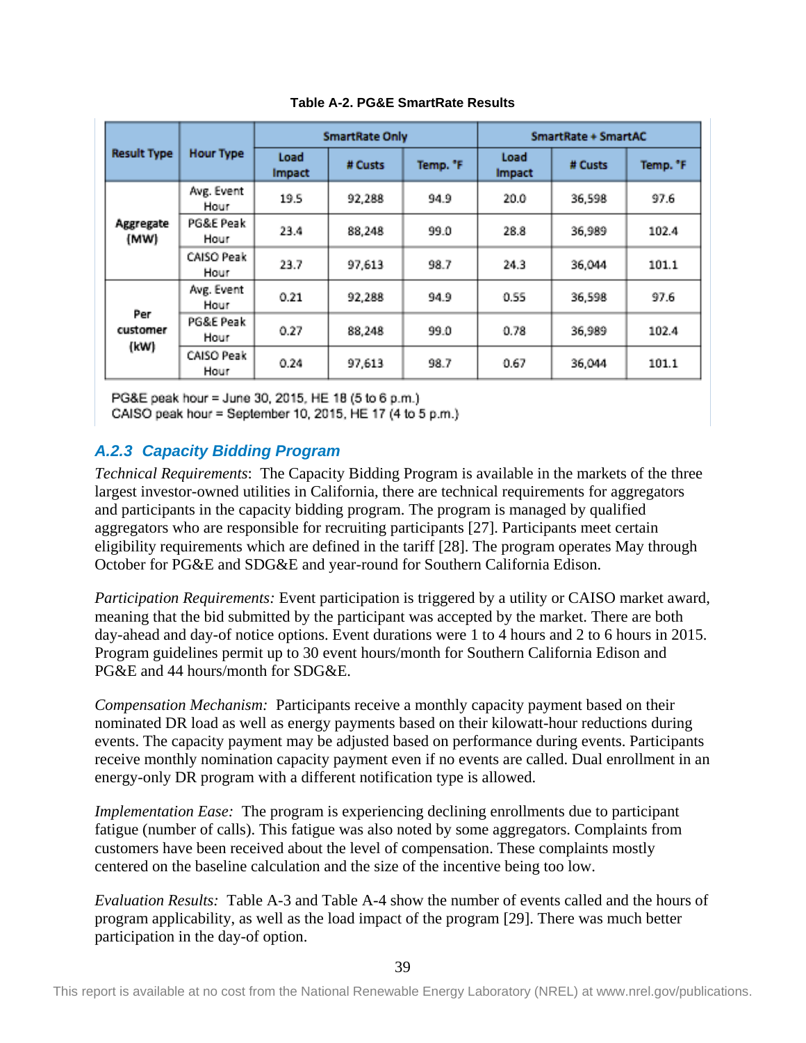**Table A-2. PG&E SmartRate Results**

| Result Type | Hour Type | SmartRate Only | | | SmartRate + SmartAC | | |
|---|---|---|---|---|---|---|---|
| | | Load Impact | # Custs | Temp. °F | Load Impact | # Custs | Temp. °F |
| Aggregate (MW) | Avg. Event Hour | 19.5 | 92,288 | 94.9 | 20.0 | 36,598 | 97.6 |
| | PG&E Peak Hour | 23.4 | 88,248 | 99.0 | 28.8 | 36,989 | 102.4 |
| | CAISO Peak Hour | 23.7 | 97,613 | 98.7 | 24.3 | 36,044 | 101.1 |
| Per customer (kW) | Avg. Event Hour | 0.21 | 92,288 | 94.9 | 0.55 | 36,598 | 97.6 |
| | PG&E Peak Hour | 0.27 | 88,248 | 99.0 | 0.78 | 36,989 | 102.4 |
| | CAISO Peak Hour | 0.24 | 97,613 | 98.7 | 0.67 | 36,044 | 101.1 |

PG&E peak hour = June 30, 2015, HE 18 (5 to 6 p.m.)
CAISO peak hour = September 10, 2015, HE 17 (4 to 5 p.m.)

### A.2.3 Capacity Bidding Program

*Technical Requirements*: The Capacity Bidding Program is available in the markets of the three largest investor-owned utilities in California, there are technical requirements for aggregators and participants in the capacity bidding program. The program is managed by qualified aggregators who are responsible for recruiting participants [27]. Participants meet certain eligibility requirements which are defined in the tariff [28]. The program operates May through October for PG&E and SDG&E and year-round for Southern California Edison.

*Participation Requirements:* Event participation is triggered by a utility or CAISO market award, meaning that the bid submitted by the participant was accepted by the market. There are both day-ahead and day-of notice options. Event durations were 1 to 4 hours and 2 to 6 hours in 2015. Program guidelines permit up to 30 event hours/month for Southern California Edison and PG&E and 44 hours/month for SDG&E.

*Compensation Mechanism:* Participants receive a monthly capacity payment based on their nominated DR load as well as energy payments based on their kilowatt-hour reductions during events. The capacity payment may be adjusted based on performance during events. Participants receive monthly nomination capacity payment even if no events are called. Dual enrollment in an energy-only DR program with a different notification type is allowed.

*Implementation Ease:* The program is experiencing declining enrollments due to participant fatigue (number of calls). This fatigue was also noted by some aggregators. Complaints from customers have been received about the level of compensation. These complaints mostly centered on the baseline calculation and the size of the incentive being too low.

*Evaluation Results:* Table A-3 and Table A-4 show the number of events called and the hours of program applicability, as well as the load impact of the program [29]. There was much better participation in the day-of option.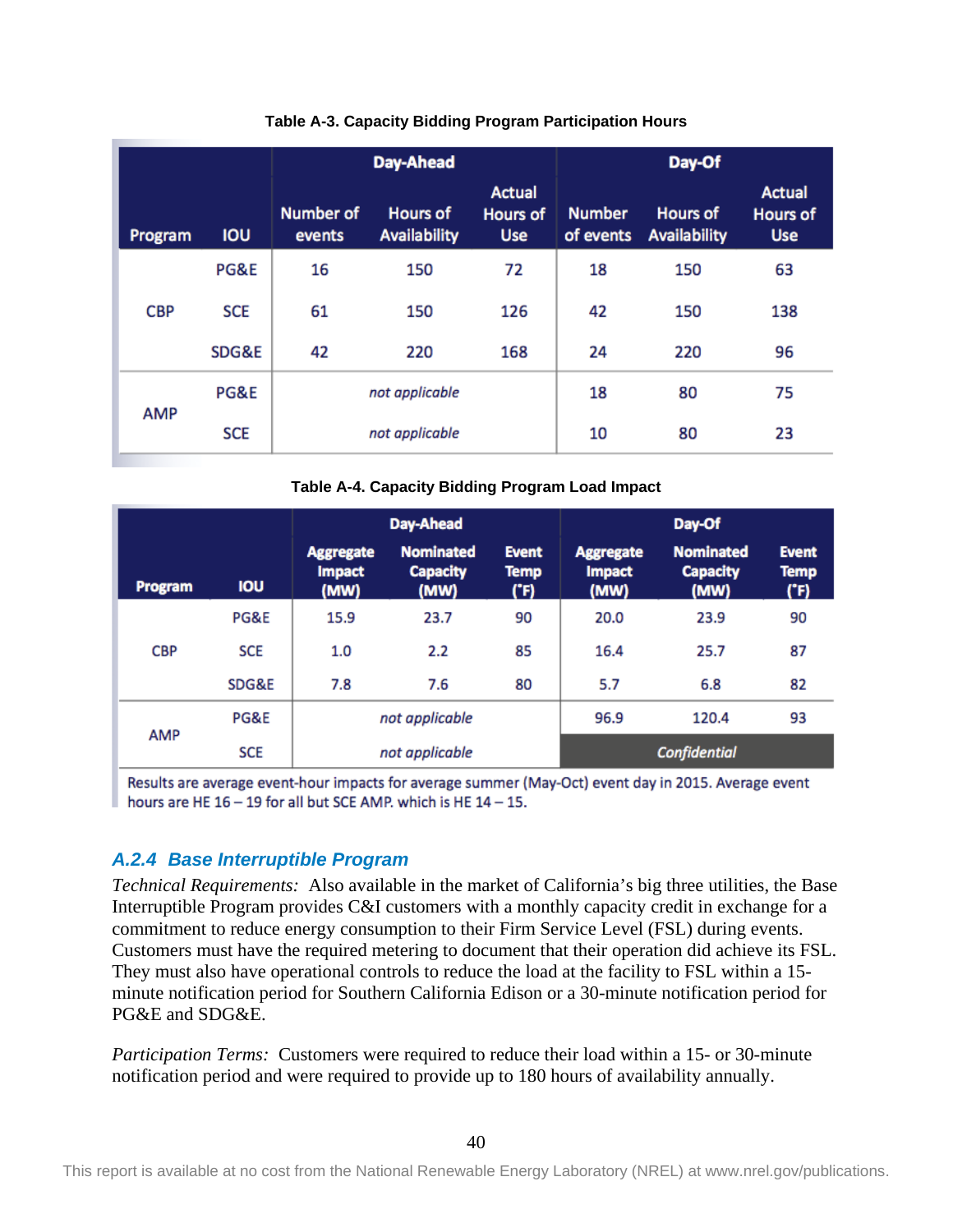**Table A-3. Capacity Bidding Program Participation Hours**

| Program | IOU | Day-Ahead | | | Day-Of | | |
|---|---|---|---|---|---|---|---|
| | | Number of events | Hours of Availability | Actual Hours of Use | Number of events | Hours of Availability | Actual Hours of Use |
| CBP | PG&E | 16 | 150 | 72 | 18 | 150 | 63 |
| | SCE | 61 | 150 | 126 | 42 | 150 | 138 |
| | SDG&E | 42 | 220 | 168 | 24 | 220 | 96 |
| AMP | PG&E | *not applicable* | | | 18 | 80 | 75 |
| | SCE | *not applicable* | | | 10 | 80 | 23 |

**Table A-4. Capacity Bidding Program Load Impact**

| Program | IOU | Day-Ahead | | | Day-Of | | |
|---|---|---|---|---|---|---|---|
| | | Aggregate Impact (MW) | Nominated Capacity (MW) | Event Temp (°F) | Aggregate Impact (MW) | Nominated Capacity (MW) | Event Temp (°F) |
| CBP | PG&E | 15.9 | 23.7 | 90 | 20.0 | 23.9 | 90 |
| | SCE | 1.0 | 2.2 | 85 | 16.4 | 25.7 | 87 |
| | SDG&E | 7.8 | 7.6 | 80 | 5.7 | 6.8 | 82 |
| AMP | PG&E | *not applicable* | | | 96.9 | 120.4 | 93 |
| | SCE | *not applicable* | | | *Confidential* | | |

Results are average event-hour impacts for average summer (May-Oct) event day in 2015. Average event hours are HE 16 – 19 for all but SCE AMP. which is HE 14 – 15.

### *A.2.4 Base Interruptible Program*

*Technical Requirements:* Also available in the market of California's big three utilities, the Base Interruptible Program provides C&I customers with a monthly capacity credit in exchange for a commitment to reduce energy consumption to their Firm Service Level (FSL) during events. Customers must have the required metering to document that their operation did achieve its FSL. They must also have operational controls to reduce the load at the facility to FSL within a 15-minute notification period for Southern California Edison or a 30-minute notification period for PG&E and SDG&E.

*Participation Terms:* Customers were required to reduce their load within a 15- or 30-minute notification period and were required to provide up to 180 hours of availability annually.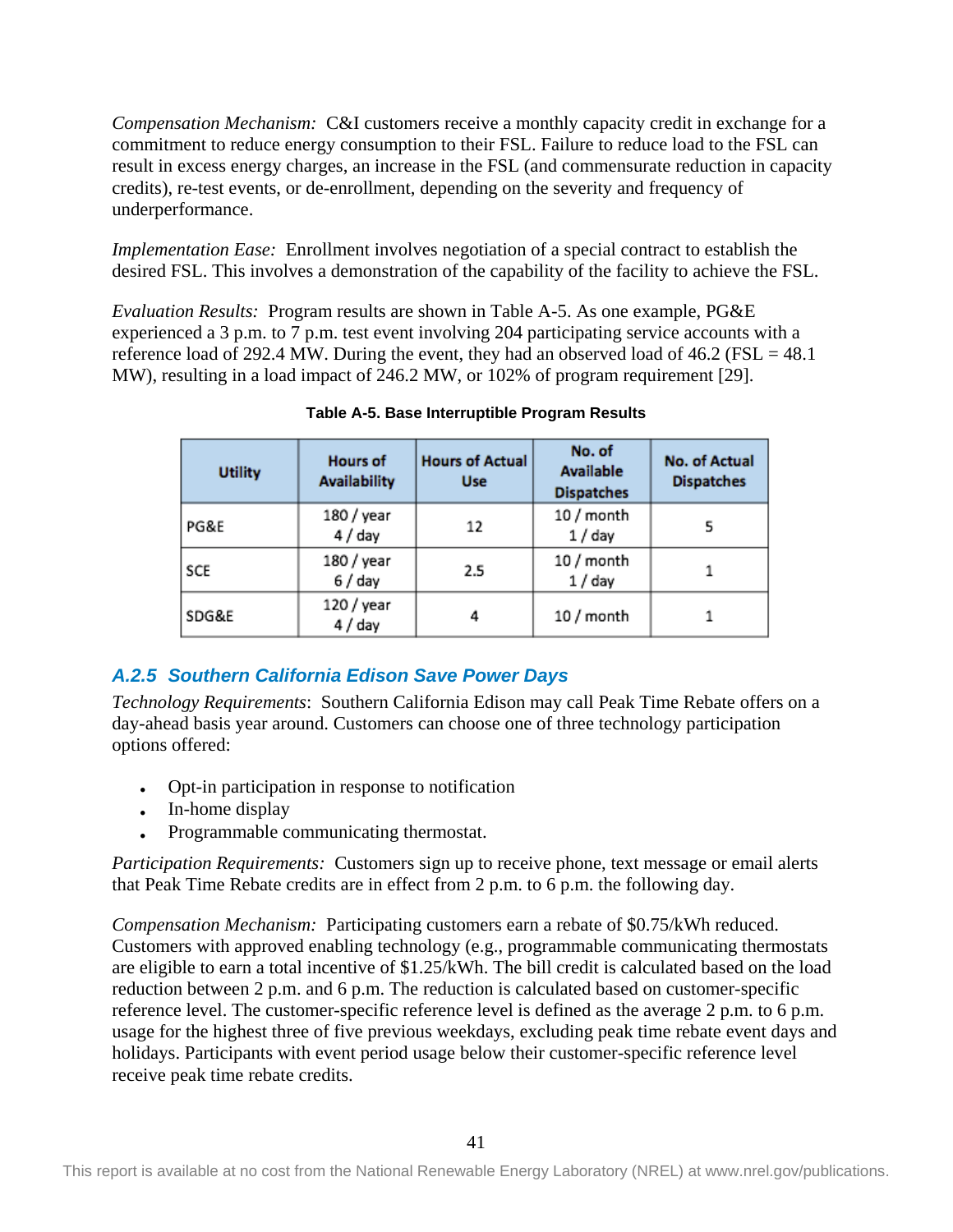*Compensation Mechanism:* C&I customers receive a monthly capacity credit in exchange for a commitment to reduce energy consumption to their FSL. Failure to reduce load to the FSL can result in excess energy charges, an increase in the FSL (and commensurate reduction in capacity credits), re-test events, or de-enrollment, depending on the severity and frequency of underperformance.

*Implementation Ease:* Enrollment involves negotiation of a special contract to establish the desired FSL. This involves a demonstration of the capability of the facility to achieve the FSL.

*Evaluation Results:* Program results are shown in Table A-5. As one example, PG&E experienced a 3 p.m. to 7 p.m. test event involving 204 participating service accounts with a reference load of 292.4 MW. During the event, they had an observed load of 46.2 (FSL = 48.1 MW), resulting in a load impact of 246.2 MW, or 102% of program requirement [29].

**Table A-5. Base Interruptible Program Results**

| Utility | Hours of Availability | Hours of Actual Use | No. of Available Dispatches | No. of Actual Dispatches |
|---|---|---|---|---|
| PG&E | 180 / year<br>4 / day | 12 | 10 / month<br>1 / day | 5 |
| SCE | 180 / year<br>6 / day | 2.5 | 10 / month<br>1 / day | 1 |
| SDG&E | 120 / year<br>4 / day | 4 | 10 / month | 1 |

### A.2.5 Southern California Edison Save Power Days

*Technology Requirements*: Southern California Edison may call Peak Time Rebate offers on a day-ahead basis year around. Customers can choose one of three technology participation options offered:

- Opt-in participation in response to notification
- In-home display
- Programmable communicating thermostat.

*Participation Requirements:* Customers sign up to receive phone, text message or email alerts that Peak Time Rebate credits are in effect from 2 p.m. to 6 p.m. the following day.

*Compensation Mechanism:* Participating customers earn a rebate of $0.75/kWh reduced. Customers with approved enabling technology (e.g., programmable communicating thermostats are eligible to earn a total incentive of $1.25/kWh. The bill credit is calculated based on the load reduction between 2 p.m. and 6 p.m. The reduction is calculated based on customer-specific reference level. The customer-specific reference level is defined as the average 2 p.m. to 6 p.m. usage for the highest three of five previous weekdays, excluding peak time rebate event days and holidays. Participants with event period usage below their customer-specific reference level receive peak time rebate credits.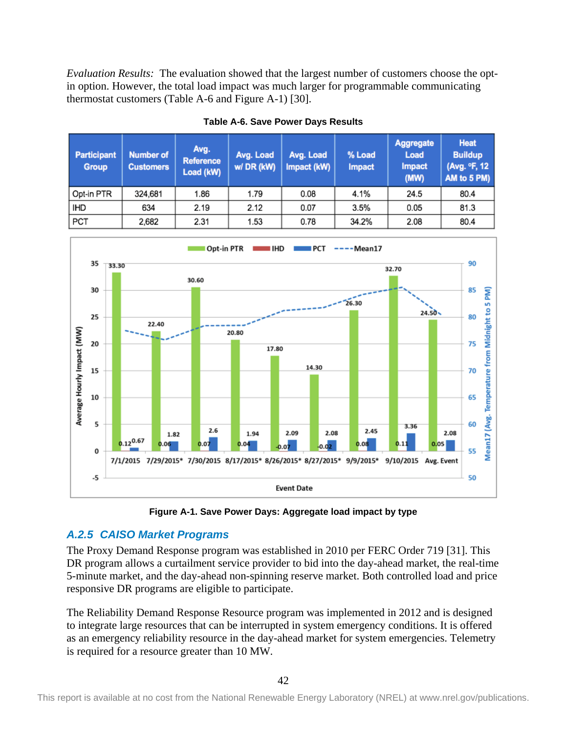*Evaluation Results:* The evaluation showed that the largest number of customers choose the opt-in option. However, the total load impact was much larger for programmable communicating thermostat customers (Table A-6 and Figure A-1) [30].

**Table A-6. Save Power Days Results**

| Participant Group | Number of Customers | Avg. Reference Load (kW) | Avg. Load w/ DR (kW) | Avg. Load Impact (kW) | % Load Impact | Aggregate Load Impact (MW) | Heat Buildup (Avg. °F, 12 AM to 5 PM) |
|---|---|---|---|---|---|---|---|
| Opt-in PTR | 324,681 | 1.86 | 1.79 | 0.08 | 4.1% | 24.5 | 80.4 |
| IHD | 634 | 2.19 | 2.12 | 0.07 | 3.5% | 0.05 | 81.3 |
| PCT | 2,682 | 2.31 | 1.53 | 0.78 | 34.2% | 2.08 | 80.4 |

**Figure A-1. Save Power Days: Aggregate load impact by type**

## A.2.5 CAISO Market Programs

The Proxy Demand Response program was established in 2010 per FERC Order 719 [31]. This DR program allows a curtailment service provider to bid into the day-ahead market, the real-time 5-minute market, and the day-ahead non-spinning reserve market. Both controlled load and price responsive DR programs are eligible to participate.

The Reliability Demand Response Resource program was implemented in 2012 and is designed to integrate large resources that can be interrupted in system emergency conditions. It is offered as an emergency reliability resource in the day-ahead market for system emergencies. Telemetry is required for a resource greater than 10 MW.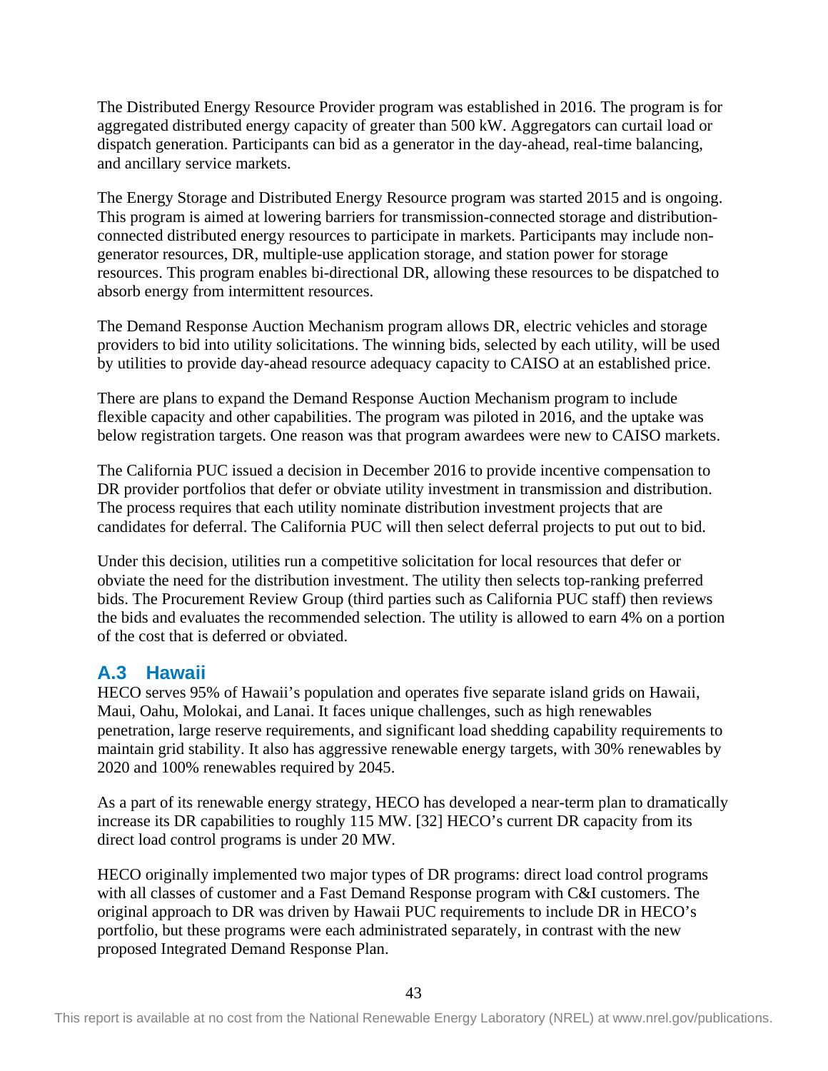The Distributed Energy Resource Provider program was established in 2016. The program is for aggregated distributed energy capacity of greater than 500 kW. Aggregators can curtail load or dispatch generation. Participants can bid as a generator in the day-ahead, real-time balancing, and ancillary service markets.

The Energy Storage and Distributed Energy Resource program was started 2015 and is ongoing. This program is aimed at lowering barriers for transmission-connected storage and distribution-connected distributed energy resources to participate in markets. Participants may include non-generator resources, DR, multiple-use application storage, and station power for storage resources. This program enables bi-directional DR, allowing these resources to be dispatched to absorb energy from intermittent resources.

The Demand Response Auction Mechanism program allows DR, electric vehicles and storage providers to bid into utility solicitations. The winning bids, selected by each utility, will be used by utilities to provide day-ahead resource adequacy capacity to CAISO at an established price.

There are plans to expand the Demand Response Auction Mechanism program to include flexible capacity and other capabilities. The program was piloted in 2016, and the uptake was below registration targets. One reason was that program awardees were new to CAISO markets.

The California PUC issued a decision in December 2016 to provide incentive compensation to DR provider portfolios that defer or obviate utility investment in transmission and distribution. The process requires that each utility nominate distribution investment projects that are candidates for deferral. The California PUC will then select deferral projects to put out to bid.

Under this decision, utilities run a competitive solicitation for local resources that defer or obviate the need for the distribution investment. The utility then selects top-ranking preferred bids. The Procurement Review Group (third parties such as California PUC staff) then reviews the bids and evaluates the recommended selection. The utility is allowed to earn 4% on a portion of the cost that is deferred or obviated.

## A.3 Hawaii

HECO serves 95% of Hawaii's population and operates five separate island grids on Hawaii, Maui, Oahu, Molokai, and Lanai. It faces unique challenges, such as high renewables penetration, large reserve requirements, and significant load shedding capability requirements to maintain grid stability. It also has aggressive renewable energy targets, with 30% renewables by 2020 and 100% renewables required by 2045.

As a part of its renewable energy strategy, HECO has developed a near-term plan to dramatically increase its DR capabilities to roughly 115 MW. [32] HECO's current DR capacity from its direct load control programs is under 20 MW.

HECO originally implemented two major types of DR programs: direct load control programs with all classes of customer and a Fast Demand Response program with C&I customers. The original approach to DR was driven by Hawaii PUC requirements to include DR in HECO's portfolio, but these programs were each administrated separately, in contrast with the new proposed Integrated Demand Response Plan.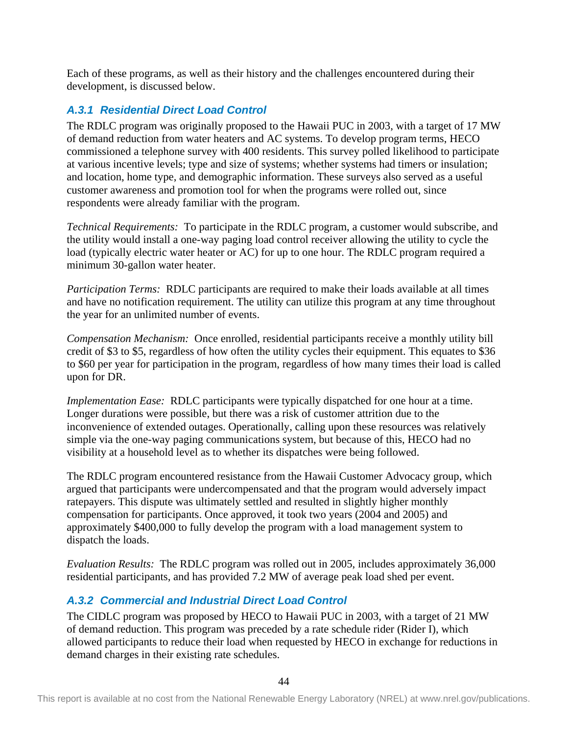Each of these programs, as well as their history and the challenges encountered during their development, is discussed below.

### *A.3.1 Residential Direct Load Control*

The RDLC program was originally proposed to the Hawaii PUC in 2003, with a target of 17 MW of demand reduction from water heaters and AC systems. To develop program terms, HECO commissioned a telephone survey with 400 residents. This survey polled likelihood to participate at various incentive levels; type and size of systems; whether systems had timers or insulation; and location, home type, and demographic information. These surveys also served as a useful customer awareness and promotion tool for when the programs were rolled out, since respondents were already familiar with the program.

*Technical Requirements:* To participate in the RDLC program, a customer would subscribe, and the utility would install a one-way paging load control receiver allowing the utility to cycle the load (typically electric water heater or AC) for up to one hour. The RDLC program required a minimum 30-gallon water heater.

*Participation Terms:* RDLC participants are required to make their loads available at all times and have no notification requirement. The utility can utilize this program at any time throughout the year for an unlimited number of events.

*Compensation Mechanism:* Once enrolled, residential participants receive a monthly utility bill credit of $3 to $5, regardless of how often the utility cycles their equipment. This equates to $36 to $60 per year for participation in the program, regardless of how many times their load is called upon for DR.

*Implementation Ease:* RDLC participants were typically dispatched for one hour at a time. Longer durations were possible, but there was a risk of customer attrition due to the inconvenience of extended outages. Operationally, calling upon these resources was relatively simple via the one-way paging communications system, but because of this, HECO had no visibility at a household level as to whether its dispatches were being followed.

The RDLC program encountered resistance from the Hawaii Customer Advocacy group, which argued that participants were undercompensated and that the program would adversely impact ratepayers. This dispute was ultimately settled and resulted in slightly higher monthly compensation for participants. Once approved, it took two years (2004 and 2005) and approximately $400,000 to fully develop the program with a load management system to dispatch the loads.

*Evaluation Results:* The RDLC program was rolled out in 2005, includes approximately 36,000 residential participants, and has provided 7.2 MW of average peak load shed per event.

### *A.3.2 Commercial and Industrial Direct Load Control*

The CIDLC program was proposed by HECO to Hawaii PUC in 2003, with a target of 21 MW of demand reduction. This program was preceded by a rate schedule rider (Rider I), which allowed participants to reduce their load when requested by HECO in exchange for reductions in demand charges in their existing rate schedules.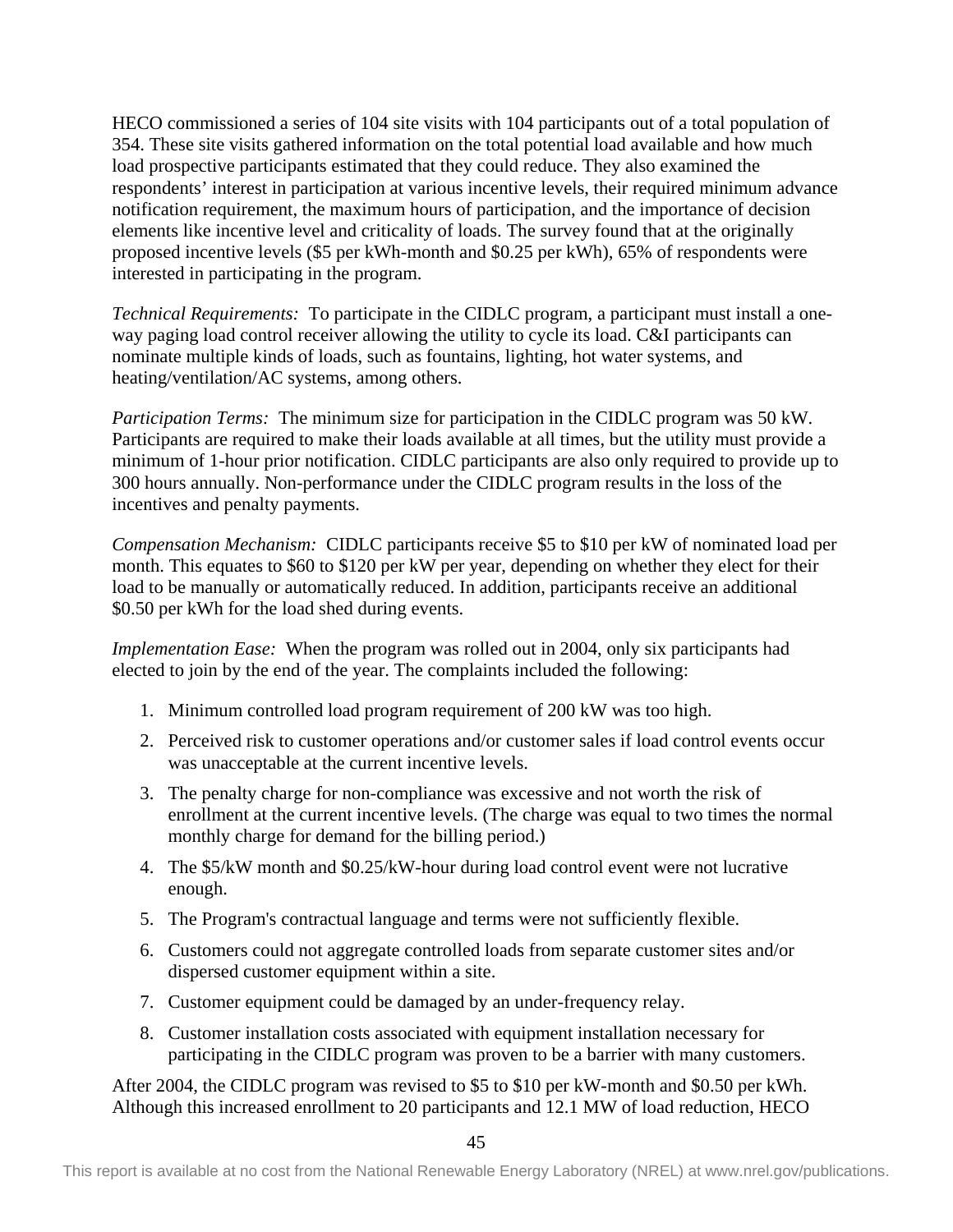HECO commissioned a series of 104 site visits with 104 participants out of a total population of 354. These site visits gathered information on the total potential load available and how much load prospective participants estimated that they could reduce. They also examined the respondents' interest in participation at various incentive levels, their required minimum advance notification requirement, the maximum hours of participation, and the importance of decision elements like incentive level and criticality of loads. The survey found that at the originally proposed incentive levels ($5 per kWh-month and $0.25 per kWh), 65% of respondents were interested in participating in the program.

*Technical Requirements:* To participate in the CIDLC program, a participant must install a one-way paging load control receiver allowing the utility to cycle its load. C&I participants can nominate multiple kinds of loads, such as fountains, lighting, hot water systems, and heating/ventilation/AC systems, among others.

*Participation Terms:* The minimum size for participation in the CIDLC program was 50 kW. Participants are required to make their loads available at all times, but the utility must provide a minimum of 1-hour prior notification. CIDLC participants are also only required to provide up to 300 hours annually. Non-performance under the CIDLC program results in the loss of the incentives and penalty payments.

*Compensation Mechanism:* CIDLC participants receive $5 to $10 per kW of nominated load per month. This equates to $60 to $120 per kW per year, depending on whether they elect for their load to be manually or automatically reduced. In addition, participants receive an additional $0.50 per kWh for the load shed during events.

*Implementation Ease:* When the program was rolled out in 2004, only six participants had elected to join by the end of the year. The complaints included the following:

1. Minimum controlled load program requirement of 200 kW was too high.
2. Perceived risk to customer operations and/or customer sales if load control events occur was unacceptable at the current incentive levels.
3. The penalty charge for non-compliance was excessive and not worth the risk of enrollment at the current incentive levels. (The charge was equal to two times the normal monthly charge for demand for the billing period.)
4. The $5/kW month and $0.25/kW-hour during load control event were not lucrative enough.
5. The Program's contractual language and terms were not sufficiently flexible.
6. Customers could not aggregate controlled loads from separate customer sites and/or dispersed customer equipment within a site.
7. Customer equipment could be damaged by an under-frequency relay.
8. Customer installation costs associated with equipment installation necessary for participating in the CIDLC program was proven to be a barrier with many customers.

After 2004, the CIDLC program was revised to $5 to $10 per kW-month and $0.50 per kWh. Although this increased enrollment to 20 participants and 12.1 MW of load reduction, HECO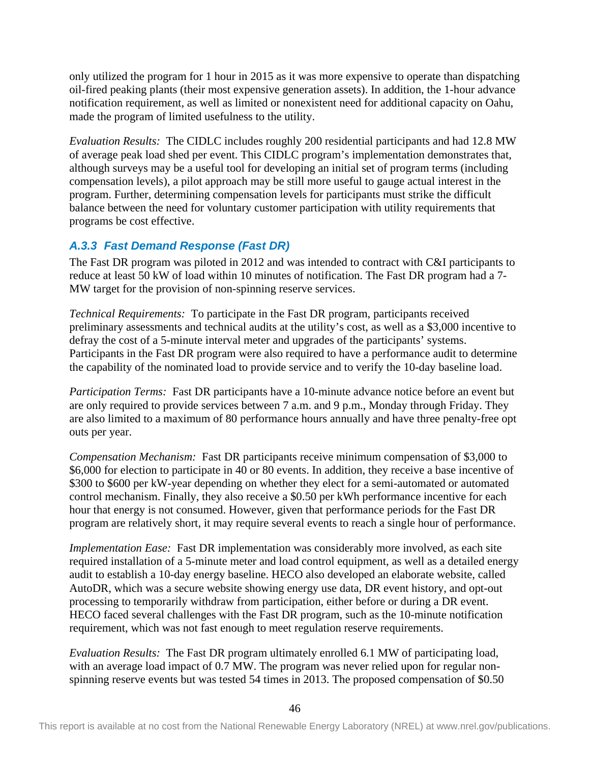only utilized the program for 1 hour in 2015 as it was more expensive to operate than dispatching oil-fired peaking plants (their most expensive generation assets). In addition, the 1-hour advance notification requirement, as well as limited or nonexistent need for additional capacity on Oahu, made the program of limited usefulness to the utility.

*Evaluation Results:* The CIDLC includes roughly 200 residential participants and had 12.8 MW of average peak load shed per event. This CIDLC program's implementation demonstrates that, although surveys may be a useful tool for developing an initial set of program terms (including compensation levels), a pilot approach may be still more useful to gauge actual interest in the program. Further, determining compensation levels for participants must strike the difficult balance between the need for voluntary customer participation with utility requirements that programs be cost effective.

### *A.3.3 Fast Demand Response (Fast DR)*

The Fast DR program was piloted in 2012 and was intended to contract with C&I participants to reduce at least 50 kW of load within 10 minutes of notification. The Fast DR program had a 7-MW target for the provision of non-spinning reserve services.

*Technical Requirements:* To participate in the Fast DR program, participants received preliminary assessments and technical audits at the utility's cost, as well as a $3,000 incentive to defray the cost of a 5-minute interval meter and upgrades of the participants' systems. Participants in the Fast DR program were also required to have a performance audit to determine the capability of the nominated load to provide service and to verify the 10-day baseline load.

*Participation Terms:* Fast DR participants have a 10-minute advance notice before an event but are only required to provide services between 7 a.m. and 9 p.m., Monday through Friday. They are also limited to a maximum of 80 performance hours annually and have three penalty-free opt outs per year.

*Compensation Mechanism:* Fast DR participants receive minimum compensation of $3,000 to $6,000 for election to participate in 40 or 80 events. In addition, they receive a base incentive of $300 to $600 per kW-year depending on whether they elect for a semi-automated or automated control mechanism. Finally, they also receive a $0.50 per kWh performance incentive for each hour that energy is not consumed. However, given that performance periods for the Fast DR program are relatively short, it may require several events to reach a single hour of performance.

*Implementation Ease:* Fast DR implementation was considerably more involved, as each site required installation of a 5-minute meter and load control equipment, as well as a detailed energy audit to establish a 10-day energy baseline. HECO also developed an elaborate website, called AutoDR, which was a secure website showing energy use data, DR event history, and opt-out processing to temporarily withdraw from participation, either before or during a DR event. HECO faced several challenges with the Fast DR program, such as the 10-minute notification requirement, which was not fast enough to meet regulation reserve requirements.

*Evaluation Results:* The Fast DR program ultimately enrolled 6.1 MW of participating load, with an average load impact of 0.7 MW. The program was never relied upon for regular non-spinning reserve events but was tested 54 times in 2013. The proposed compensation of $0.50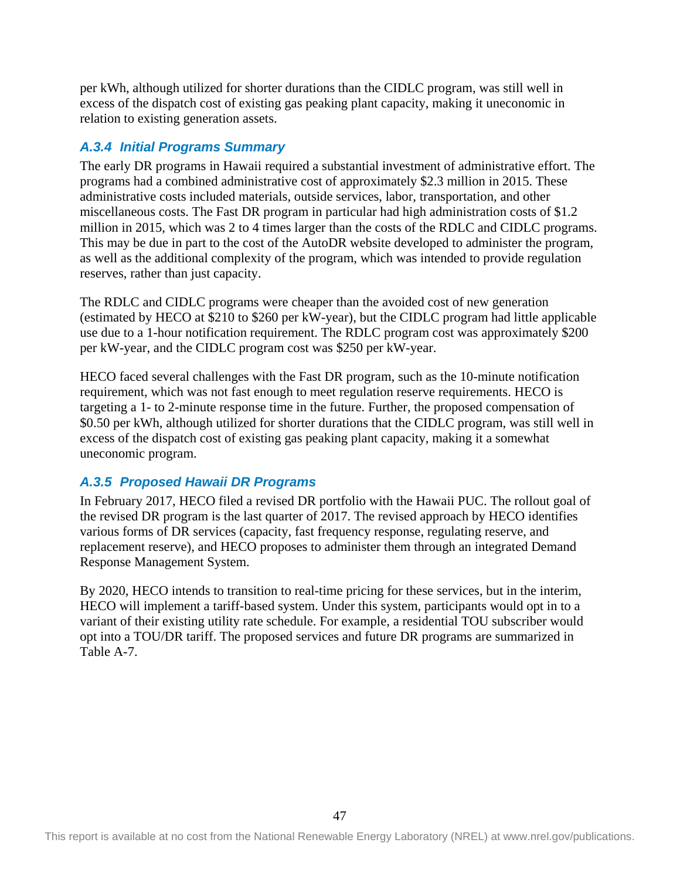per kWh, although utilized for shorter durations than the CIDLC program, was still well in excess of the dispatch cost of existing gas peaking plant capacity, making it uneconomic in relation to existing generation assets.

### *A.3.4 Initial Programs Summary*

The early DR programs in Hawaii required a substantial investment of administrative effort. The programs had a combined administrative cost of approximately $2.3 million in 2015. These administrative costs included materials, outside services, labor, transportation, and other miscellaneous costs. The Fast DR program in particular had high administration costs of $1.2 million in 2015, which was 2 to 4 times larger than the costs of the RDLC and CIDLC programs. This may be due in part to the cost of the AutoDR website developed to administer the program, as well as the additional complexity of the program, which was intended to provide regulation reserves, rather than just capacity.

The RDLC and CIDLC programs were cheaper than the avoided cost of new generation (estimated by HECO at $210 to $260 per kW-year), but the CIDLC program had little applicable use due to a 1-hour notification requirement. The RDLC program cost was approximately $200 per kW-year, and the CIDLC program cost was $250 per kW-year.

HECO faced several challenges with the Fast DR program, such as the 10-minute notification requirement, which was not fast enough to meet regulation reserve requirements. HECO is targeting a 1- to 2-minute response time in the future. Further, the proposed compensation of $0.50 per kWh, although utilized for shorter durations that the CIDLC program, was still well in excess of the dispatch cost of existing gas peaking plant capacity, making it a somewhat uneconomic program.

### *A.3.5 Proposed Hawaii DR Programs*

In February 2017, HECO filed a revised DR portfolio with the Hawaii PUC. The rollout goal of the revised DR program is the last quarter of 2017. The revised approach by HECO identifies various forms of DR services (capacity, fast frequency response, regulating reserve, and replacement reserve), and HECO proposes to administer them through an integrated Demand Response Management System.

By 2020, HECO intends to transition to real-time pricing for these services, but in the interim, HECO will implement a tariff-based system. Under this system, participants would opt in to a variant of their existing utility rate schedule. For example, a residential TOU subscriber would opt into a TOU/DR tariff. The proposed services and future DR programs are summarized in Table A-7.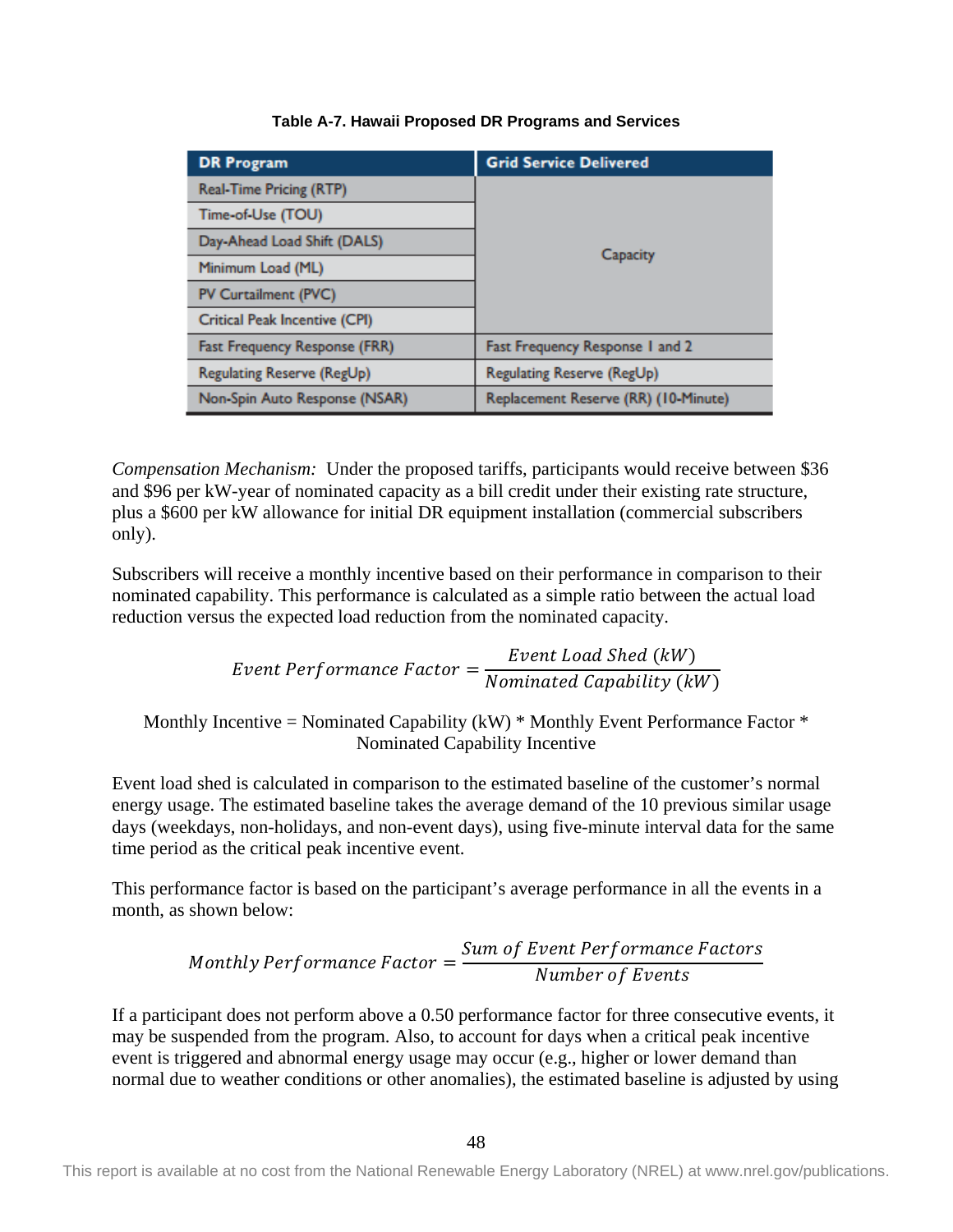**Table A-7. Hawaii Proposed DR Programs and Services**

| DR Program | Grid Service Delivered |
|---|---|
| Real-Time Pricing (RTP) | Capacity |
| Time-of-Use (TOU) | |
| Day-Ahead Load Shift (DALS) | |
| Minimum Load (ML) | |
| PV Curtailment (PVC) | |
| Critical Peak Incentive (CPI) | |
| Fast Frequency Response (FRR) | Fast Frequency Response 1 and 2 |
| Regulating Reserve (RegUp) | Regulating Reserve (RegUp) |
| Non-Spin Auto Response (NSAR) | Replacement Reserve (RR) (10-Minute) |

*Compensation Mechanism:* Under the proposed tariffs, participants would receive between $36 and $96 per kW-year of nominated capacity as a bill credit under their existing rate structure, plus a $600 per kW allowance for initial DR equipment installation (commercial subscribers only).

Subscribers will receive a monthly incentive based on their performance in comparison to their nominated capability. This performance is calculated as a simple ratio between the actual load reduction versus the expected load reduction from the nominated capacity.

$$Event\ Performance\ Factor = \frac{Event\ Load\ Shed\ (kW)}{Nominated\ Capability\ (kW)}$$

Monthly Incentive = Nominated Capability (kW) * Monthly Event Performance Factor * Nominated Capability Incentive

Event load shed is calculated in comparison to the estimated baseline of the customer's normal energy usage. The estimated baseline takes the average demand of the 10 previous similar usage days (weekdays, non-holidays, and non-event days), using five-minute interval data for the same time period as the critical peak incentive event.

This performance factor is based on the participant's average performance in all the events in a month, as shown below:

$$Monthly\ Performance\ Factor = \frac{Sum\ of\ Event\ Performance\ Factors}{Number\ of\ Events}$$

If a participant does not perform above a 0.50 performance factor for three consecutive events, it may be suspended from the program. Also, to account for days when a critical peak incentive event is triggered and abnormal energy usage may occur (e.g., higher or lower demand than normal due to weather conditions or other anomalies), the estimated baseline is adjusted by using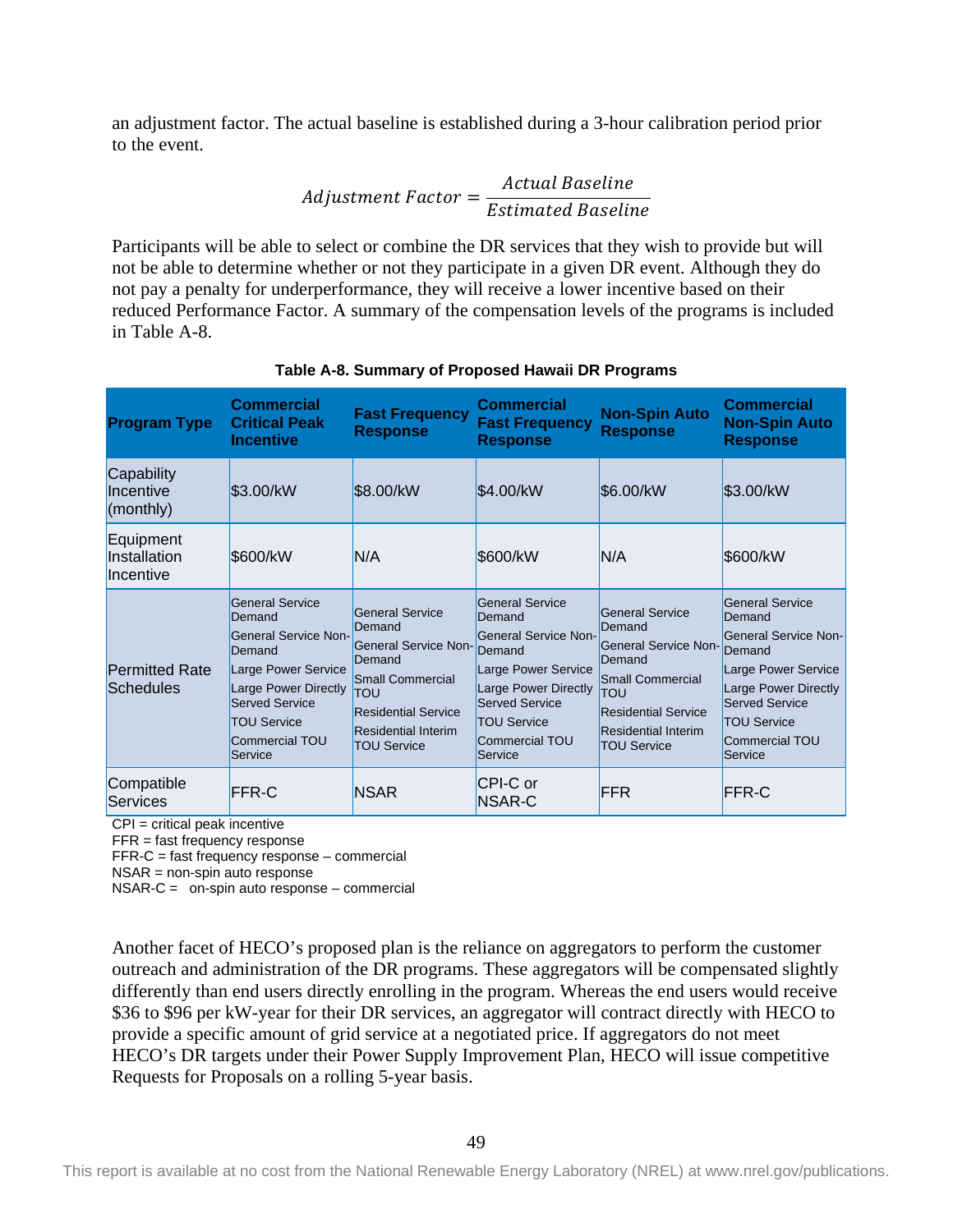an adjustment factor. The actual baseline is established during a 3-hour calibration period prior to the event.

$$Adjustment\ Factor = \frac{Actual\ Baseline}{Estimated\ Baseline}$$

Participants will be able to select or combine the DR services that they wish to provide but will not be able to determine whether or not they participate in a given DR event. Although they do not pay a penalty for underperformance, they will receive a lower incentive based on their reduced Performance Factor. A summary of the compensation levels of the programs is included in Table A-8.

**Table A-8. Summary of Proposed Hawaii DR Programs**

| Program Type | Commercial Critical Peak Incentive | Fast Frequency Response | Commercial Fast Frequency Response | Non-Spin Auto Response | Commercial Non-Spin Auto Response |
|---|---|---|---|---|---|
| Capability Incentive (monthly) | \$3.00/kW | \$8.00/kW | \$4.00/kW | \$6.00/kW | \$3.00/kW |
| Equipment Installation Incentive | \$600/kW | N/A | \$600/kW | N/A | \$600/kW |
| Permitted Rate Schedules | General Service Demand<br>General Service Non-Demand<br>Large Power Service<br>Large Power Directly Served Service<br>TOU Service<br>Commercial TOU Service | General Service Demand<br>General Service Non-Demand<br>Small Commercial TOU<br>Residential Service<br>Residential Interim TOU Service | General Service Demand<br>General Service Non-Demand<br>Large Power Service<br>Large Power Directly Served Service<br>TOU Service<br>Commercial TOU Service | General Service Demand<br>General Service Non-Demand<br>Small Commercial TOU<br>Residential Service<br>Residential Interim TOU Service | General Service Demand<br>General Service Non-Demand<br>Large Power Service<br>Large Power Directly Served Service<br>TOU Service<br>Commercial TOU Service |
| Compatible Services | FFR-C | NSAR | CPI-C or NSAR-C | FFR | FFR-C |

CPI = critical peak incentive
FFR = fast frequency response
FFR-C = fast frequency response – commercial
NSAR = non-spin auto response
NSAR-C = on-spin auto response – commercial

Another facet of HECO's proposed plan is the reliance on aggregators to perform the customer outreach and administration of the DR programs. These aggregators will be compensated slightly differently than end users directly enrolling in the program. Whereas the end users would receive \$36 to \$96 per kW-year for their DR services, an aggregator will contract directly with HECO to provide a specific amount of grid service at a negotiated price. If aggregators do not meet HECO's DR targets under their Power Supply Improvement Plan, HECO will issue competitive Requests for Proposals on a rolling 5-year basis.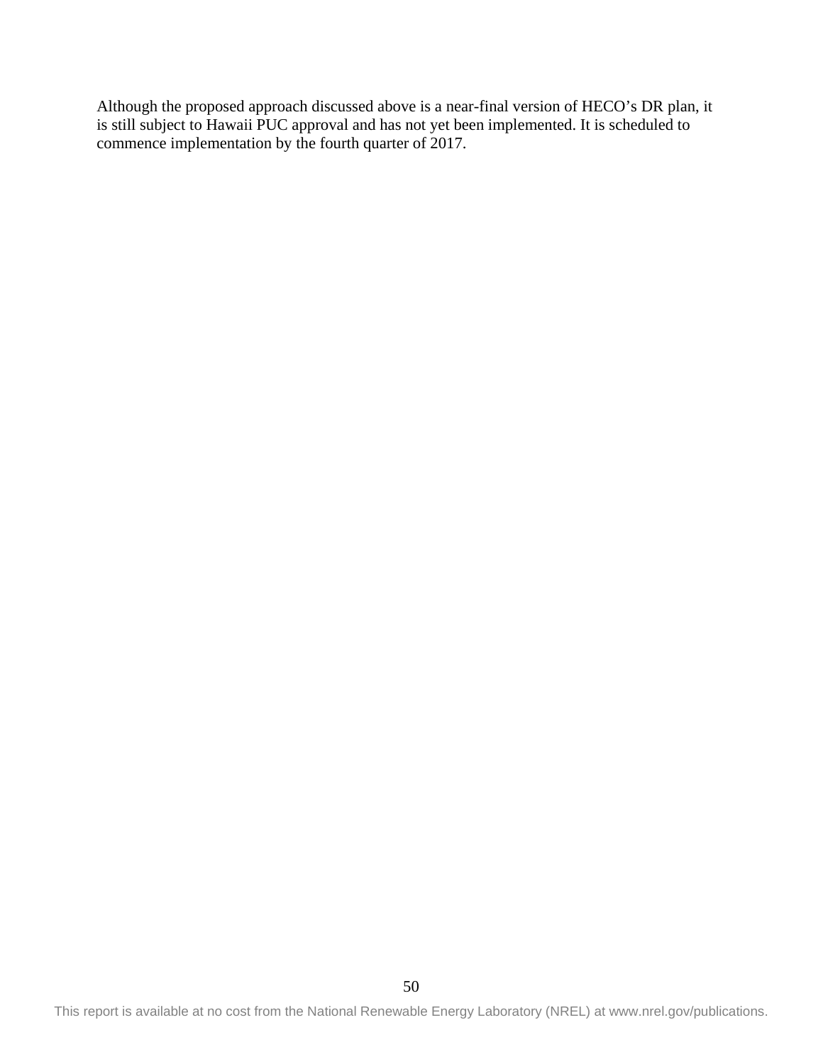Although the proposed approach discussed above is a near-final version of HECO's DR plan, it is still subject to Hawaii PUC approval and has not yet been implemented. It is scheduled to commence implementation by the fourth quarter of 2017.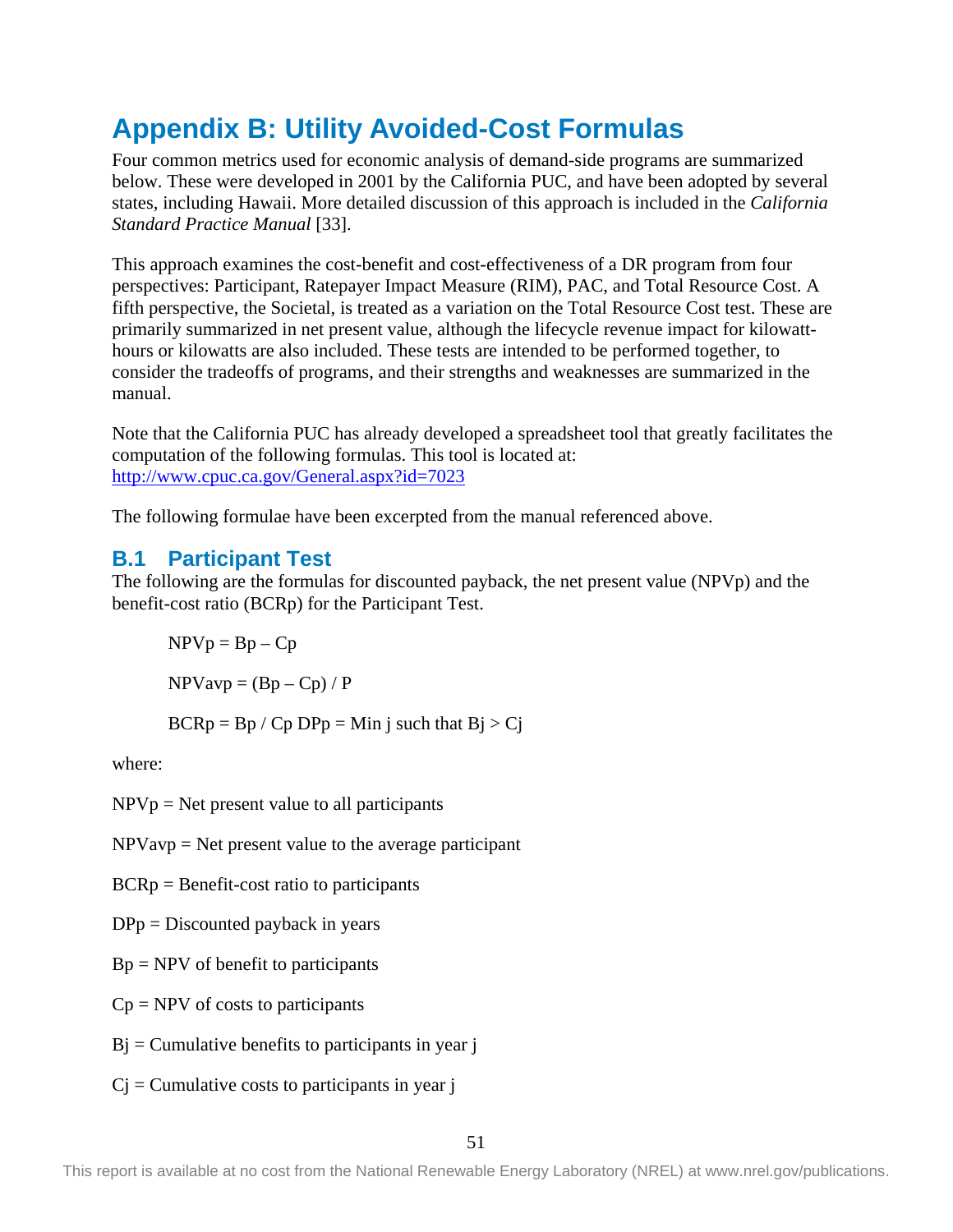# Appendix B: Utility Avoided-Cost Formulas

Four common metrics used for economic analysis of demand-side programs are summarized below. These were developed in 2001 by the California PUC, and have been adopted by several states, including Hawaii. More detailed discussion of this approach is included in the *California Standard Practice Manual* [33].

This approach examines the cost-benefit and cost-effectiveness of a DR program from four perspectives: Participant, Ratepayer Impact Measure (RIM), PAC, and Total Resource Cost. A fifth perspective, the Societal, is treated as a variation on the Total Resource Cost test. These are primarily summarized in net present value, although the lifecycle revenue impact for kilowatt-hours or kilowatts are also included. These tests are intended to be performed together, to consider the tradeoffs of programs, and their strengths and weaknesses are summarized in the manual.

Note that the California PUC has already developed a spreadsheet tool that greatly facilitates the computation of the following formulas. This tool is located at: http://www.cpuc.ca.gov/General.aspx?id=7023

The following formulae have been excerpted from the manual referenced above.

## B.1 Participant Test

The following are the formulas for discounted payback, the net present value (NPVp) and the benefit-cost ratio (BCRp) for the Participant Test.

$$NPV_p = B_p - C_p$$

$$NPV_{avp} = (B_p - C_p) / P$$

$$BCR_p = B_p / C_p \quad DP_p = \text{Min } j \text{ such that } B_j > C_j$$

where:

NPVp = Net present value to all participants

NPVavp = Net present value to the average participant

BCRp = Benefit-cost ratio to participants

DPp = Discounted payback in years

Bp = NPV of benefit to participants

Cp = NPV of costs to participants

Bj = Cumulative benefits to participants in year j

Cj = Cumulative costs to participants in year j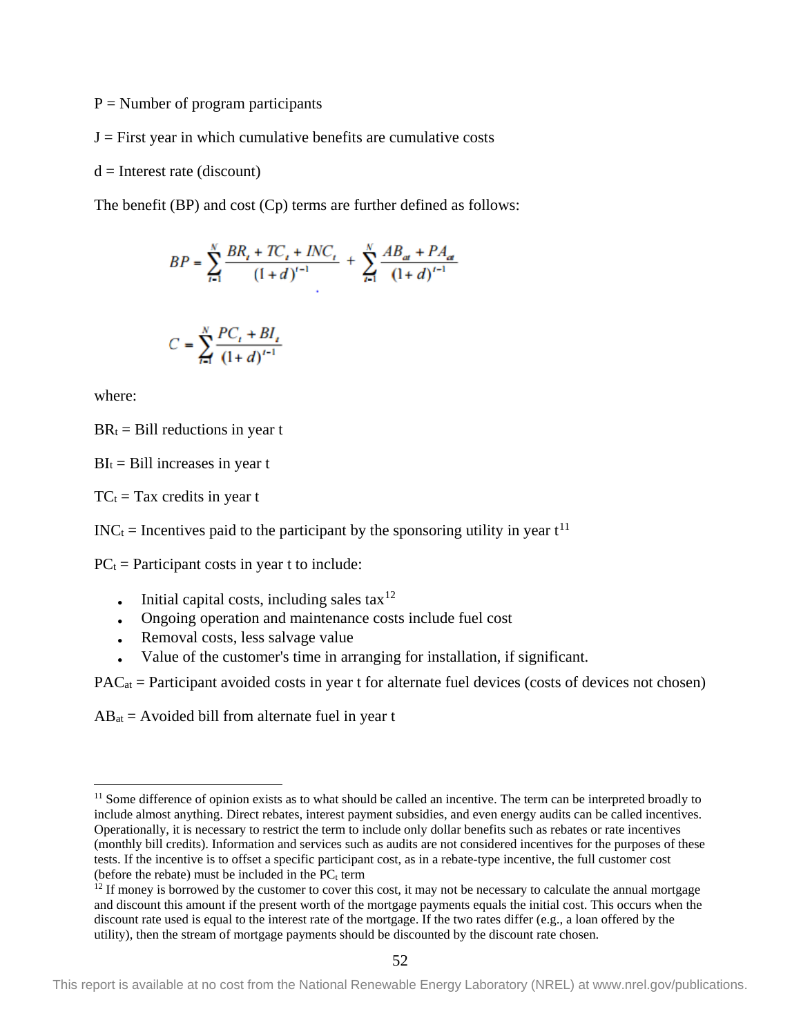P = Number of program participants

J = First year in which cumulative benefits are cumulative costs

d = Interest rate (discount)

The benefit (BP) and cost (Cp) terms are further defined as follows:

$$BP = \sum_{t=1}^{N} \frac{BR_t + TC_t + INC_t}{(1+d)^{t-1}} + \sum_{t=1}^{N} \frac{AB_{at} + PA_{at}}{(1+d)^{t-1}}$$

$$C = \sum_{t=1}^{N} \frac{PC_t + BI_t}{(1+d)^{t-1}}$$

where:

$BR_t$ = Bill reductions in year t

$BI_t$ = Bill increases in year t

$TC_t$ = Tax credits in year t

$INC_t$ = Incentives paid to the participant by the sponsoring utility in year t[11]

$PC_t$ = Participant costs in year t to include:

- Initial capital costs, including sales tax[12]
- Ongoing operation and maintenance costs include fuel cost
- Removal costs, less salvage value
- Value of the customer's time in arranging for installation, if significant.

$PAC_{at}$ = Participant avoided costs in year t for alternate fuel devices (costs of devices not chosen)

$AB_{at}$ = Avoided bill from alternate fuel in year t

---

[11] Some difference of opinion exists as to what should be called an incentive. The term can be interpreted broadly to include almost anything. Direct rebates, interest payment subsidies, and even energy audits can be called incentives. Operationally, it is necessary to restrict the term to include only dollar benefits such as rebates or rate incentives (monthly bill credits). Information and services such as audits are not considered incentives for the purposes of these tests. If the incentive is to offset a specific participant cost, as in a rebate-type incentive, the full customer cost (before the rebate) must be included in the $PC_t$ term

[12] If money is borrowed by the customer to cover this cost, it may not be necessary to calculate the annual mortgage and discount this amount if the present worth of the mortgage payments equals the initial cost. This occurs when the discount rate used is equal to the interest rate of the mortgage. If the two rates differ (e.g., a loan offered by the utility), then the stream of mortgage payments should be discounted by the discount rate chosen.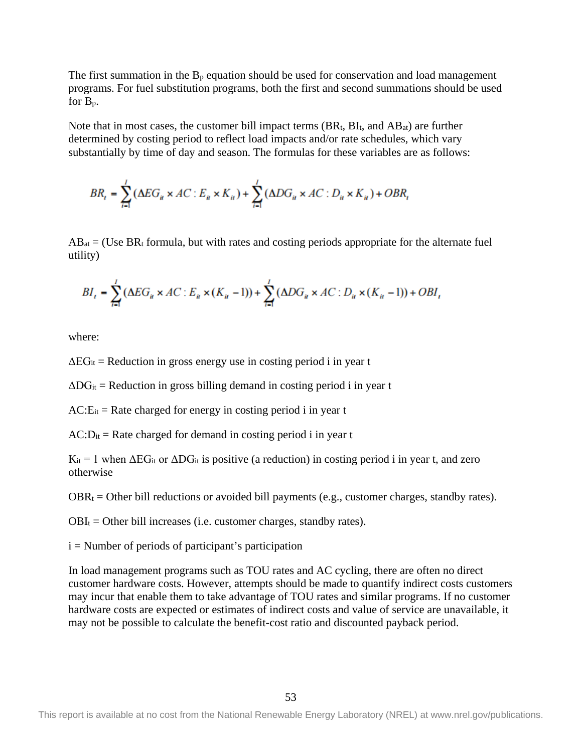The first summation in the $B_p$ equation should be used for conservation and load management programs. For fuel substitution programs, both the first and second summations should be used for $B_p$.

Note that in most cases, the customer bill impact terms ($BR_t$, $BI_t$, and $AB_{at}$) are further determined by costing period to reflect load impacts and/or rate schedules, which vary substantially by time of day and season. The formulas for these variables are as follows:

$$BR_t = \sum_{i=1}^{I} (\Delta EG_{it} \times AC:E_{it} \times K_{it}) + \sum_{i=1}^{I} (\Delta DG_{it} \times AC:D_{it} \times K_{it}) + OBR_t$$

$AB_{at}$ = (Use $BR_t$ formula, but with rates and costing periods appropriate for the alternate fuel utility)

$$BI_t = \sum_{i=1}^{I} (\Delta EG_{it} \times AC:E_{it} \times (K_{it} - 1)) + \sum_{i=1}^{I} (\Delta DG_{it} \times AC:D_{it} \times (K_{it} - 1)) + OBI_t$$

where:

$\Delta EG_{it}$ = Reduction in gross energy use in costing period i in year t

$\Delta DG_{it}$ = Reduction in gross billing demand in costing period i in year t

$AC:E_{it}$ = Rate charged for energy in costing period i in year t

$AC:D_{it}$ = Rate charged for demand in costing period i in year t

$K_{it}$ = 1 when $\Delta EG_{it}$ or $\Delta DG_{it}$ is positive (a reduction) in costing period i in year t, and zero otherwise

$OBR_t$ = Other bill reductions or avoided bill payments (e.g., customer charges, standby rates).

$OBI_t$ = Other bill increases (i.e. customer charges, standby rates).

i = Number of periods of participant's participation

In load management programs such as TOU rates and AC cycling, there are often no direct customer hardware costs. However, attempts should be made to quantify indirect costs customers may incur that enable them to take advantage of TOU rates and similar programs. If no customer hardware costs are expected or estimates of indirect costs and value of service are unavailable, it may not be possible to calculate the benefit-cost ratio and discounted payback period.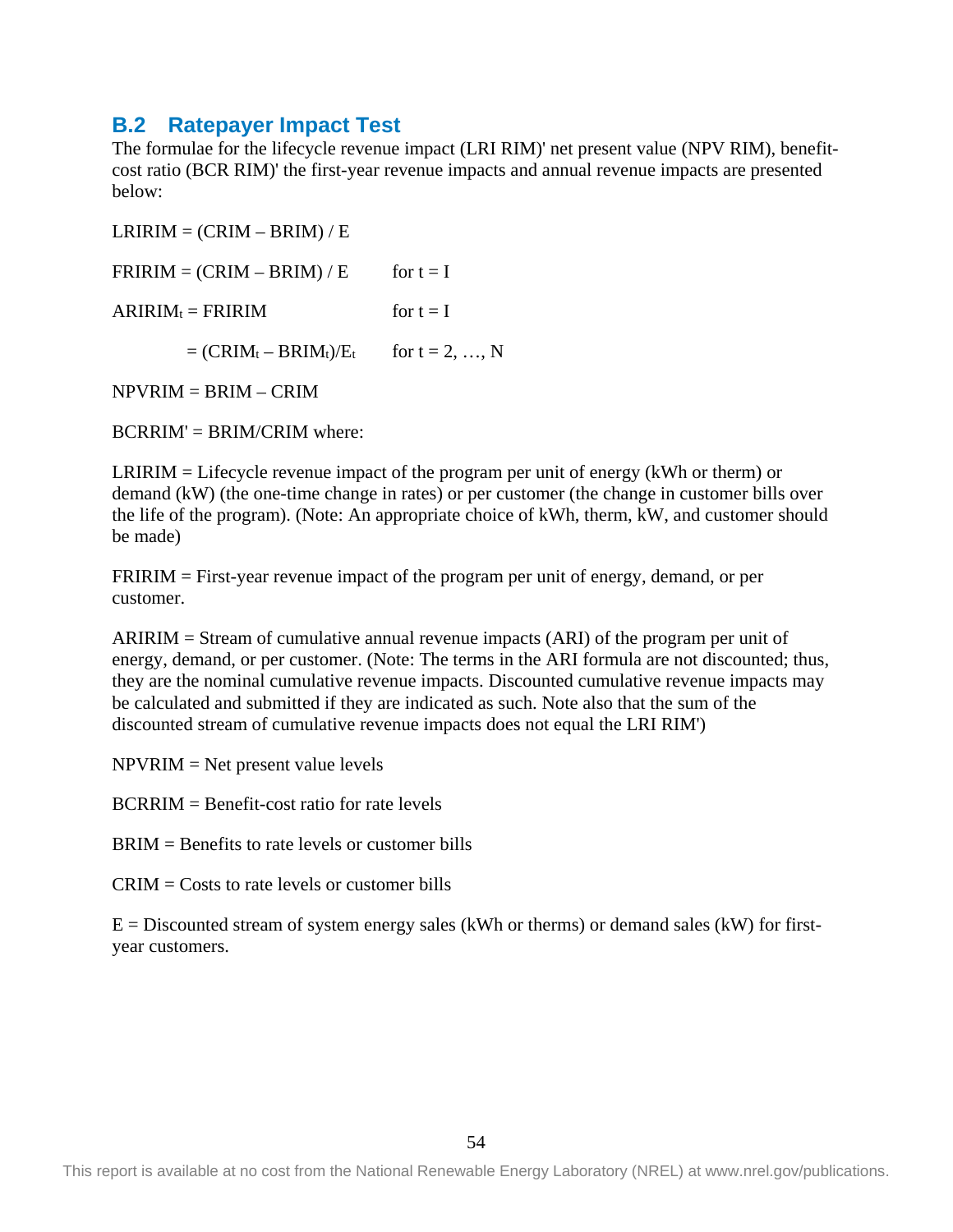## B.2 Ratepayer Impact Test

The formulae for the lifecycle revenue impact (LRI RIM)' net present value (NPV RIM), benefit-cost ratio (BCR RIM)' the first-year revenue impacts and annual revenue impacts are presented below:

$LRIRIM = (CRIM – BRIM) / E$

$FRIRIM = (CRIM – BRIM) / E$ for $t = I$

$ARIRIM_t = FRIRIM$ for $t = I$

$= (CRIM_t – BRIM_t)/E_t$ for $t = 2, \ldots, N$

$NPVRIM = BRIM – CRIM$

$BCRRIM' = BRIM/CRIM$ where:

LRIRIM = Lifecycle revenue impact of the program per unit of energy (kWh or therm) or demand (kW) (the one-time change in rates) or per customer (the change in customer bills over the life of the program). (Note: An appropriate choice of kWh, therm, kW, and customer should be made)

FRIRIM = First-year revenue impact of the program per unit of energy, demand, or per customer.

ARIRIM = Stream of cumulative annual revenue impacts (ARI) of the program per unit of energy, demand, or per customer. (Note: The terms in the ARI formula are not discounted; thus, they are the nominal cumulative revenue impacts. Discounted cumulative revenue impacts may be calculated and submitted if they are indicated as such. Note also that the sum of the discounted stream of cumulative revenue impacts does not equal the LRI RIM')

NPVRIM = Net present value levels

BCRRIM = Benefit-cost ratio for rate levels

BRIM = Benefits to rate levels or customer bills

CRIM = Costs to rate levels or customer bills

E = Discounted stream of system energy sales (kWh or therms) or demand sales (kW) for first-year customers.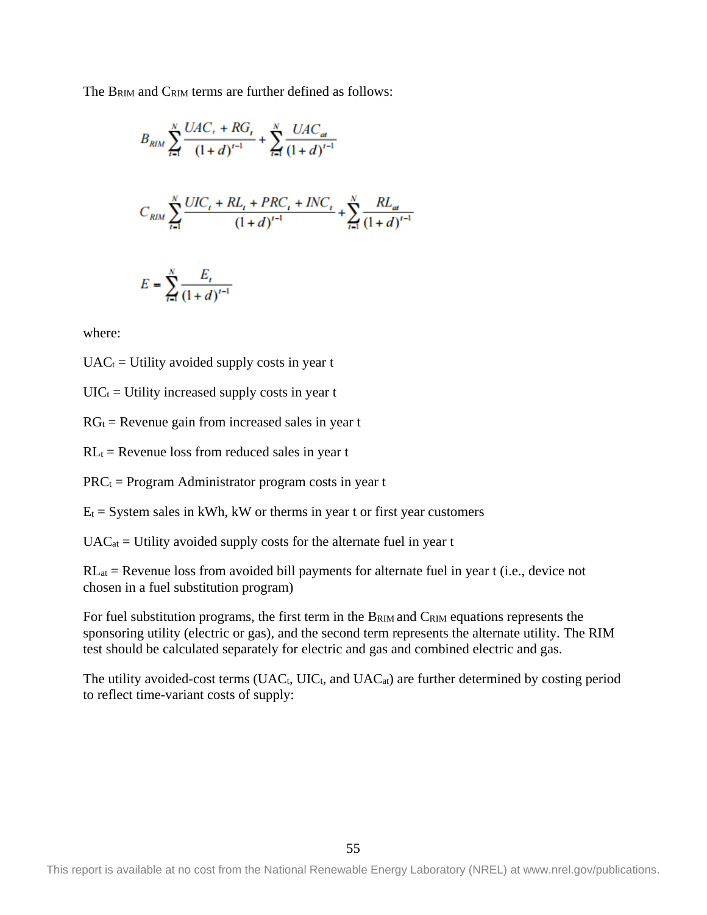The $B_{RIM}$ and $C_{RIM}$ terms are further defined as follows:

$$B_{RIM} \sum_{t=1}^{N} \frac{UAC_t + RG_t}{(1+d)^{t-1}} + \sum_{t=1}^{N} \frac{UAC_{at}}{(1+d)^{t-1}}$$

$$C_{RIM} \sum_{t=1}^{N} \frac{UIC_t + RL_t + PRC_t + INC_t}{(1+d)^{t-1}} + \sum_{t=1}^{N} \frac{RL_{at}}{(1+d)^{t-1}}$$

$$E = \sum_{t=1}^{N} \frac{E_t}{(1+d)^{t-1}}$$

where:

$UAC_t$ = Utility avoided supply costs in year t

$UIC_t$ = Utility increased supply costs in year t

$RG_t$ = Revenue gain from increased sales in year t

$RL_t$ = Revenue loss from reduced sales in year t

$PRC_t$ = Program Administrator program costs in year t

$E_t$ = System sales in kWh, kW or therms in year t or first year customers

$UAC_{at}$ = Utility avoided supply costs for the alternate fuel in year t

$RL_{at}$ = Revenue loss from avoided bill payments for alternate fuel in year t (i.e., device not chosen in a fuel substitution program)

For fuel substitution programs, the first term in the $B_{RIM}$ and $C_{RIM}$ equations represents the sponsoring utility (electric or gas), and the second term represents the alternate utility. The RIM test should be calculated separately for electric and gas and combined electric and gas.

The utility avoided-cost terms ($UAC_t$, $UIC_t$, and $UAC_{at}$) are further determined by costing period to reflect time-variant costs of supply: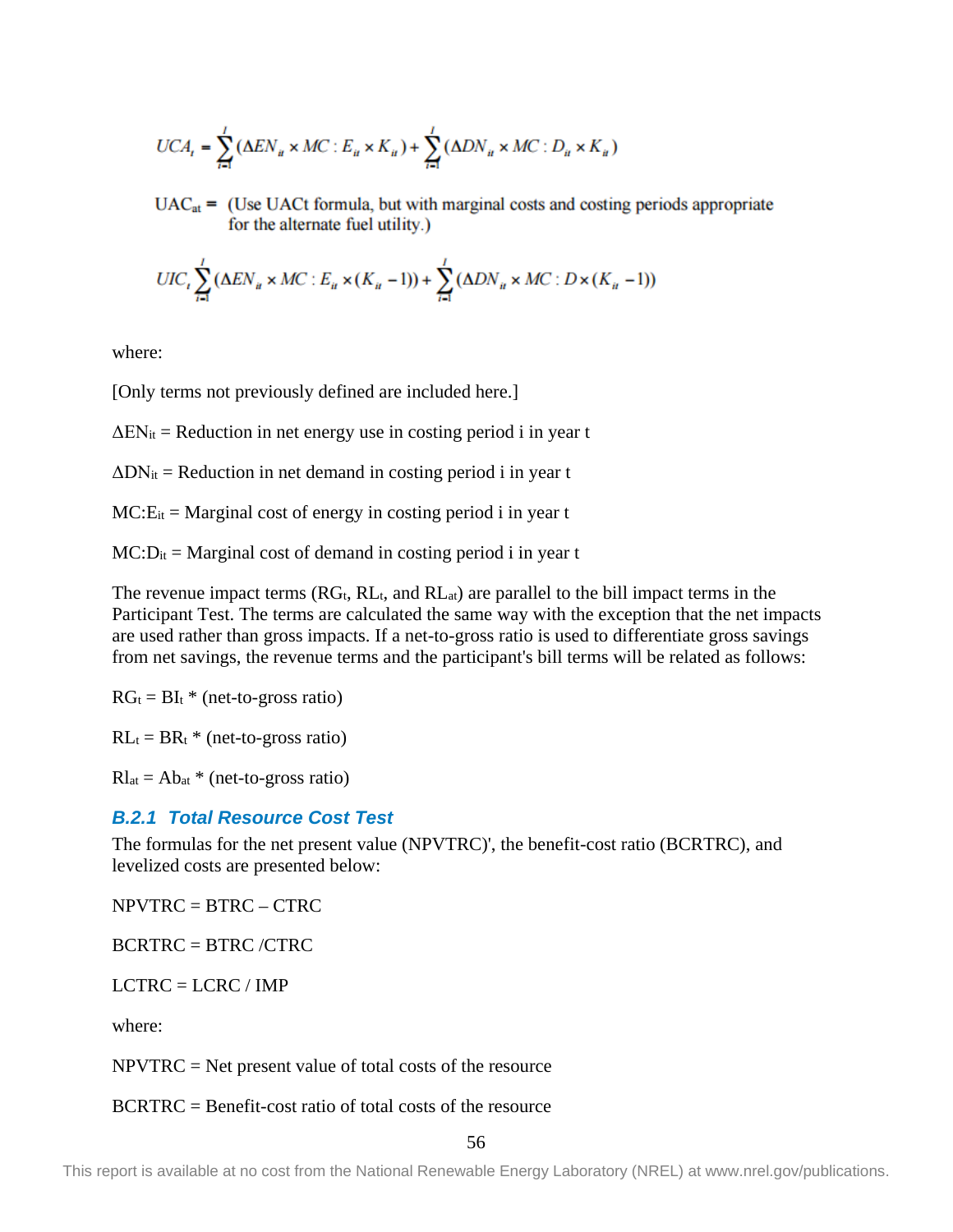$$UCA_t = \sum_{i=1}^{I} (\Delta EN_{it} \times MC:E_{it} \times K_{it}) + \sum_{i=1}^{I} (\Delta DN_{it} \times MC:D_{it} \times K_{it})$$

$UAC_{at}$ = (Use UACt formula, but with marginal costs and costing periods appropriate for the alternate fuel utility.)

$$UIC_t \sum_{i=1}^{I} (\Delta EN_{it} \times MC:E_{it} \times (K_{it} - 1)) + \sum_{i=1}^{I} (\Delta DN_{it} \times MC:D \times (K_{it} - 1))$$

where:

[Only terms not previously defined are included here.]

$\Delta EN_{it}$ = Reduction in net energy use in costing period i in year t

$\Delta DN_{it}$ = Reduction in net demand in costing period i in year t

$MC:E_{it}$ = Marginal cost of energy in costing period i in year t

$MC:D_{it}$ = Marginal cost of demand in costing period i in year t

The revenue impact terms ($RG_t$, $RL_t$, and $RL_{at}$) are parallel to the bill impact terms in the Participant Test. The terms are calculated the same way with the exception that the net impacts are used rather than gross impacts. If a net-to-gross ratio is used to differentiate gross savings from net savings, the revenue terms and the participant's bill terms will be related as follows:

$RG_t = BI_t$ * (net-to-gross ratio)

$RL_t = BR_t$ * (net-to-gross ratio)

$Rl_{at} = Ab_{at}$ * (net-to-gross ratio)

### B.2.1 Total Resource Cost Test

The formulas for the net present value (NPVTRC)', the benefit-cost ratio (BCRTRC), and levelized costs are presented below:

NPVTRC = BTRC – CTRC

BCRTRC = BTRC /CTRC

LCTRC = LCRC / IMP

where:

NPVTRC = Net present value of total costs of the resource

BCRTRC = Benefit-cost ratio of total costs of the resource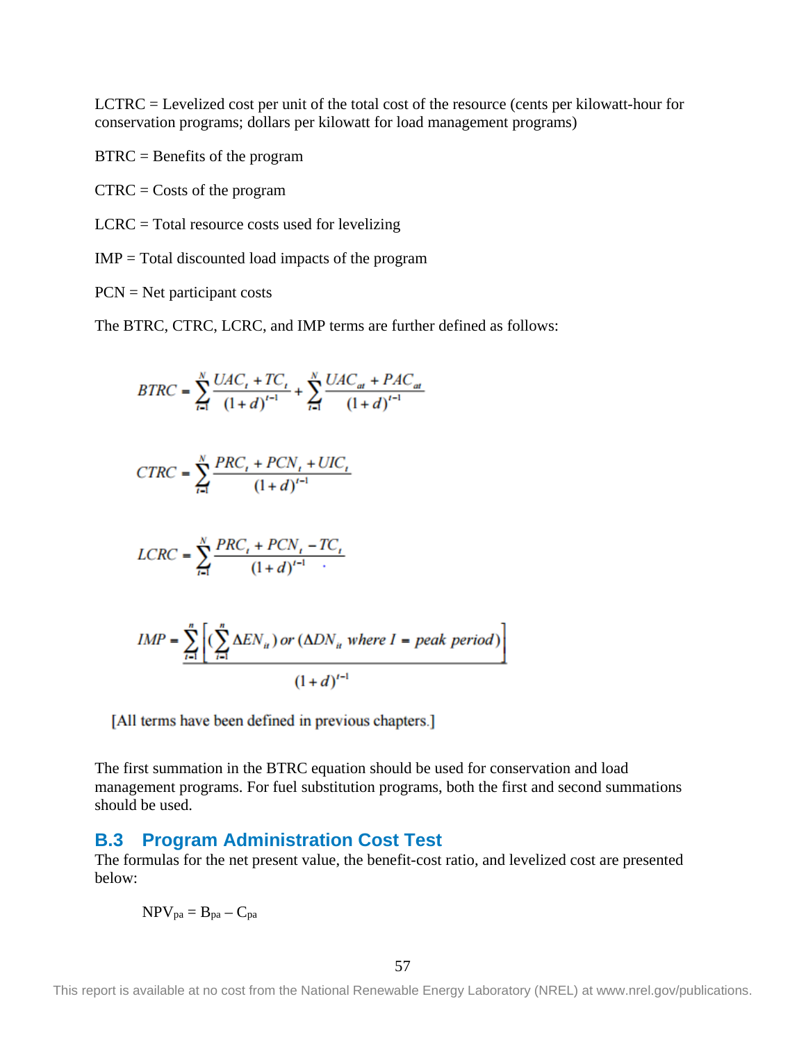LCTRC = Levelized cost per unit of the total cost of the resource (cents per kilowatt-hour for conservation programs; dollars per kilowatt for load management programs)

BTRC = Benefits of the program

CTRC = Costs of the program

LCRC = Total resource costs used for levelizing

IMP = Total discounted load impacts of the program

PCN = Net participant costs

The BTRC, CTRC, LCRC, and IMP terms are further defined as follows:

$$BTRC = \sum_{t=1}^{N} \frac{UAC_t + TC_t}{(1+d)^{t-1}} + \sum_{t=1}^{N} \frac{UAC_{at} + PAC_{at}}{(1+d)^{t-1}}$$

$$CTRC = \sum_{t=1}^{N} \frac{PRC_t + PCN_t + UIC_t}{(1+d)^{t-1}}$$

$$LCRC = \sum_{t=1}^{N} \frac{PRC_t + PCN_t - TC_t}{(1+d)^{t-1}}$$

$$IMP = \sum_{t=1}^{n} \frac{\left[ \left( \sum_{i=1}^{n} \Delta EN_{it} \right) or \left( \Delta DN_{it} \text{ where } I = \text{peak period} \right) \right]}{(1+d)^{t-1}}$$

[All terms have been defined in previous chapters.]

The first summation in the BTRC equation should be used for conservation and load management programs. For fuel substitution programs, both the first and second summations should be used.

## B.3 Program Administration Cost Test

The formulas for the net present value, the benefit-cost ratio, and levelized cost are presented below:

$$NPV_{pa} = B_{pa} - C_{pa}$$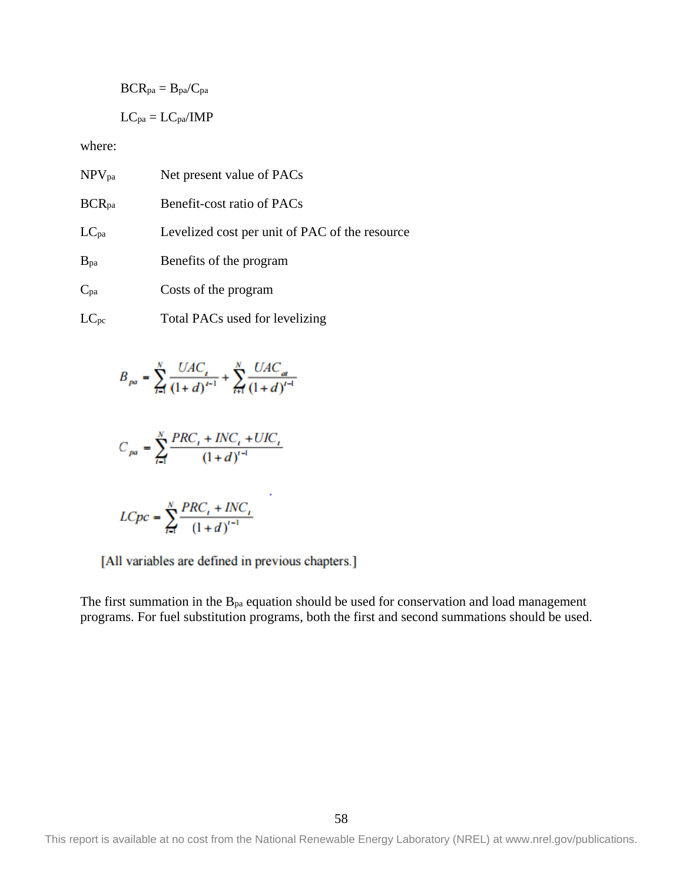$BCR_{pa} = B_{pa}/C_{pa}$

$LC_{pa} = LC_{pa}/IMP$

where:

| | |
|---|---|
| $NPV_{pa}$ | Net present value of PACs |
| $BCR_{pa}$ | Benefit-cost ratio of PACs |
| $LC_{pa}$ | Levelized cost per unit of PAC of the resource |
| $B_{pa}$ | Benefits of the program |
| $C_{pa}$ | Costs of the program |
| $LC_{pc}$ | Total PACs used for levelizing |

$$B_{pa} = \sum_{t=1}^{N} \frac{UAC_t}{(1+d)^{t-1}} + \sum_{t=1}^{N} \frac{UAC_{at}}{(1+d)^{t-1}}$$

$$C_{pa} = \sum_{t=1}^{N} \frac{PRC_t + INC_t + UIC_t}{(1+d)^{t-1}}$$

$$LCpc = \sum_{t=1}^{N} \frac{PRC_t + INC_t}{(1+d)^{t-1}}$$

[All variables are defined in previous chapters.]

The first summation in the $B_{pa}$ equation should be used for conservation and load management programs. For fuel substitution programs, both the first and second summations should be used.